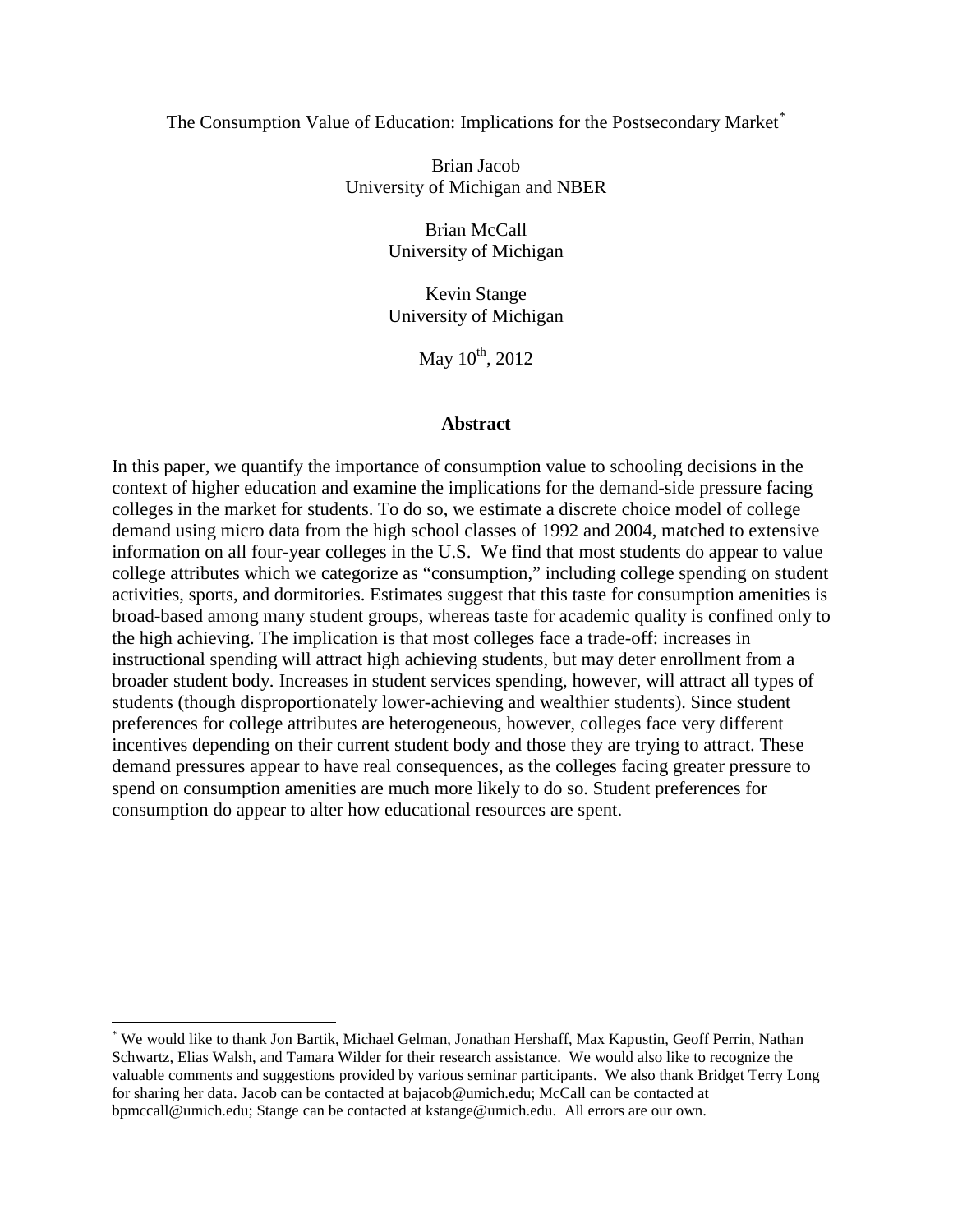# The Consumption Value of Education: Implications for the Postsecondary Market[*]

Brian Jacob
University of Michigan and NBER

Brian McCall
University of Michigan

Kevin Stange
University of Michigan

May 10th, 2012

## Abstract

In this paper, we quantify the importance of consumption value to schooling decisions in the context of higher education and examine the implications for the demand-side pressure facing colleges in the market for students. To do so, we estimate a discrete choice model of college demand using micro data from the high school classes of 1992 and 2004, matched to extensive information on all four-year colleges in the U.S. We find that most students do appear to value college attributes which we categorize as "consumption," including college spending on student activities, sports, and dormitories. Estimates suggest that this taste for consumption amenities is broad-based among many student groups, whereas taste for academic quality is confined only to the high achieving. The implication is that most colleges face a trade-off: increases in instructional spending will attract high achieving students, but may deter enrollment from a broader student body. Increases in student services spending, however, will attract all types of students (though disproportionately lower-achieving and wealthier students). Since student preferences for college attributes are heterogeneous, however, colleges face very different incentives depending on their current student body and those they are trying to attract. These demand pressures appear to have real consequences, as the colleges facing greater pressure to spend on consumption amenities are much more likely to do so. Student preferences for consumption do appear to alter how educational resources are spent.

---

[*] We would like to thank Jon Bartik, Michael Gelman, Jonathan Hershaff, Max Kapustin, Geoff Perrin, Nathan Schwartz, Elias Walsh, and Tamara Wilder for their research assistance. We would also like to recognize the valuable comments and suggestions provided by various seminar participants. We also thank Bridget Terry Long for sharing her data. Jacob can be contacted at bajacob@umich.edu; McCall can be contacted at bpmccall@umich.edu; Stange can be contacted at kstange@umich.edu. All errors are our own.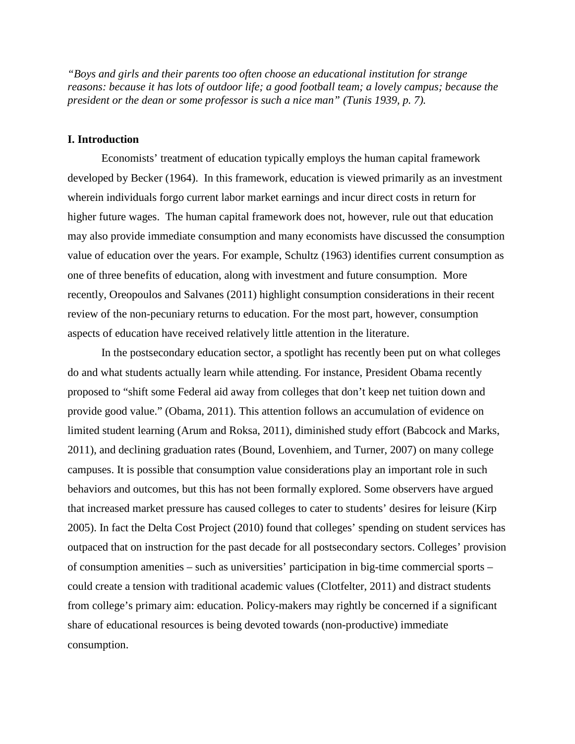*"Boys and girls and their parents too often choose an educational institution for strange reasons: because it has lots of outdoor life; a good football team; a lovely campus; because the president or the dean or some professor is such a nice man" (Tunis 1939, p. 7).*

## I. Introduction

Economists' treatment of education typically employs the human capital framework developed by Becker (1964). In this framework, education is viewed primarily as an investment wherein individuals forgo current labor market earnings and incur direct costs in return for higher future wages. The human capital framework does not, however, rule out that education may also provide immediate consumption and many economists have discussed the consumption value of education over the years. For example, Schultz (1963) identifies current consumption as one of three benefits of education, along with investment and future consumption. More recently, Oreopoulos and Salvanes (2011) highlight consumption considerations in their recent review of the non-pecuniary returns to education. For the most part, however, consumption aspects of education have received relatively little attention in the literature.

In the postsecondary education sector, a spotlight has recently been put on what colleges do and what students actually learn while attending. For instance, President Obama recently proposed to "shift some Federal aid away from colleges that don't keep net tuition down and provide good value." (Obama, 2011). This attention follows an accumulation of evidence on limited student learning (Arum and Roksa, 2011), diminished study effort (Babcock and Marks, 2011), and declining graduation rates (Bound, Lovenhiem, and Turner, 2007) on many college campuses. It is possible that consumption value considerations play an important role in such behaviors and outcomes, but this has not been formally explored. Some observers have argued that increased market pressure has caused colleges to cater to students' desires for leisure (Kirp 2005). In fact the Delta Cost Project (2010) found that colleges' spending on student services has outpaced that on instruction for the past decade for all postsecondary sectors. Colleges' provision of consumption amenities – such as universities' participation in big-time commercial sports – could create a tension with traditional academic values (Clotfelter, 2011) and distract students from college's primary aim: education. Policy-makers may rightly be concerned if a significant share of educational resources is being devoted towards (non-productive) immediate consumption.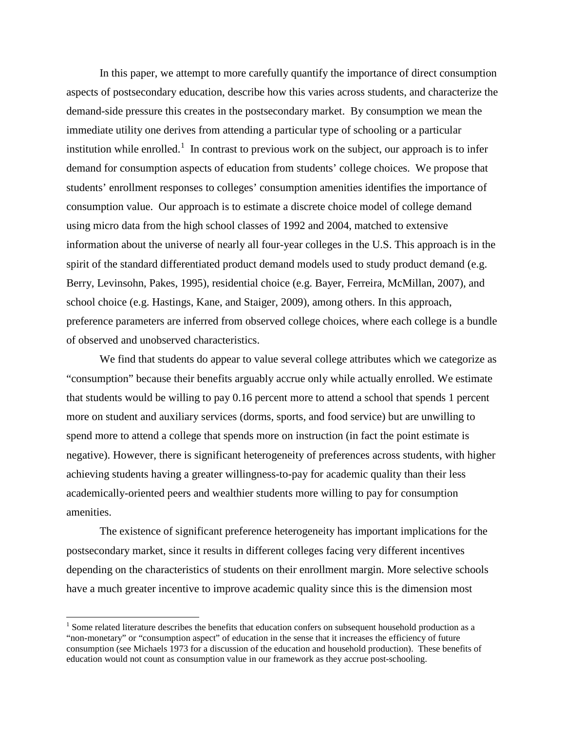In this paper, we attempt to more carefully quantify the importance of direct consumption aspects of postsecondary education, describe how this varies across students, and characterize the demand-side pressure this creates in the postsecondary market. By consumption we mean the immediate utility one derives from attending a particular type of schooling or a particular institution while enrolled.[1] In contrast to previous work on the subject, our approach is to infer demand for consumption aspects of education from students' college choices. We propose that students' enrollment responses to colleges' consumption amenities identifies the importance of consumption value. Our approach is to estimate a discrete choice model of college demand using micro data from the high school classes of 1992 and 2004, matched to extensive information about the universe of nearly all four-year colleges in the U.S. This approach is in the spirit of the standard differentiated product demand models used to study product demand (e.g. Berry, Levinsohn, Pakes, 1995), residential choice (e.g. Bayer, Ferreira, McMillan, 2007), and school choice (e.g. Hastings, Kane, and Staiger, 2009), among others. In this approach, preference parameters are inferred from observed college choices, where each college is a bundle of observed and unobserved characteristics.

We find that students do appear to value several college attributes which we categorize as "consumption" because their benefits arguably accrue only while actually enrolled. We estimate that students would be willing to pay 0.16 percent more to attend a school that spends 1 percent more on student and auxiliary services (dorms, sports, and food service) but are unwilling to spend more to attend a college that spends more on instruction (in fact the point estimate is negative). However, there is significant heterogeneity of preferences across students, with higher achieving students having a greater willingness-to-pay for academic quality than their less academically-oriented peers and wealthier students more willing to pay for consumption amenities.

The existence of significant preference heterogeneity has important implications for the postsecondary market, since it results in different colleges facing very different incentives depending on the characteristics of students on their enrollment margin. More selective schools have a much greater incentive to improve academic quality since this is the dimension most

[1] Some related literature describes the benefits that education confers on subsequent household production as a "non-monetary" or "consumption aspect" of education in the sense that it increases the efficiency of future consumption (see Michaels 1973 for a discussion of the education and household production). These benefits of education would not count as consumption value in our framework as they accrue post-schooling.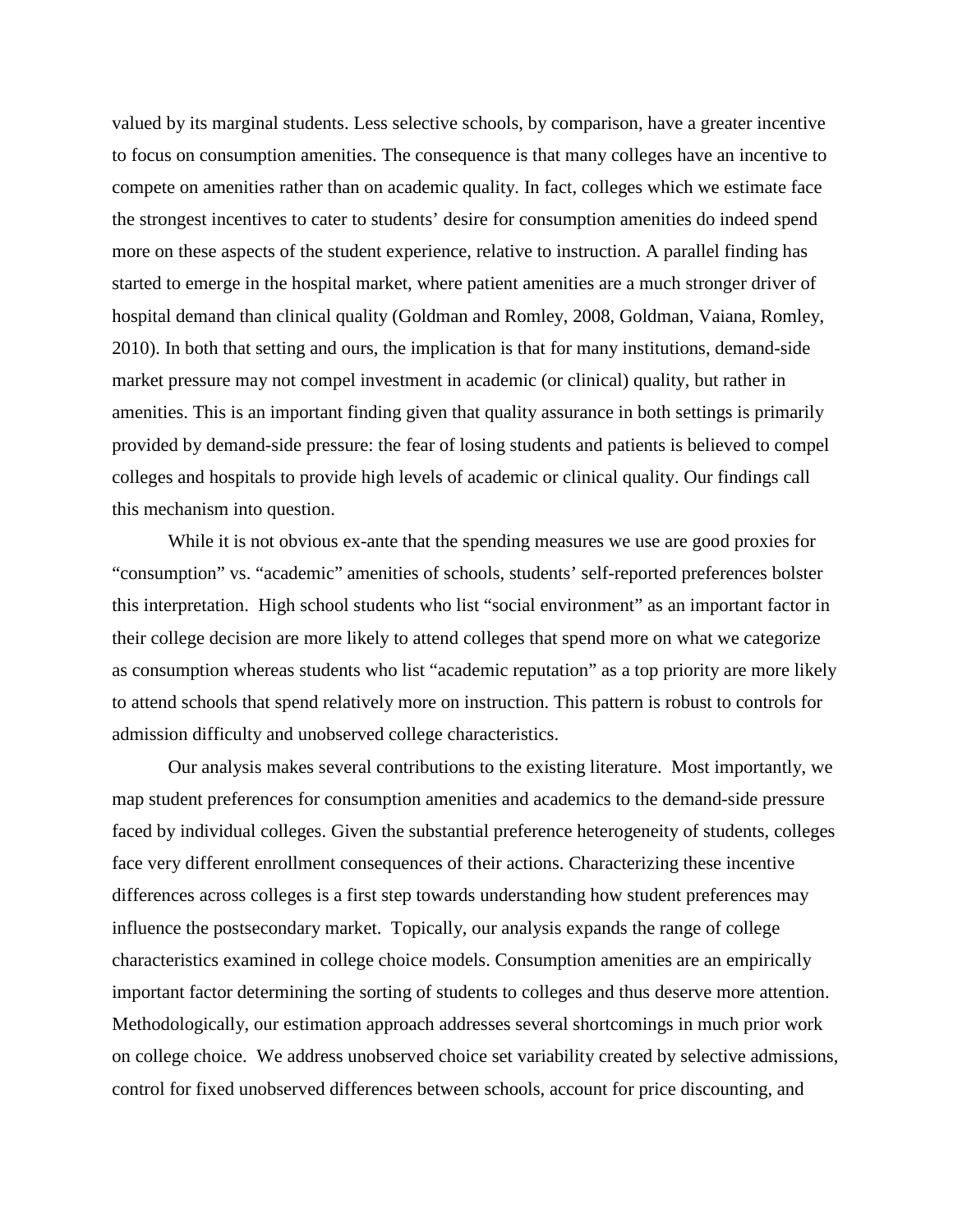valued by its marginal students. Less selective schools, by comparison, have a greater incentive to focus on consumption amenities. The consequence is that many colleges have an incentive to compete on amenities rather than on academic quality. In fact, colleges which we estimate face the strongest incentives to cater to students' desire for consumption amenities do indeed spend more on these aspects of the student experience, relative to instruction. A parallel finding has started to emerge in the hospital market, where patient amenities are a much stronger driver of hospital demand than clinical quality (Goldman and Romley, 2008, Goldman, Vaiana, Romley, 2010). In both that setting and ours, the implication is that for many institutions, demand-side market pressure may not compel investment in academic (or clinical) quality, but rather in amenities. This is an important finding given that quality assurance in both settings is primarily provided by demand-side pressure: the fear of losing students and patients is believed to compel colleges and hospitals to provide high levels of academic or clinical quality. Our findings call this mechanism into question.

While it is not obvious ex-ante that the spending measures we use are good proxies for "consumption" vs. "academic" amenities of schools, students' self-reported preferences bolster this interpretation. High school students who list "social environment" as an important factor in their college decision are more likely to attend colleges that spend more on what we categorize as consumption whereas students who list "academic reputation" as a top priority are more likely to attend schools that spend relatively more on instruction. This pattern is robust to controls for admission difficulty and unobserved college characteristics.

Our analysis makes several contributions to the existing literature. Most importantly, we map student preferences for consumption amenities and academics to the demand-side pressure faced by individual colleges. Given the substantial preference heterogeneity of students, colleges face very different enrollment consequences of their actions. Characterizing these incentive differences across colleges is a first step towards understanding how student preferences may influence the postsecondary market. Topically, our analysis expands the range of college characteristics examined in college choice models. Consumption amenities are an empirically important factor determining the sorting of students to colleges and thus deserve more attention. Methodologically, our estimation approach addresses several shortcomings in much prior work on college choice. We address unobserved choice set variability created by selective admissions, control for fixed unobserved differences between schools, account for price discounting, and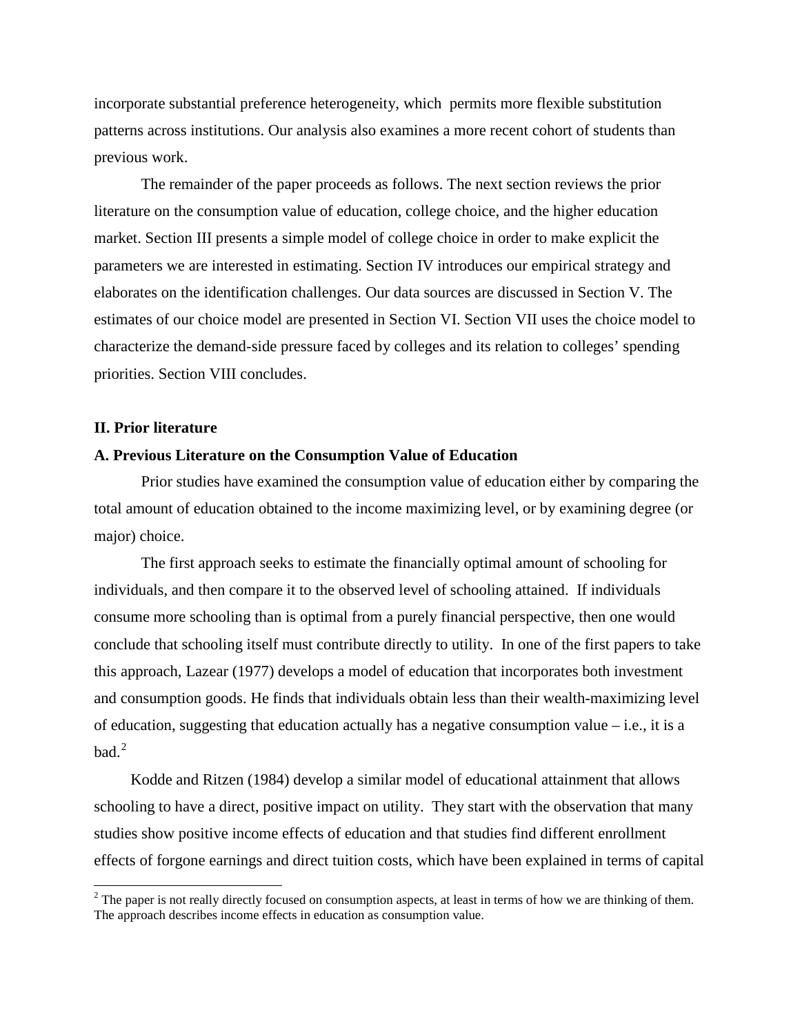incorporate substantial preference heterogeneity, which permits more flexible substitution patterns across institutions. Our analysis also examines a more recent cohort of students than previous work.

The remainder of the paper proceeds as follows. The next section reviews the prior literature on the consumption value of education, college choice, and the higher education market. Section III presents a simple model of college choice in order to make explicit the parameters we are interested in estimating. Section IV introduces our empirical strategy and elaborates on the identification challenges. Our data sources are discussed in Section V. The estimates of our choice model are presented in Section VI. Section VII uses the choice model to characterize the demand-side pressure faced by colleges and its relation to colleges' spending priorities. Section VIII concludes.

## II. Prior literature

### A. Previous Literature on the Consumption Value of Education

Prior studies have examined the consumption value of education either by comparing the total amount of education obtained to the income maximizing level, or by examining degree (or major) choice.

The first approach seeks to estimate the financially optimal amount of schooling for individuals, and then compare it to the observed level of schooling attained. If individuals consume more schooling than is optimal from a purely financial perspective, then one would conclude that schooling itself must contribute directly to utility. In one of the first papers to take this approach, Lazear (1977) develops a model of education that incorporates both investment and consumption goods. He finds that individuals obtain less than their wealth-maximizing level of education, suggesting that education actually has a negative consumption value – i.e., it is a bad.[2]

Kodde and Ritzen (1984) develop a similar model of educational attainment that allows schooling to have a direct, positive impact on utility. They start with the observation that many studies show positive income effects of education and that studies find different enrollment effects of forgone earnings and direct tuition costs, which have been explained in terms of capital

[2] The paper is not really directly focused on consumption aspects, at least in terms of how we are thinking of them. The approach describes income effects in education as consumption value.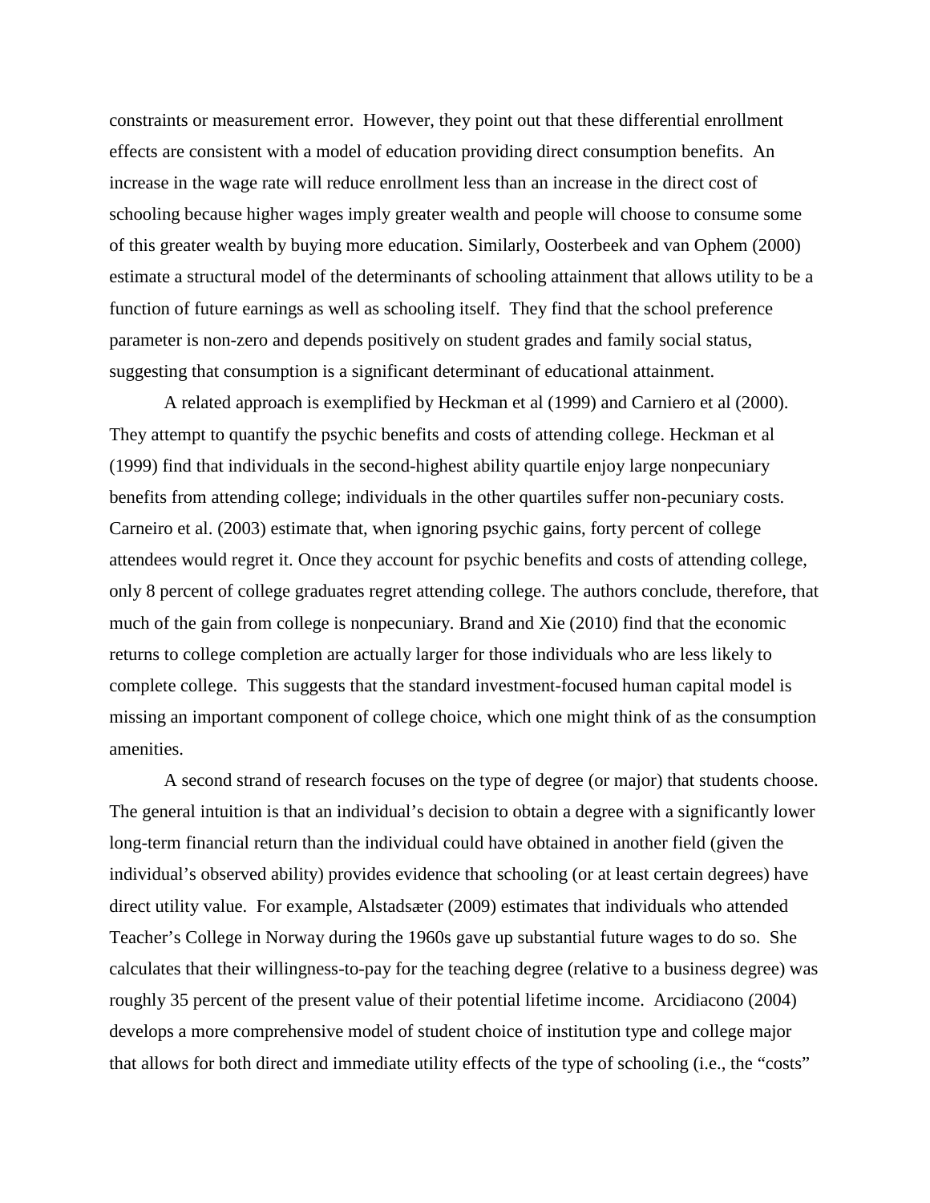constraints or measurement error. However, they point out that these differential enrollment effects are consistent with a model of education providing direct consumption benefits. An increase in the wage rate will reduce enrollment less than an increase in the direct cost of schooling because higher wages imply greater wealth and people will choose to consume some of this greater wealth by buying more education. Similarly, Oosterbeek and van Ophem (2000) estimate a structural model of the determinants of schooling attainment that allows utility to be a function of future earnings as well as schooling itself. They find that the school preference parameter is non-zero and depends positively on student grades and family social status, suggesting that consumption is a significant determinant of educational attainment.

A related approach is exemplified by Heckman et al (1999) and Carniero et al (2000). They attempt to quantify the psychic benefits and costs of attending college. Heckman et al (1999) find that individuals in the second-highest ability quartile enjoy large nonpecuniary benefits from attending college; individuals in the other quartiles suffer non-pecuniary costs. Carneiro et al. (2003) estimate that, when ignoring psychic gains, forty percent of college attendees would regret it. Once they account for psychic benefits and costs of attending college, only 8 percent of college graduates regret attending college. The authors conclude, therefore, that much of the gain from college is nonpecuniary. Brand and Xie (2010) find that the economic returns to college completion are actually larger for those individuals who are less likely to complete college. This suggests that the standard investment-focused human capital model is missing an important component of college choice, which one might think of as the consumption amenities.

A second strand of research focuses on the type of degree (or major) that students choose. The general intuition is that an individual's decision to obtain a degree with a significantly lower long-term financial return than the individual could have obtained in another field (given the individual's observed ability) provides evidence that schooling (or at least certain degrees) have direct utility value. For example, Alstadsæter (2009) estimates that individuals who attended Teacher's College in Norway during the 1960s gave up substantial future wages to do so. She calculates that their willingness-to-pay for the teaching degree (relative to a business degree) was roughly 35 percent of the present value of their potential lifetime income. Arcidiacono (2004) develops a more comprehensive model of student choice of institution type and college major that allows for both direct and immediate utility effects of the type of schooling (i.e., the "costs"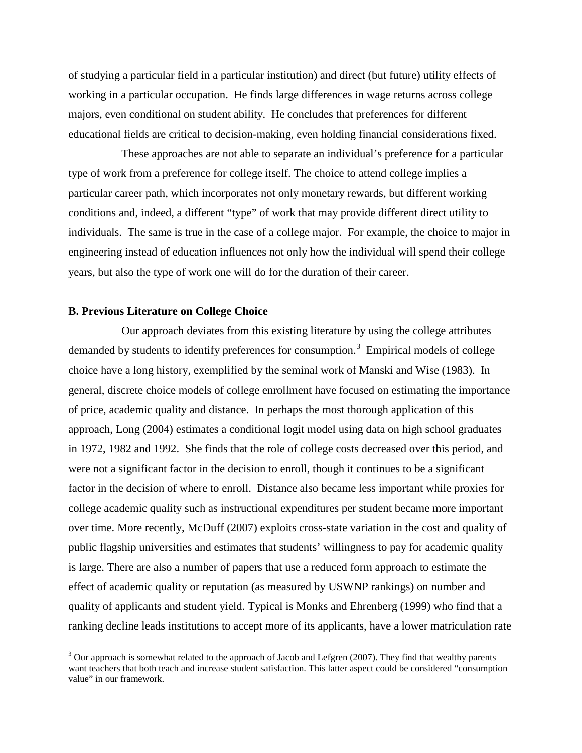of studying a particular field in a particular institution) and direct (but future) utility effects of working in a particular occupation. He finds large differences in wage returns across college majors, even conditional on student ability. He concludes that preferences for different educational fields are critical to decision-making, even holding financial considerations fixed.

These approaches are not able to separate an individual's preference for a particular type of work from a preference for college itself. The choice to attend college implies a particular career path, which incorporates not only monetary rewards, but different working conditions and, indeed, a different "type" of work that may provide different direct utility to individuals. The same is true in the case of a college major. For example, the choice to major in engineering instead of education influences not only how the individual will spend their college years, but also the type of work one will do for the duration of their career.

**B. Previous Literature on College Choice**

Our approach deviates from this existing literature by using the college attributes demanded by students to identify preferences for consumption.[3] Empirical models of college choice have a long history, exemplified by the seminal work of Manski and Wise (1983). In general, discrete choice models of college enrollment have focused on estimating the importance of price, academic quality and distance. In perhaps the most thorough application of this approach, Long (2004) estimates a conditional logit model using data on high school graduates in 1972, 1982 and 1992. She finds that the role of college costs decreased over this period, and were not a significant factor in the decision to enroll, though it continues to be a significant factor in the decision of where to enroll. Distance also became less important while proxies for college academic quality such as instructional expenditures per student became more important over time. More recently, McDuff (2007) exploits cross-state variation in the cost and quality of public flagship universities and estimates that students' willingness to pay for academic quality is large. There are also a number of papers that use a reduced form approach to estimate the effect of academic quality or reputation (as measured by USWNP rankings) on number and quality of applicants and student yield. Typical is Monks and Ehrenberg (1999) who find that a ranking decline leads institutions to accept more of its applicants, have a lower matriculation rate

[3] Our approach is somewhat related to the approach of Jacob and Lefgren (2007). They find that wealthy parents want teachers that both teach and increase student satisfaction. This latter aspect could be considered "consumption value" in our framework.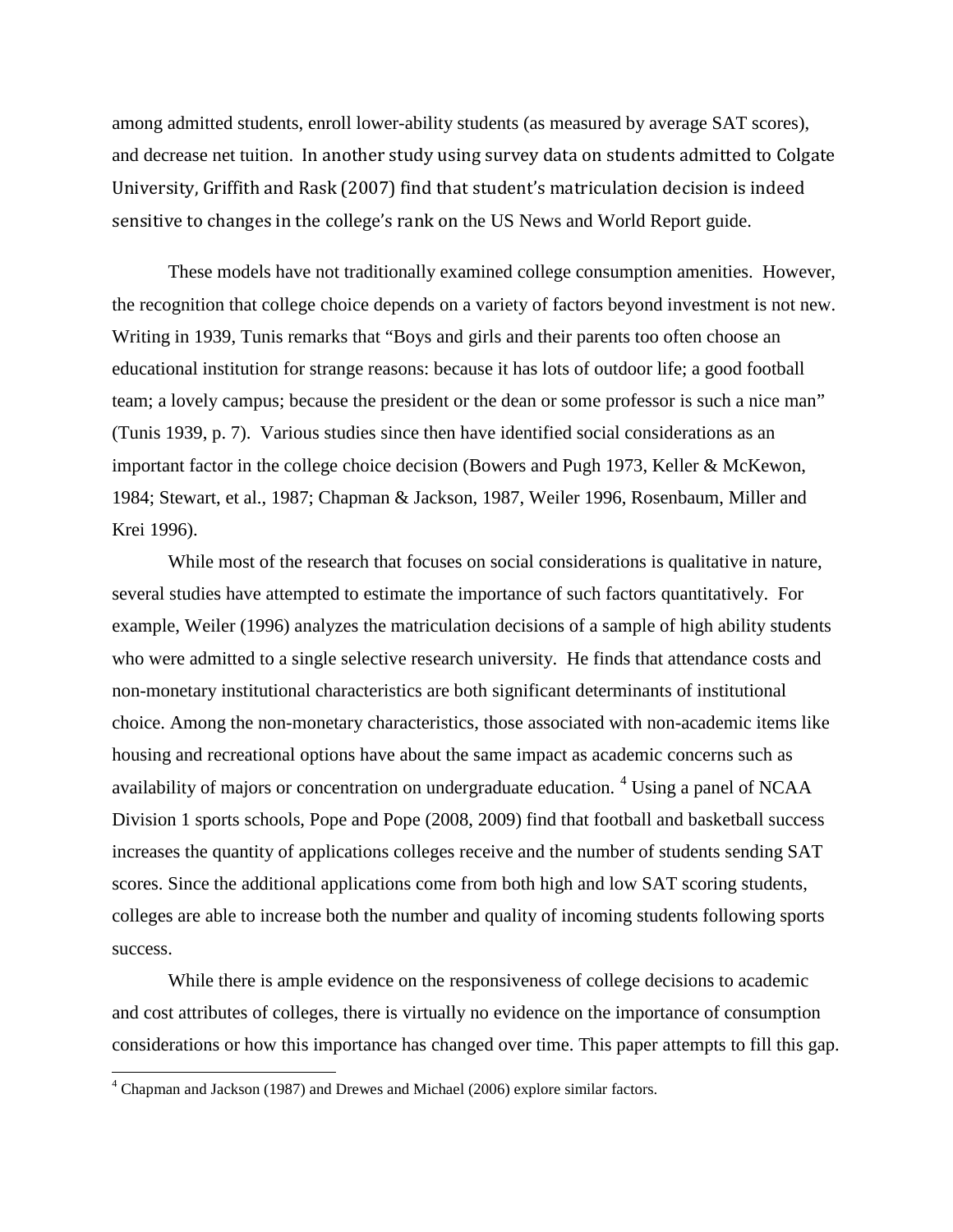among admitted students, enroll lower-ability students (as measured by average SAT scores), and decrease net tuition. In another study using survey data on students admitted to Colgate University, Griffith and Rask (2007) find that student's matriculation decision is indeed sensitive to changes in the college's rank on the US News and World Report guide.

These models have not traditionally examined college consumption amenities. However, the recognition that college choice depends on a variety of factors beyond investment is not new. Writing in 1939, Tunis remarks that "Boys and girls and their parents too often choose an educational institution for strange reasons: because it has lots of outdoor life; a good football team; a lovely campus; because the president or the dean or some professor is such a nice man" (Tunis 1939, p. 7). Various studies since then have identified social considerations as an important factor in the college choice decision (Bowers and Pugh 1973, Keller & McKewon, 1984; Stewart, et al., 1987; Chapman & Jackson, 1987, Weiler 1996, Rosenbaum, Miller and Krei 1996).

While most of the research that focuses on social considerations is qualitative in nature, several studies have attempted to estimate the importance of such factors quantitatively. For example, Weiler (1996) analyzes the matriculation decisions of a sample of high ability students who were admitted to a single selective research university. He finds that attendance costs and non-monetary institutional characteristics are both significant determinants of institutional choice. Among the non-monetary characteristics, those associated with non-academic items like housing and recreational options have about the same impact as academic concerns such as availability of majors or concentration on undergraduate education. [4] Using a panel of NCAA Division 1 sports schools, Pope and Pope (2008, 2009) find that football and basketball success increases the quantity of applications colleges receive and the number of students sending SAT scores. Since the additional applications come from both high and low SAT scoring students, colleges are able to increase both the number and quality of incoming students following sports success.

While there is ample evidence on the responsiveness of college decisions to academic and cost attributes of colleges, there is virtually no evidence on the importance of consumption considerations or how this importance has changed over time. This paper attempts to fill this gap.

[4] Chapman and Jackson (1987) and Drewes and Michael (2006) explore similar factors.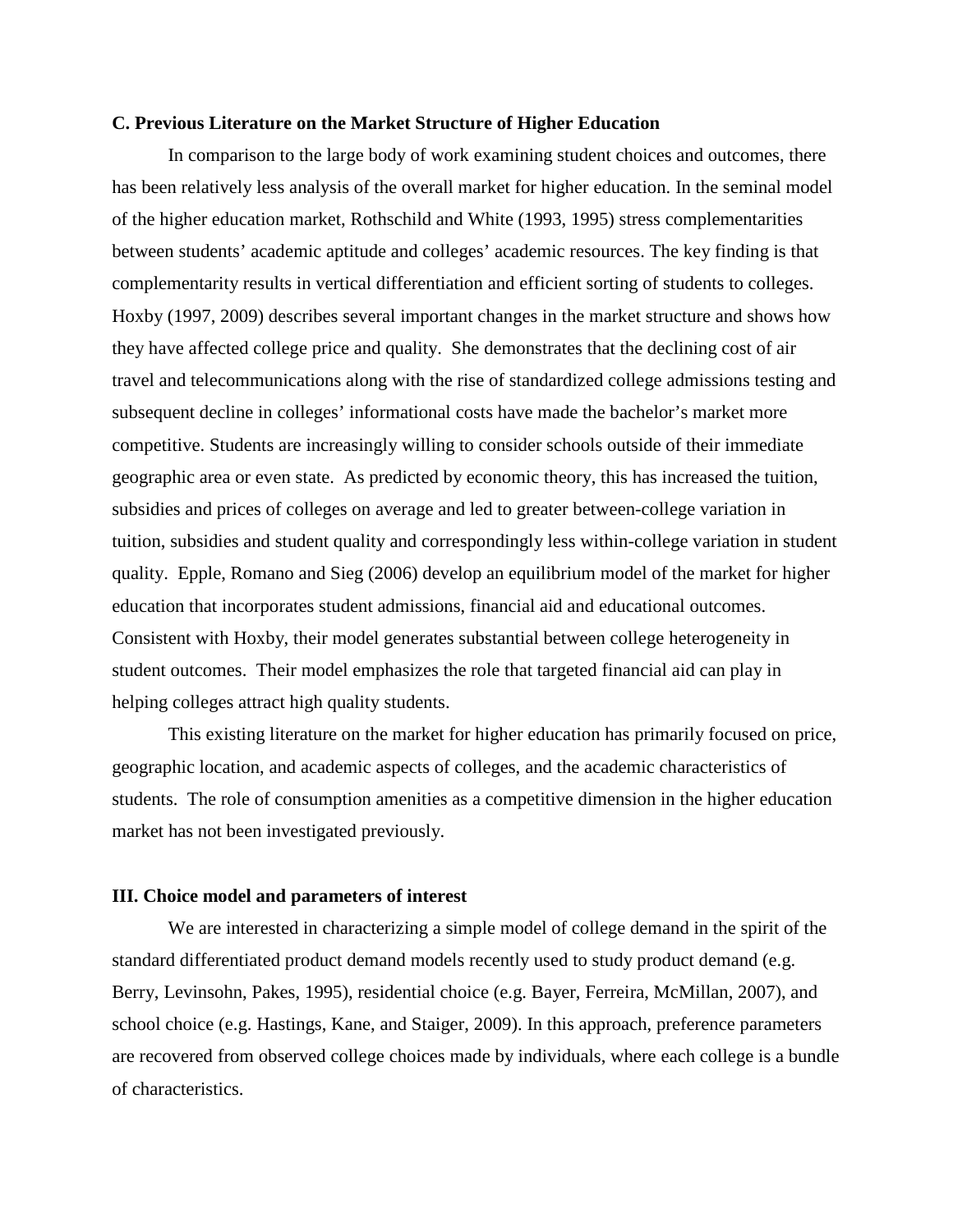### C. Previous Literature on the Market Structure of Higher Education

In comparison to the large body of work examining student choices and outcomes, there has been relatively less analysis of the overall market for higher education. In the seminal model of the higher education market, Rothschild and White (1993, 1995) stress complementarities between students' academic aptitude and colleges' academic resources. The key finding is that complementarity results in vertical differentiation and efficient sorting of students to colleges. Hoxby (1997, 2009) describes several important changes in the market structure and shows how they have affected college price and quality. She demonstrates that the declining cost of air travel and telecommunications along with the rise of standardized college admissions testing and subsequent decline in colleges' informational costs have made the bachelor's market more competitive. Students are increasingly willing to consider schools outside of their immediate geographic area or even state. As predicted by economic theory, this has increased the tuition, subsidies and prices of colleges on average and led to greater between-college variation in tuition, subsidies and student quality and correspondingly less within-college variation in student quality. Epple, Romano and Sieg (2006) develop an equilibrium model of the market for higher education that incorporates student admissions, financial aid and educational outcomes. Consistent with Hoxby, their model generates substantial between college heterogeneity in student outcomes. Their model emphasizes the role that targeted financial aid can play in helping colleges attract high quality students.

This existing literature on the market for higher education has primarily focused on price, geographic location, and academic aspects of colleges, and the academic characteristics of students. The role of consumption amenities as a competitive dimension in the higher education market has not been investigated previously.

## III. Choice model and parameters of interest

We are interested in characterizing a simple model of college demand in the spirit of the standard differentiated product demand models recently used to study product demand (e.g. Berry, Levinsohn, Pakes, 1995), residential choice (e.g. Bayer, Ferreira, McMillan, 2007), and school choice (e.g. Hastings, Kane, and Staiger, 2009). In this approach, preference parameters are recovered from observed college choices made by individuals, where each college is a bundle of characteristics.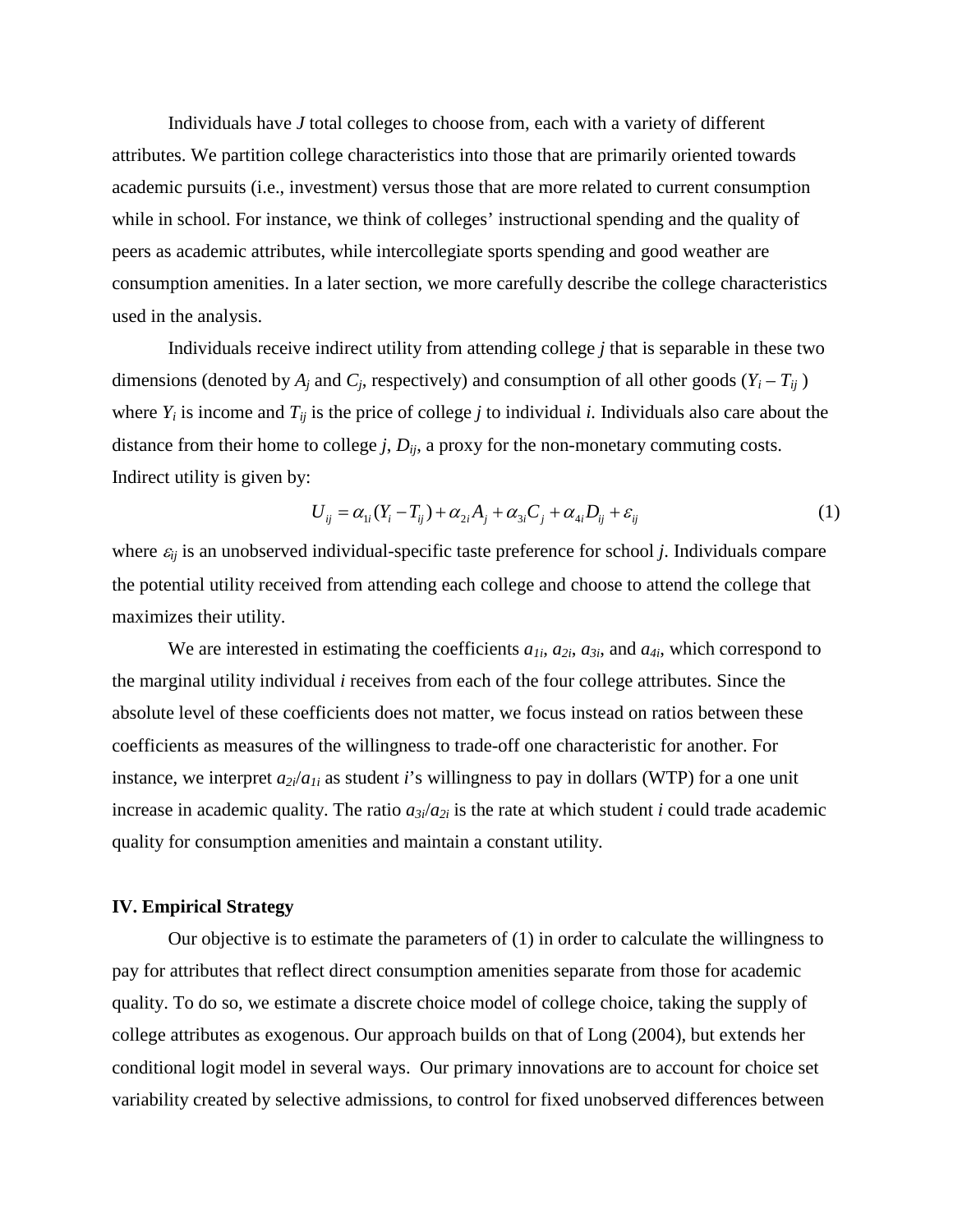Individuals have *J* total colleges to choose from, each with a variety of different attributes. We partition college characteristics into those that are primarily oriented towards academic pursuits (i.e., investment) versus those that are more related to current consumption while in school. For instance, we think of colleges' instructional spending and the quality of peers as academic attributes, while intercollegiate sports spending and good weather are consumption amenities. In a later section, we more carefully describe the college characteristics used in the analysis.

Individuals receive indirect utility from attending college *j* that is separable in these two dimensions (denoted by $A_j$ and $C_j$, respectively) and consumption of all other goods ($Y_i - T_{ij}$) where $Y_i$ is income and $T_{ij}$ is the price of college *j* to individual *i*. Individuals also care about the distance from their home to college *j*, $D_{ij}$, a proxy for the non-monetary commuting costs. Indirect utility is given by:

$$U_{ij} = \alpha_{1i}(Y_i - T_{ij}) + \alpha_{2i}A_j + \alpha_{3i}C_j + \alpha_{4i}D_{ij} + \varepsilon_{ij} \tag{1}$$

where $\varepsilon_{ij}$ is an unobserved individual-specific taste preference for school *j*. Individuals compare the potential utility received from attending each college and choose to attend the college that maximizes their utility.

We are interested in estimating the coefficients $a_{1i}$, $a_{2i}$, $a_{3i}$, and $a_{4i}$, which correspond to the marginal utility individual *i* receives from each of the four college attributes. Since the absolute level of these coefficients does not matter, we focus instead on ratios between these coefficients as measures of the willingness to trade-off one characteristic for another. For instance, we interpret $a_{2i}/a_{1i}$ as student *i*'s willingness to pay in dollars (WTP) for a one unit increase in academic quality. The ratio $a_{3i}/a_{2i}$ is the rate at which student *i* could trade academic quality for consumption amenities and maintain a constant utility.

## IV. Empirical Strategy

Our objective is to estimate the parameters of (1) in order to calculate the willingness to pay for attributes that reflect direct consumption amenities separate from those for academic quality. To do so, we estimate a discrete choice model of college choice, taking the supply of college attributes as exogenous. Our approach builds on that of Long (2004), but extends her conditional logit model in several ways. Our primary innovations are to account for choice set variability created by selective admissions, to control for fixed unobserved differences between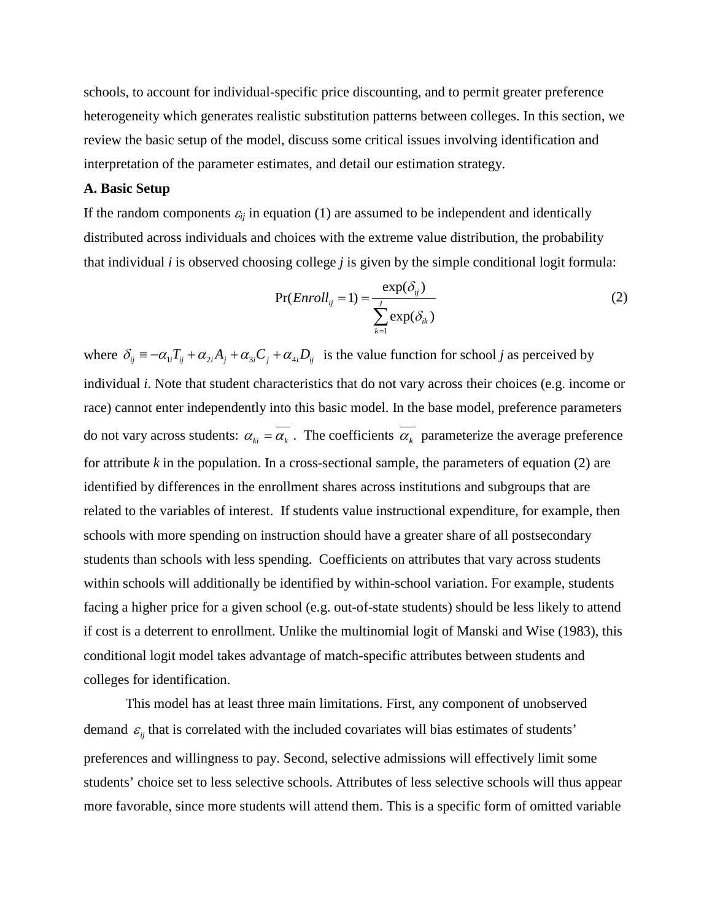schools, to account for individual-specific price discounting, and to permit greater preference heterogeneity which generates realistic substitution patterns between colleges. In this section, we review the basic setup of the model, discuss some critical issues involving identification and interpretation of the parameter estimates, and detail our estimation strategy.

**A. Basic Setup**

If the random components $\varepsilon_{ij}$ in equation (1) are assumed to be independent and identically distributed across individuals and choices with the extreme value distribution, the probability that individual *i* is observed choosing college *j* is given by the simple conditional logit formula:

$$\Pr(Enroll_{ij}=1)=\frac{\exp(\delta_{ij})}{\sum_{k=1}^{J}\exp(\delta_{ik})} \tag{2}$$

where $\delta_{ij} \equiv -\alpha_{1i}T_{ij}+\alpha_{2i}A_j+\alpha_{3i}C_j+\alpha_{4i}D_{ij}$ is the value function for school *j* as perceived by individual *i*. Note that student characteristics that do not vary across their choices (e.g. income or race) cannot enter independently into this basic model. In the base model, preference parameters do not vary across students: $\alpha_{ki}=\overline{\alpha_k}$. The coefficients $\overline{\alpha_k}$ parameterize the average preference for attribute *k* in the population. In a cross-sectional sample, the parameters of equation (2) are identified by differences in the enrollment shares across institutions and subgroups that are related to the variables of interest. If students value instructional expenditure, for example, then schools with more spending on instruction should have a greater share of all postsecondary students than schools with less spending. Coefficients on attributes that vary across students within schools will additionally be identified by within-school variation. For example, students facing a higher price for a given school (e.g. out-of-state students) should be less likely to attend if cost is a deterrent to enrollment. Unlike the multinomial logit of Manski and Wise (1983), this conditional logit model takes advantage of match-specific attributes between students and colleges for identification.

This model has at least three main limitations. First, any component of unobserved demand $\varepsilon_{ij}$ that is correlated with the included covariates will bias estimates of students' preferences and willingness to pay. Second, selective admissions will effectively limit some students' choice set to less selective schools. Attributes of less selective schools will thus appear more favorable, since more students will attend them. This is a specific form of omitted variable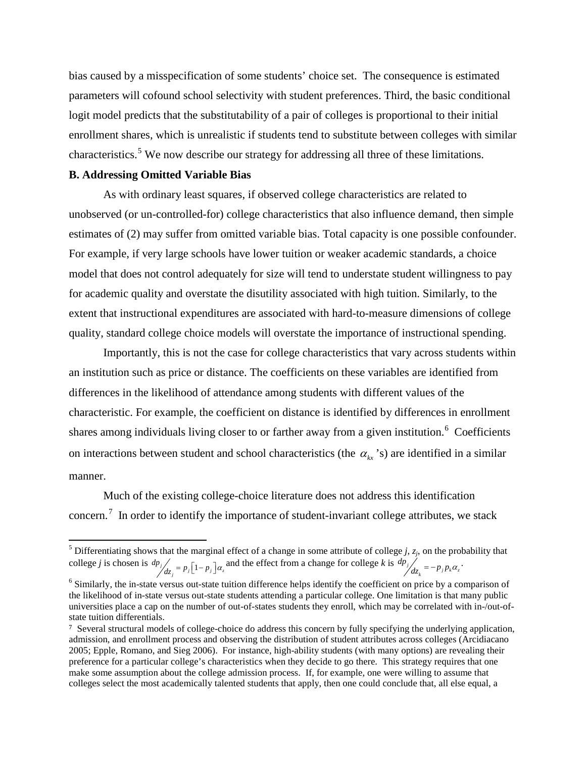bias caused by a misspecification of some students' choice set. The consequence is estimated parameters will cofound school selectivity with student preferences. Third, the basic conditional logit model predicts that the substitutability of a pair of colleges is proportional to their initial enrollment shares, which is unrealistic if students tend to substitute between colleges with similar characteristics.[5] We now describe our strategy for addressing all three of these limitations.

**B. Addressing Omitted Variable Bias**

As with ordinary least squares, if observed college characteristics are related to unobserved (or un-controlled-for) college characteristics that also influence demand, then simple estimates of (2) may suffer from omitted variable bias. Total capacity is one possible confounder. For example, if very large schools have lower tuition or weaker academic standards, a choice model that does not control adequately for size will tend to understate student willingness to pay for academic quality and overstate the disutility associated with high tuition. Similarly, to the extent that instructional expenditures are associated with hard-to-measure dimensions of college quality, standard college choice models will overstate the importance of instructional spending.

Importantly, this is not the case for college characteristics that vary across students within an institution such as price or distance. The coefficients on these variables are identified from differences in the likelihood of attendance among students with different values of the characteristic. For example, the coefficient on distance is identified by differences in enrollment shares among individuals living closer to or farther away from a given institution.[6] Coefficients on interactions between student and school characteristics (the $\alpha_{kx}$'s) are identified in a similar manner.

Much of the existing college-choice literature does not address this identification concern.[7] In order to identify the importance of student-invariant college attributes, we stack

---

[5] Differentiating shows that the marginal effect of a change in some attribute of college $j$, $z_j$, on the probability that college $j$ is chosen is $dp_j / dz_j = p_j\left[1-p_j\right]\alpha_z$ and the effect from a change for college $k$ is $dp_j / dz_k = -p_j p_k \alpha_z$.

[6] Similarly, the in-state versus out-state tuition difference helps identify the coefficient on price by a comparison of the likelihood of in-state versus out-state students attending a particular college. One limitation is that many public universities place a cap on the number of out-of-states students they enroll, which may be correlated with in-/out-of-state tuition differentials.

[7] Several structural models of college-choice do address this concern by fully specifying the underlying application, admission, and enrollment process and observing the distribution of student attributes across colleges (Arcidiacano 2005; Epple, Romano, and Sieg 2006). For instance, high-ability students (with many options) are revealing their preference for a particular college's characteristics when they decide to go there. This strategy requires that one make some assumption about the college admission process. If, for example, one were willing to assume that colleges select the most academically talented students that apply, then one could conclude that, all else equal, a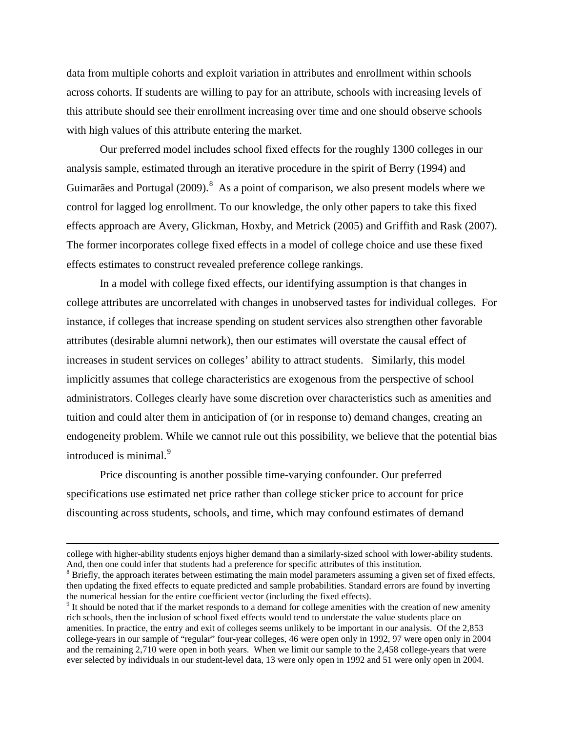data from multiple cohorts and exploit variation in attributes and enrollment within schools across cohorts. If students are willing to pay for an attribute, schools with increasing levels of this attribute should see their enrollment increasing over time and one should observe schools with high values of this attribute entering the market.

Our preferred model includes school fixed effects for the roughly 1300 colleges in our analysis sample, estimated through an iterative procedure in the spirit of Berry (1994) and Guimarães and Portugal (2009).[8] As a point of comparison, we also present models where we control for lagged log enrollment. To our knowledge, the only other papers to take this fixed effects approach are Avery, Glickman, Hoxby, and Metrick (2005) and Griffith and Rask (2007). The former incorporates college fixed effects in a model of college choice and use these fixed effects estimates to construct revealed preference college rankings.

In a model with college fixed effects, our identifying assumption is that changes in college attributes are uncorrelated with changes in unobserved tastes for individual colleges. For instance, if colleges that increase spending on student services also strengthen other favorable attributes (desirable alumni network), then our estimates will overstate the causal effect of increases in student services on colleges' ability to attract students. Similarly, this model implicitly assumes that college characteristics are exogenous from the perspective of school administrators. Colleges clearly have some discretion over characteristics such as amenities and tuition and could alter them in anticipation of (or in response to) demand changes, creating an endogeneity problem. While we cannot rule out this possibility, we believe that the potential bias introduced is minimal.[9]

Price discounting is another possible time-varying confounder. Our preferred specifications use estimated net price rather than college sticker price to account for price discounting across students, schools, and time, which may confound estimates of demand

---

college with higher-ability students enjoys higher demand than a similarly-sized school with lower-ability students. And, then one could infer that students had a preference for specific attributes of this institution.

[8] Briefly, the approach iterates between estimating the main model parameters assuming a given set of fixed effects, then updating the fixed effects to equate predicted and sample probabilities. Standard errors are found by inverting the numerical hessian for the entire coefficient vector (including the fixed effects).

[9] It should be noted that if the market responds to a demand for college amenities with the creation of new amenity rich schools, then the inclusion of school fixed effects would tend to understate the value students place on amenities. In practice, the entry and exit of colleges seems unlikely to be important in our analysis. Of the 2,853 college-years in our sample of "regular" four-year colleges, 46 were open only in 1992, 97 were open only in 2004 and the remaining 2,710 were open in both years. When we limit our sample to the 2,458 college-years that were ever selected by individuals in our student-level data, 13 were only open in 1992 and 51 were only open in 2004.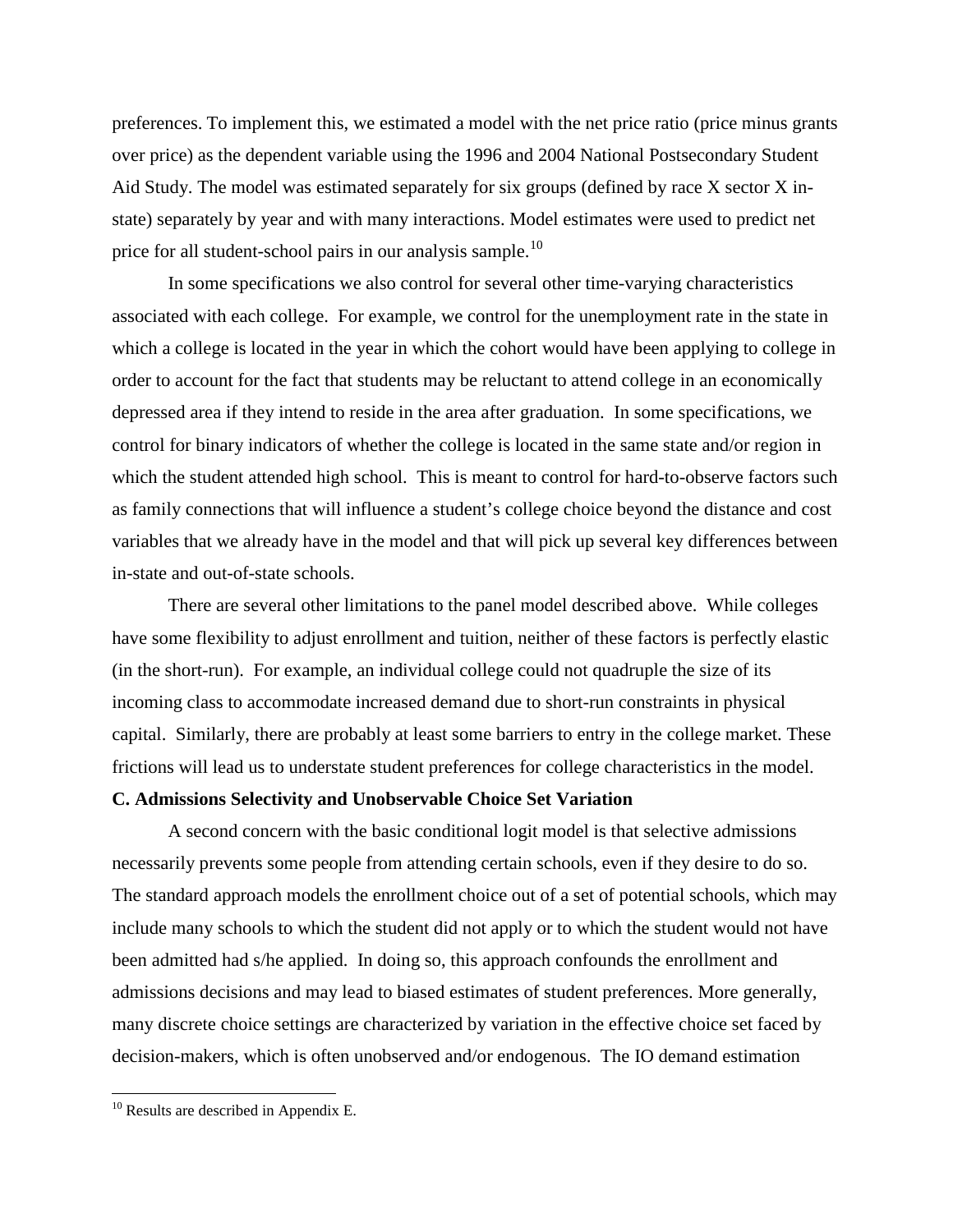preferences. To implement this, we estimated a model with the net price ratio (price minus grants over price) as the dependent variable using the 1996 and 2004 National Postsecondary Student Aid Study. The model was estimated separately for six groups (defined by race X sector X in-state) separately by year and with many interactions. Model estimates were used to predict net price for all student-school pairs in our analysis sample.[10]

In some specifications we also control for several other time-varying characteristics associated with each college. For example, we control for the unemployment rate in the state in which a college is located in the year in which the cohort would have been applying to college in order to account for the fact that students may be reluctant to attend college in an economically depressed area if they intend to reside in the area after graduation. In some specifications, we control for binary indicators of whether the college is located in the same state and/or region in which the student attended high school. This is meant to control for hard-to-observe factors such as family connections that will influence a student's college choice beyond the distance and cost variables that we already have in the model and that will pick up several key differences between in-state and out-of-state schools.

There are several other limitations to the panel model described above. While colleges have some flexibility to adjust enrollment and tuition, neither of these factors is perfectly elastic (in the short-run). For example, an individual college could not quadruple the size of its incoming class to accommodate increased demand due to short-run constraints in physical capital. Similarly, there are probably at least some barriers to entry in the college market. These frictions will lead us to understate student preferences for college characteristics in the model.

**C. Admissions Selectivity and Unobservable Choice Set Variation**

A second concern with the basic conditional logit model is that selective admissions necessarily prevents some people from attending certain schools, even if they desire to do so. The standard approach models the enrollment choice out of a set of potential schools, which may include many schools to which the student did not apply or to which the student would not have been admitted had s/he applied. In doing so, this approach confounds the enrollment and admissions decisions and may lead to biased estimates of student preferences. More generally, many discrete choice settings are characterized by variation in the effective choice set faced by decision-makers, which is often unobserved and/or endogenous. The IO demand estimation

[10] Results are described in Appendix E.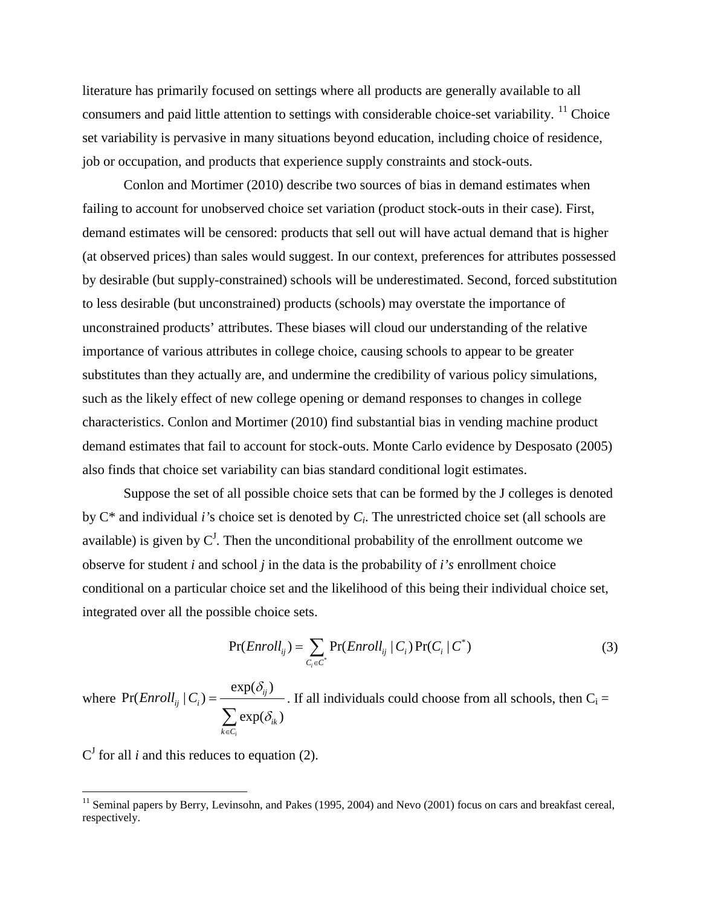literature has primarily focused on settings where all products are generally available to all consumers and paid little attention to settings with considerable choice-set variability. [11] Choice set variability is pervasive in many situations beyond education, including choice of residence, job or occupation, and products that experience supply constraints and stock-outs.

Conlon and Mortimer (2010) describe two sources of bias in demand estimates when failing to account for unobserved choice set variation (product stock-outs in their case). First, demand estimates will be censored: products that sell out will have actual demand that is higher (at observed prices) than sales would suggest. In our context, preferences for attributes possessed by desirable (but supply-constrained) schools will be underestimated. Second, forced substitution to less desirable (but unconstrained) products (schools) may overstate the importance of unconstrained products' attributes. These biases will cloud our understanding of the relative importance of various attributes in college choice, causing schools to appear to be greater substitutes than they actually are, and undermine the credibility of various policy simulations, such as the likely effect of new college opening or demand responses to changes in college characteristics. Conlon and Mortimer (2010) find substantial bias in vending machine product demand estimates that fail to account for stock-outs. Monte Carlo evidence by Desposato (2005) also finds that choice set variability can bias standard conditional logit estimates.

Suppose the set of all possible choice sets that can be formed by the J colleges is denoted by $C^*$ and individual *i*'s choice set is denoted by $C_i$. The unrestricted choice set (all schools are available) is given by $C^J$. Then the unconditional probability of the enrollment outcome we observe for student *i* and school *j* in the data is the probability of *i's* enrollment choice conditional on a particular choice set and the likelihood of this being their individual choice set, integrated over all the possible choice sets.

$$\Pr(Enroll_{ij}) = \sum_{C_i \in C^*} \Pr(Enroll_{ij} \mid C_i) \Pr(C_i \mid C^*) \tag{3}$$

where $\Pr(Enroll_{ij} \mid C_i) = \dfrac{\exp(\delta_{ij})}{\sum_{k \in C_i} \exp(\delta_{ik})}$. If all individuals could choose from all schools, then $C_i = C^J$ for all *i* and this reduces to equation (2).

[11] Seminal papers by Berry, Levinsohn, and Pakes (1995, 2004) and Nevo (2001) focus on cars and breakfast cereal, respectively.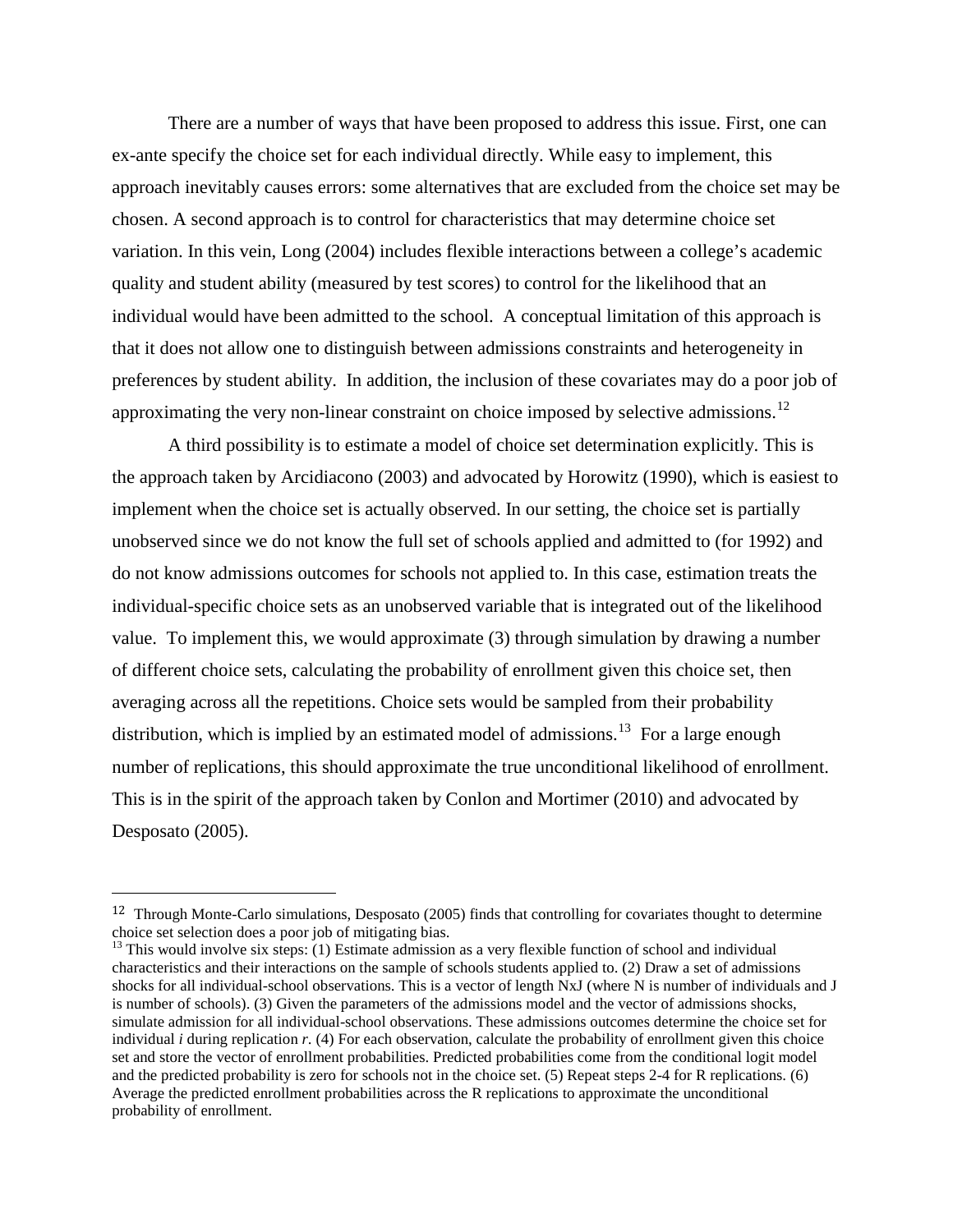There are a number of ways that have been proposed to address this issue. First, one can ex-ante specify the choice set for each individual directly. While easy to implement, this approach inevitably causes errors: some alternatives that are excluded from the choice set may be chosen. A second approach is to control for characteristics that may determine choice set variation. In this vein, Long (2004) includes flexible interactions between a college's academic quality and student ability (measured by test scores) to control for the likelihood that an individual would have been admitted to the school. A conceptual limitation of this approach is that it does not allow one to distinguish between admissions constraints and heterogeneity in preferences by student ability. In addition, the inclusion of these covariates may do a poor job of approximating the very non-linear constraint on choice imposed by selective admissions.[12]

A third possibility is to estimate a model of choice set determination explicitly. This is the approach taken by Arcidiacono (2003) and advocated by Horowitz (1990), which is easiest to implement when the choice set is actually observed. In our setting, the choice set is partially unobserved since we do not know the full set of schools applied and admitted to (for 1992) and do not know admissions outcomes for schools not applied to. In this case, estimation treats the individual-specific choice sets as an unobserved variable that is integrated out of the likelihood value. To implement this, we would approximate (3) through simulation by drawing a number of different choice sets, calculating the probability of enrollment given this choice set, then averaging across all the repetitions. Choice sets would be sampled from their probability distribution, which is implied by an estimated model of admissions.[13] For a large enough number of replications, this should approximate the true unconditional likelihood of enrollment. This is in the spirit of the approach taken by Conlon and Mortimer (2010) and advocated by Desposato (2005).

---

[12] Through Monte-Carlo simulations, Desposato (2005) finds that controlling for covariates thought to determine choice set selection does a poor job of mitigating bias.

[13] This would involve six steps: (1) Estimate admission as a very flexible function of school and individual characteristics and their interactions on the sample of schools students applied to. (2) Draw a set of admissions shocks for all individual-school observations. This is a vector of length NxJ (where N is number of individuals and J is number of schools). (3) Given the parameters of the admissions model and the vector of admissions shocks, simulate admission for all individual-school observations. These admissions outcomes determine the choice set for individual $i$ during replication $r$. (4) For each observation, calculate the probability of enrollment given this choice set and store the vector of enrollment probabilities. Predicted probabilities come from the conditional logit model and the predicted probability is zero for schools not in the choice set. (5) Repeat steps 2-4 for R replications. (6) Average the predicted enrollment probabilities across the R replications to approximate the unconditional probability of enrollment.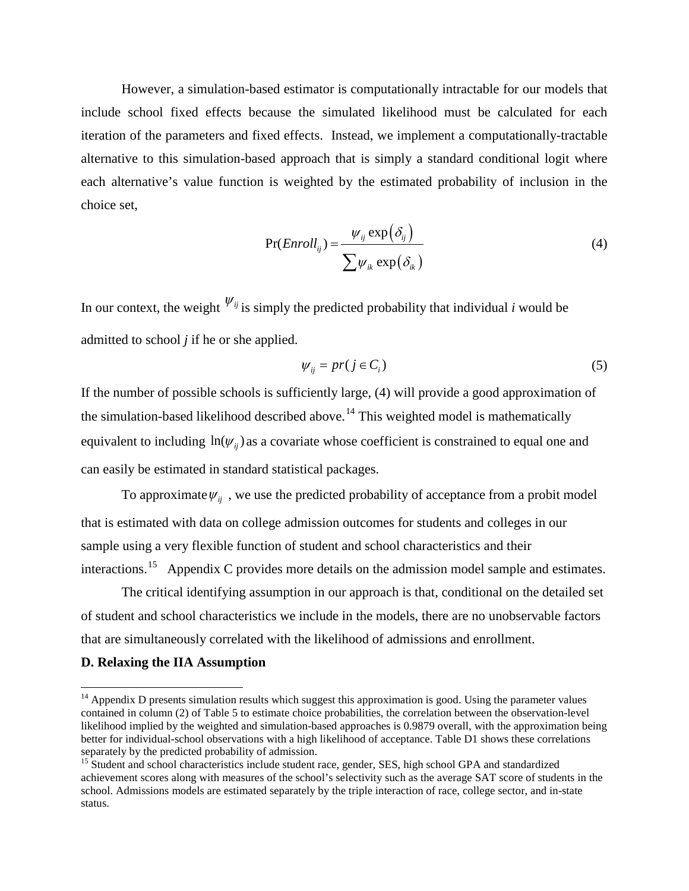However, a simulation-based estimator is computationally intractable for our models that include school fixed effects because the simulated likelihood must be calculated for each iteration of the parameters and fixed effects. Instead, we implement a computationally-tractable alternative to this simulation-based approach that is simply a standard conditional logit where each alternative's value function is weighted by the estimated probability of inclusion in the choice set,

$$\Pr(Enroll_{ij}) = \frac{\psi_{ij}\exp\left(\delta_{ij}\right)}{\sum \psi_{ik}\exp\left(\delta_{ik}\right)} \tag{4}$$

In our context, the weight $\psi_{ij}$ is simply the predicted probability that individual *i* would be admitted to school *j* if he or she applied.

$$\psi_{ij} = pr(j \in C_i) \tag{5}$$

If the number of possible schools is sufficiently large, (4) will provide a good approximation of the simulation-based likelihood described above.[14] This weighted model is mathematically equivalent to including $\ln(\psi_{ij})$ as a covariate whose coefficient is constrained to equal one and can easily be estimated in standard statistical packages.

To approximate $\psi_{ij}$, we use the predicted probability of acceptance from a probit model that is estimated with data on college admission outcomes for students and colleges in our sample using a very flexible function of student and school characteristics and their interactions.[15] Appendix C provides more details on the admission model sample and estimates.

The critical identifying assumption in our approach is that, conditional on the detailed set of student and school characteristics we include in the models, there are no unobservable factors that are simultaneously correlated with the likelihood of admissions and enrollment.

**D. Relaxing the IIA Assumption**

[14] Appendix D presents simulation results which suggest this approximation is good. Using the parameter values contained in column (2) of Table 5 to estimate choice probabilities, the correlation between the observation-level likelihood implied by the weighted and simulation-based approaches is 0.9879 overall, with the approximation being better for individual-school observations with a high likelihood of acceptance. Table D1 shows these correlations separately by the predicted probability of admission.

[15] Student and school characteristics include student race, gender, SES, high school GPA and standardized achievement scores along with measures of the school's selectivity such as the average SAT score of students in the school. Admissions models are estimated separately by the triple interaction of race, college sector, and in-state status.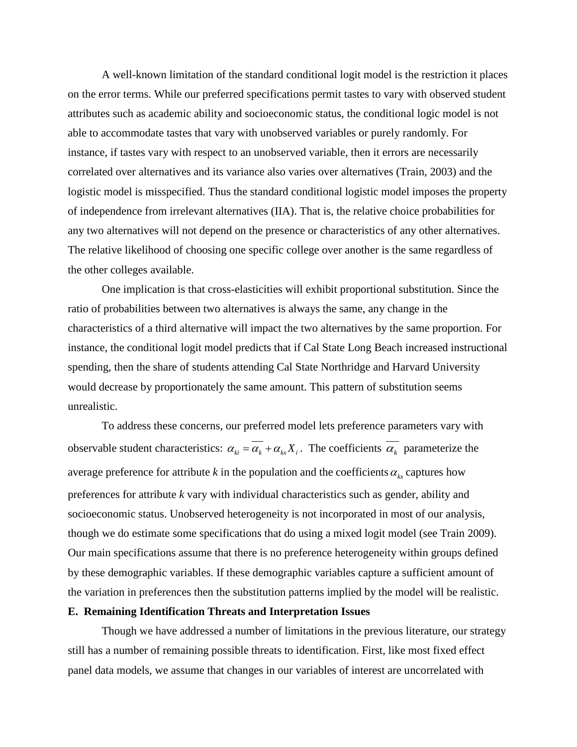A well-known limitation of the standard conditional logit model is the restriction it places on the error terms. While our preferred specifications permit tastes to vary with observed student attributes such as academic ability and socioeconomic status, the conditional logic model is not able to accommodate tastes that vary with unobserved variables or purely randomly. For instance, if tastes vary with respect to an unobserved variable, then it errors are necessarily correlated over alternatives and its variance also varies over alternatives (Train, 2003) and the logistic model is misspecified. Thus the standard conditional logistic model imposes the property of independence from irrelevant alternatives (IIA). That is, the relative choice probabilities for any two alternatives will not depend on the presence or characteristics of any other alternatives. The relative likelihood of choosing one specific college over another is the same regardless of the other colleges available.

One implication is that cross-elasticities will exhibit proportional substitution. Since the ratio of probabilities between two alternatives is always the same, any change in the characteristics of a third alternative will impact the two alternatives by the same proportion. For instance, the conditional logit model predicts that if Cal State Long Beach increased instructional spending, then the share of students attending Cal State Northridge and Harvard University would decrease by proportionately the same amount. This pattern of substitution seems unrealistic.

To address these concerns, our preferred model lets preference parameters vary with observable student characteristics: $\alpha_{ki} = \overline{\alpha_k} + \alpha_{kx} X_i$. The coefficients $\overline{\alpha_k}$ parameterize the average preference for attribute *k* in the population and the coefficients $\alpha_{kx}$ captures how preferences for attribute *k* vary with individual characteristics such as gender, ability and socioeconomic status. Unobserved heterogeneity is not incorporated in most of our analysis, though we do estimate some specifications that do using a mixed logit model (see Train 2009). Our main specifications assume that there is no preference heterogeneity within groups defined by these demographic variables. If these demographic variables capture a sufficient amount of the variation in preferences then the substitution patterns implied by the model will be realistic.

**E. Remaining Identification Threats and Interpretation Issues**

Though we have addressed a number of limitations in the previous literature, our strategy still has a number of remaining possible threats to identification. First, like most fixed effect panel data models, we assume that changes in our variables of interest are uncorrelated with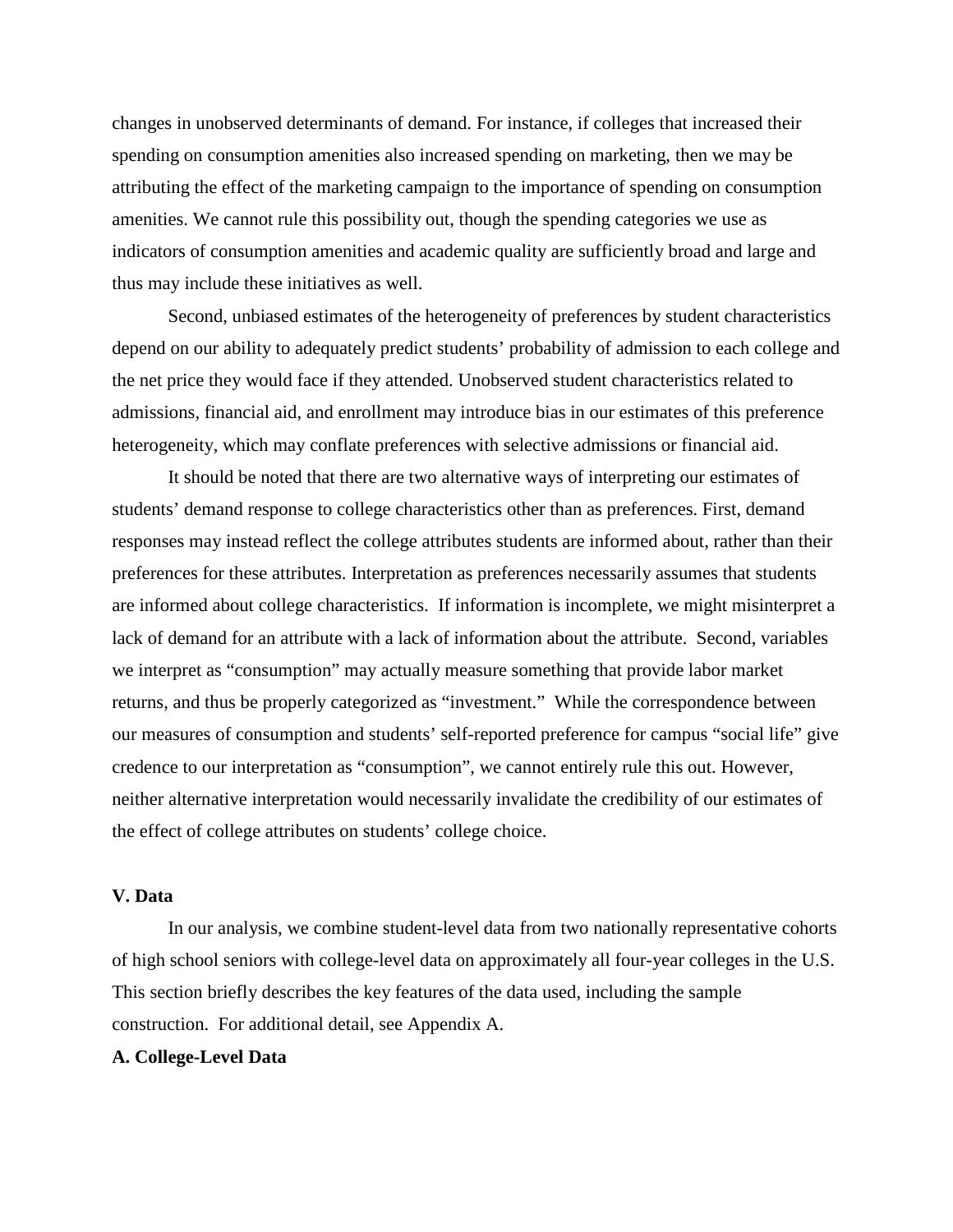changes in unobserved determinants of demand. For instance, if colleges that increased their spending on consumption amenities also increased spending on marketing, then we may be attributing the effect of the marketing campaign to the importance of spending on consumption amenities. We cannot rule this possibility out, though the spending categories we use as indicators of consumption amenities and academic quality are sufficiently broad and large and thus may include these initiatives as well.

Second, unbiased estimates of the heterogeneity of preferences by student characteristics depend on our ability to adequately predict students' probability of admission to each college and the net price they would face if they attended. Unobserved student characteristics related to admissions, financial aid, and enrollment may introduce bias in our estimates of this preference heterogeneity, which may conflate preferences with selective admissions or financial aid.

It should be noted that there are two alternative ways of interpreting our estimates of students' demand response to college characteristics other than as preferences. First, demand responses may instead reflect the college attributes students are informed about, rather than their preferences for these attributes. Interpretation as preferences necessarily assumes that students are informed about college characteristics. If information is incomplete, we might misinterpret a lack of demand for an attribute with a lack of information about the attribute. Second, variables we interpret as "consumption" may actually measure something that provide labor market returns, and thus be properly categorized as "investment." While the correspondence between our measures of consumption and students' self-reported preference for campus "social life" give credence to our interpretation as "consumption", we cannot entirely rule this out. However, neither alternative interpretation would necessarily invalidate the credibility of our estimates of the effect of college attributes on students' college choice.

## V. Data

In our analysis, we combine student-level data from two nationally representative cohorts of high school seniors with college-level data on approximately all four-year colleges in the U.S. This section briefly describes the key features of the data used, including the sample construction. For additional detail, see Appendix A.

### A. College-Level Data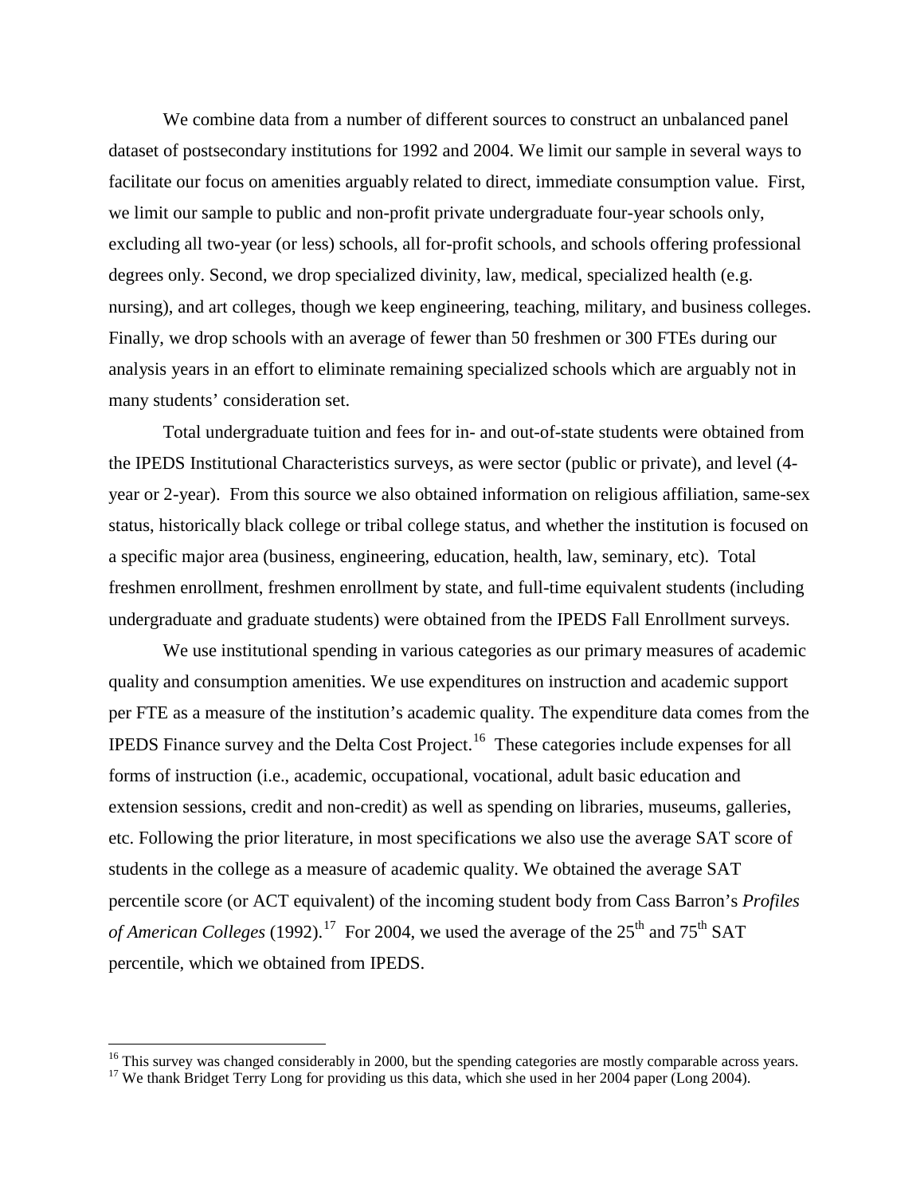We combine data from a number of different sources to construct an unbalanced panel dataset of postsecondary institutions for 1992 and 2004. We limit our sample in several ways to facilitate our focus on amenities arguably related to direct, immediate consumption value. First, we limit our sample to public and non-profit private undergraduate four-year schools only, excluding all two-year (or less) schools, all for-profit schools, and schools offering professional degrees only. Second, we drop specialized divinity, law, medical, specialized health (e.g. nursing), and art colleges, though we keep engineering, teaching, military, and business colleges. Finally, we drop schools with an average of fewer than 50 freshmen or 300 FTEs during our analysis years in an effort to eliminate remaining specialized schools which are arguably not in many students' consideration set.

Total undergraduate tuition and fees for in- and out-of-state students were obtained from the IPEDS Institutional Characteristics surveys, as were sector (public or private), and level (4-year or 2-year). From this source we also obtained information on religious affiliation, same-sex status, historically black college or tribal college status, and whether the institution is focused on a specific major area (business, engineering, education, health, law, seminary, etc). Total freshmen enrollment, freshmen enrollment by state, and full-time equivalent students (including undergraduate and graduate students) were obtained from the IPEDS Fall Enrollment surveys.

We use institutional spending in various categories as our primary measures of academic quality and consumption amenities. We use expenditures on instruction and academic support per FTE as a measure of the institution's academic quality. The expenditure data comes from the IPEDS Finance survey and the Delta Cost Project.[16] These categories include expenses for all forms of instruction (i.e., academic, occupational, vocational, adult basic education and extension sessions, credit and non-credit) as well as spending on libraries, museums, galleries, etc. Following the prior literature, in most specifications we also use the average SAT score of students in the college as a measure of academic quality. We obtained the average SAT percentile score (or ACT equivalent) of the incoming student body from Cass Barron's *Profiles of American Colleges* (1992).[17] For 2004, we used the average of the 25th and 75th SAT percentile, which we obtained from IPEDS.

[16] This survey was changed considerably in 2000, but the spending categories are mostly comparable across years.

[17] We thank Bridget Terry Long for providing us this data, which she used in her 2004 paper (Long 2004).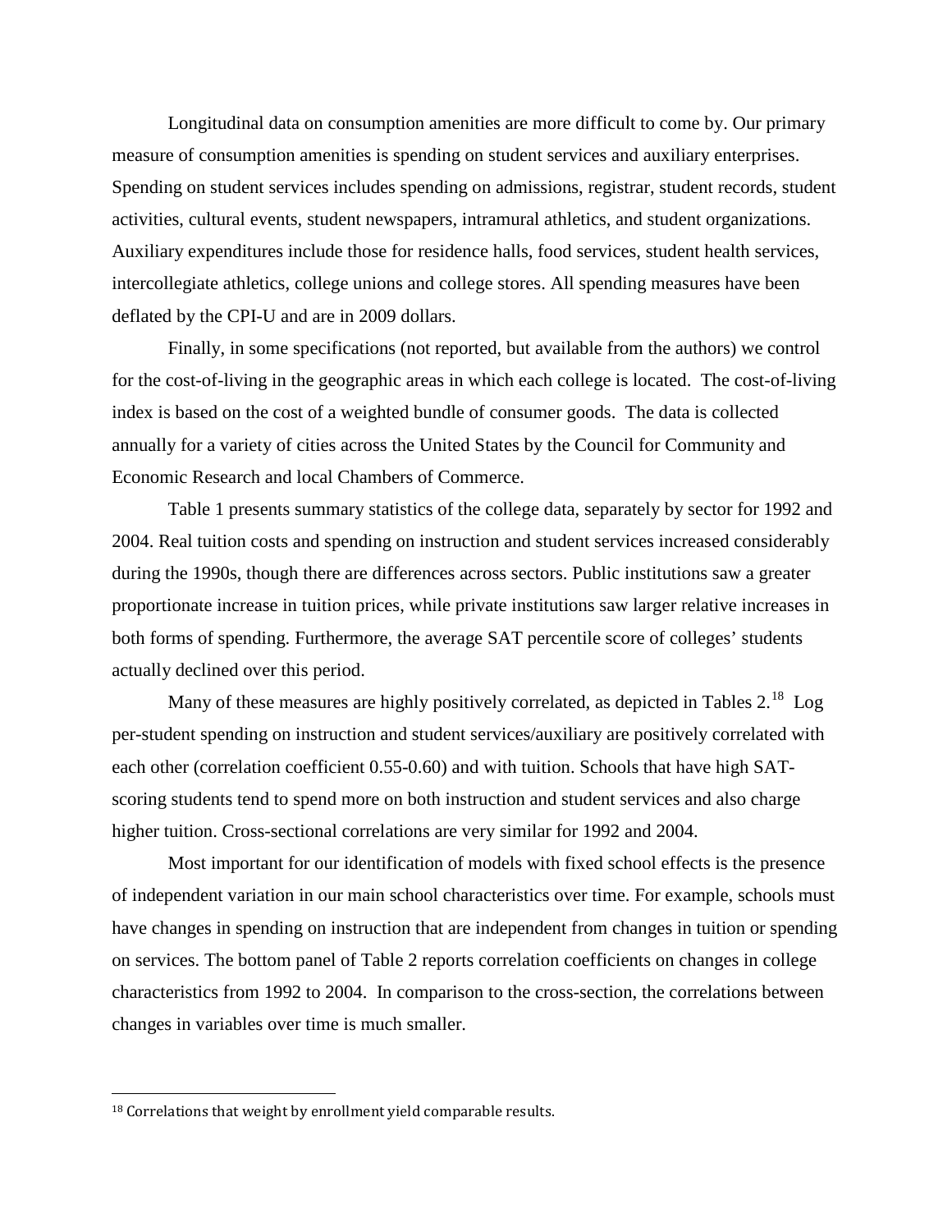Longitudinal data on consumption amenities are more difficult to come by. Our primary measure of consumption amenities is spending on student services and auxiliary enterprises. Spending on student services includes spending on admissions, registrar, student records, student activities, cultural events, student newspapers, intramural athletics, and student organizations. Auxiliary expenditures include those for residence halls, food services, student health services, intercollegiate athletics, college unions and college stores. All spending measures have been deflated by the CPI-U and are in 2009 dollars.

Finally, in some specifications (not reported, but available from the authors) we control for the cost-of-living in the geographic areas in which each college is located. The cost-of-living index is based on the cost of a weighted bundle of consumer goods. The data is collected annually for a variety of cities across the United States by the Council for Community and Economic Research and local Chambers of Commerce.

Table 1 presents summary statistics of the college data, separately by sector for 1992 and 2004. Real tuition costs and spending on instruction and student services increased considerably during the 1990s, though there are differences across sectors. Public institutions saw a greater proportionate increase in tuition prices, while private institutions saw larger relative increases in both forms of spending. Furthermore, the average SAT percentile score of colleges' students actually declined over this period.

Many of these measures are highly positively correlated, as depicted in Tables 2.[18] Log per-student spending on instruction and student services/auxiliary are positively correlated with each other (correlation coefficient 0.55-0.60) and with tuition. Schools that have high SAT-scoring students tend to spend more on both instruction and student services and also charge higher tuition. Cross-sectional correlations are very similar for 1992 and 2004.

Most important for our identification of models with fixed school effects is the presence of independent variation in our main school characteristics over time. For example, schools must have changes in spending on instruction that are independent from changes in tuition or spending on services. The bottom panel of Table 2 reports correlation coefficients on changes in college characteristics from 1992 to 2004. In comparison to the cross-section, the correlations between changes in variables over time is much smaller.

---

[18] Correlations that weight by enrollment yield comparable results.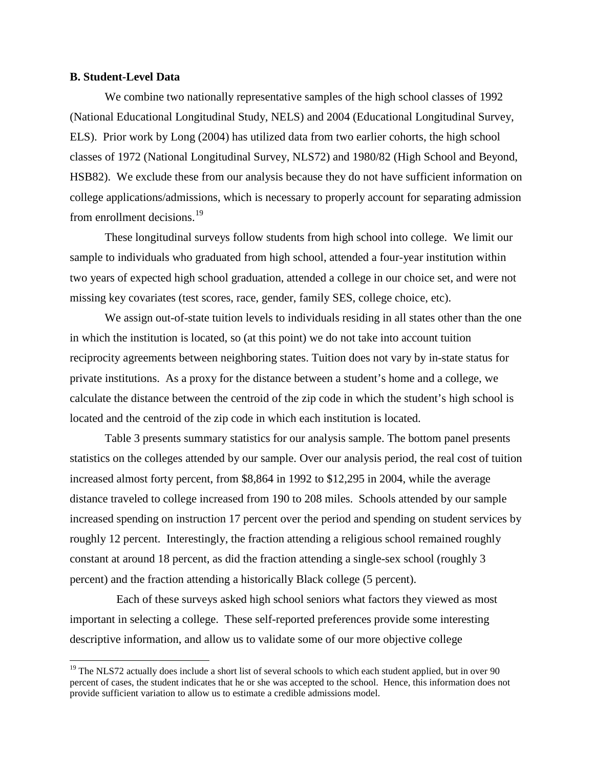### B. Student-Level Data

We combine two nationally representative samples of the high school classes of 1992 (National Educational Longitudinal Study, NELS) and 2004 (Educational Longitudinal Survey, ELS). Prior work by Long (2004) has utilized data from two earlier cohorts, the high school classes of 1972 (National Longitudinal Survey, NLS72) and 1980/82 (High School and Beyond, HSB82). We exclude these from our analysis because they do not have sufficient information on college applications/admissions, which is necessary to properly account for separating admission from enrollment decisions.[19]

These longitudinal surveys follow students from high school into college. We limit our sample to individuals who graduated from high school, attended a four-year institution within two years of expected high school graduation, attended a college in our choice set, and were not missing key covariates (test scores, race, gender, family SES, college choice, etc).

We assign out-of-state tuition levels to individuals residing in all states other than the one in which the institution is located, so (at this point) we do not take into account tuition reciprocity agreements between neighboring states. Tuition does not vary by in-state status for private institutions. As a proxy for the distance between a student's home and a college, we calculate the distance between the centroid of the zip code in which the student's high school is located and the centroid of the zip code in which each institution is located.

Table 3 presents summary statistics for our analysis sample. The bottom panel presents statistics on the colleges attended by our sample. Over our analysis period, the real cost of tuition increased almost forty percent, from $8,864 in 1992 to $12,295 in 2004, while the average distance traveled to college increased from 190 to 208 miles. Schools attended by our sample increased spending on instruction 17 percent over the period and spending on student services by roughly 12 percent. Interestingly, the fraction attending a religious school remained roughly constant at around 18 percent, as did the fraction attending a single-sex school (roughly 3 percent) and the fraction attending a historically Black college (5 percent).

Each of these surveys asked high school seniors what factors they viewed as most important in selecting a college. These self-reported preferences provide some interesting descriptive information, and allow us to validate some of our more objective college

[19] The NLS72 actually does include a short list of several schools to which each student applied, but in over 90 percent of cases, the student indicates that he or she was accepted to the school. Hence, this information does not provide sufficient variation to allow us to estimate a credible admissions model.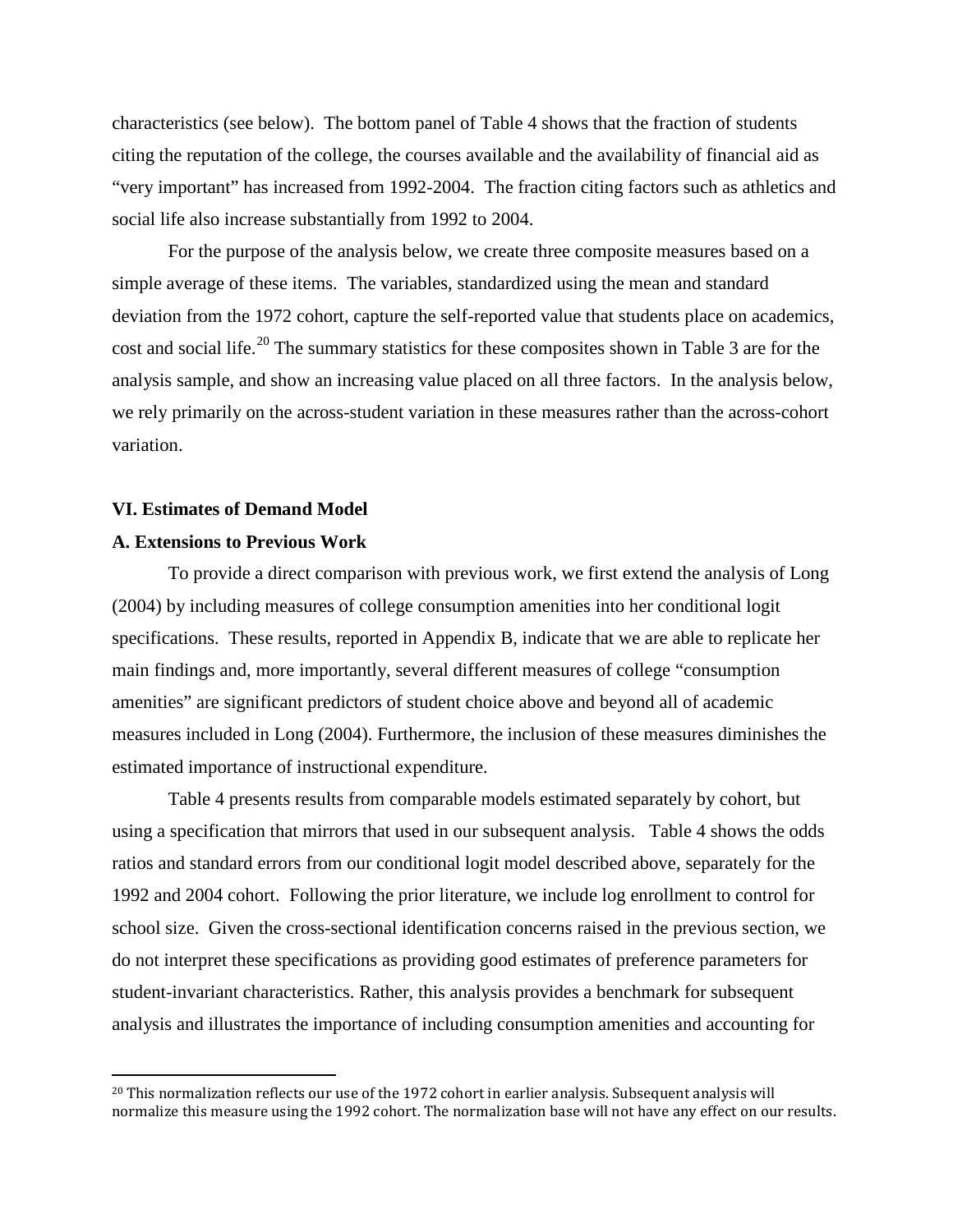characteristics (see below). The bottom panel of Table 4 shows that the fraction of students citing the reputation of the college, the courses available and the availability of financial aid as "very important" has increased from 1992-2004. The fraction citing factors such as athletics and social life also increase substantially from 1992 to 2004.

For the purpose of the analysis below, we create three composite measures based on a simple average of these items. The variables, standardized using the mean and standard deviation from the 1972 cohort, capture the self-reported value that students place on academics, cost and social life.[20] The summary statistics for these composites shown in Table 3 are for the analysis sample, and show an increasing value placed on all three factors. In the analysis below, we rely primarily on the across-student variation in these measures rather than the across-cohort variation.

## VI. Estimates of Demand Model

### A. Extensions to Previous Work

To provide a direct comparison with previous work, we first extend the analysis of Long (2004) by including measures of college consumption amenities into her conditional logit specifications. These results, reported in Appendix B, indicate that we are able to replicate her main findings and, more importantly, several different measures of college "consumption amenities" are significant predictors of student choice above and beyond all of academic measures included in Long (2004). Furthermore, the inclusion of these measures diminishes the estimated importance of instructional expenditure.

Table 4 presents results from comparable models estimated separately by cohort, but using a specification that mirrors that used in our subsequent analysis. Table 4 shows the odds ratios and standard errors from our conditional logit model described above, separately for the 1992 and 2004 cohort. Following the prior literature, we include log enrollment to control for school size. Given the cross-sectional identification concerns raised in the previous section, we do not interpret these specifications as providing good estimates of preference parameters for student-invariant characteristics. Rather, this analysis provides a benchmark for subsequent analysis and illustrates the importance of including consumption amenities and accounting for

[20] This normalization reflects our use of the 1972 cohort in earlier analysis. Subsequent analysis will normalize this measure using the 1992 cohort. The normalization base will not have any effect on our results.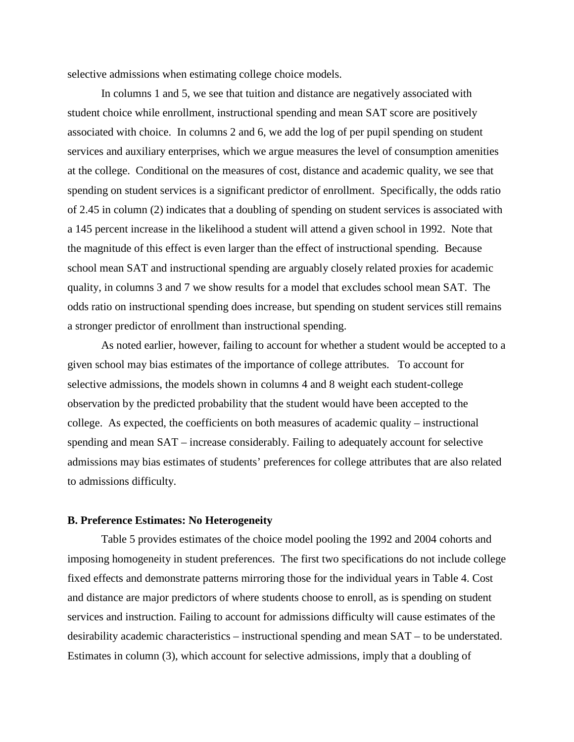selective admissions when estimating college choice models.

In columns 1 and 5, we see that tuition and distance are negatively associated with student choice while enrollment, instructional spending and mean SAT score are positively associated with choice. In columns 2 and 6, we add the log of per pupil spending on student services and auxiliary enterprises, which we argue measures the level of consumption amenities at the college. Conditional on the measures of cost, distance and academic quality, we see that spending on student services is a significant predictor of enrollment. Specifically, the odds ratio of 2.45 in column (2) indicates that a doubling of spending on student services is associated with a 145 percent increase in the likelihood a student will attend a given school in 1992. Note that the magnitude of this effect is even larger than the effect of instructional spending. Because school mean SAT and instructional spending are arguably closely related proxies for academic quality, in columns 3 and 7 we show results for a model that excludes school mean SAT. The odds ratio on instructional spending does increase, but spending on student services still remains a stronger predictor of enrollment than instructional spending.

As noted earlier, however, failing to account for whether a student would be accepted to a given school may bias estimates of the importance of college attributes. To account for selective admissions, the models shown in columns 4 and 8 weight each student-college observation by the predicted probability that the student would have been accepted to the college. As expected, the coefficients on both measures of academic quality – instructional spending and mean SAT – increase considerably. Failing to adequately account for selective admissions may bias estimates of students' preferences for college attributes that are also related to admissions difficulty.

### B. Preference Estimates: No Heterogeneity

Table 5 provides estimates of the choice model pooling the 1992 and 2004 cohorts and imposing homogeneity in student preferences. The first two specifications do not include college fixed effects and demonstrate patterns mirroring those for the individual years in Table 4. Cost and distance are major predictors of where students choose to enroll, as is spending on student services and instruction. Failing to account for admissions difficulty will cause estimates of the desirability academic characteristics – instructional spending and mean SAT – to be understated. Estimates in column (3), which account for selective admissions, imply that a doubling of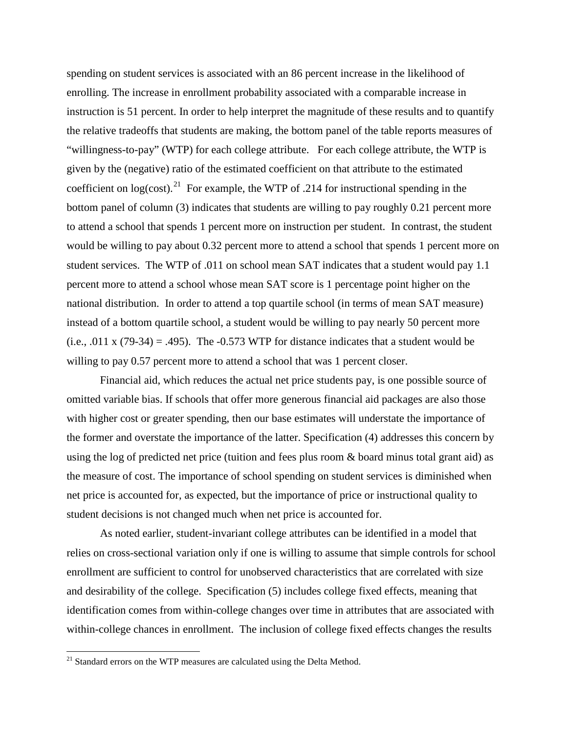spending on student services is associated with an 86 percent increase in the likelihood of enrolling. The increase in enrollment probability associated with a comparable increase in instruction is 51 percent. In order to help interpret the magnitude of these results and to quantify the relative tradeoffs that students are making, the bottom panel of the table reports measures of "willingness-to-pay" (WTP) for each college attribute. For each college attribute, the WTP is given by the (negative) ratio of the estimated coefficient on that attribute to the estimated coefficient on log(cost).[21] For example, the WTP of .214 for instructional spending in the bottom panel of column (3) indicates that students are willing to pay roughly 0.21 percent more to attend a school that spends 1 percent more on instruction per student. In contrast, the student would be willing to pay about 0.32 percent more to attend a school that spends 1 percent more on student services. The WTP of .011 on school mean SAT indicates that a student would pay 1.1 percent more to attend a school whose mean SAT score is 1 percentage point higher on the national distribution. In order to attend a top quartile school (in terms of mean SAT measure) instead of a bottom quartile school, a student would be willing to pay nearly 50 percent more (i.e., .011 x (79-34) = .495). The -0.573 WTP for distance indicates that a student would be willing to pay 0.57 percent more to attend a school that was 1 percent closer.

Financial aid, which reduces the actual net price students pay, is one possible source of omitted variable bias. If schools that offer more generous financial aid packages are also those with higher cost or greater spending, then our base estimates will understate the importance of the former and overstate the importance of the latter. Specification (4) addresses this concern by using the log of predicted net price (tuition and fees plus room & board minus total grant aid) as the measure of cost. The importance of school spending on student services is diminished when net price is accounted for, as expected, but the importance of price or instructional quality to student decisions is not changed much when net price is accounted for.

As noted earlier, student-invariant college attributes can be identified in a model that relies on cross-sectional variation only if one is willing to assume that simple controls for school enrollment are sufficient to control for unobserved characteristics that are correlated with size and desirability of the college. Specification (5) includes college fixed effects, meaning that identification comes from within-college changes over time in attributes that are associated with within-college chances in enrollment. The inclusion of college fixed effects changes the results

[21] Standard errors on the WTP measures are calculated using the Delta Method.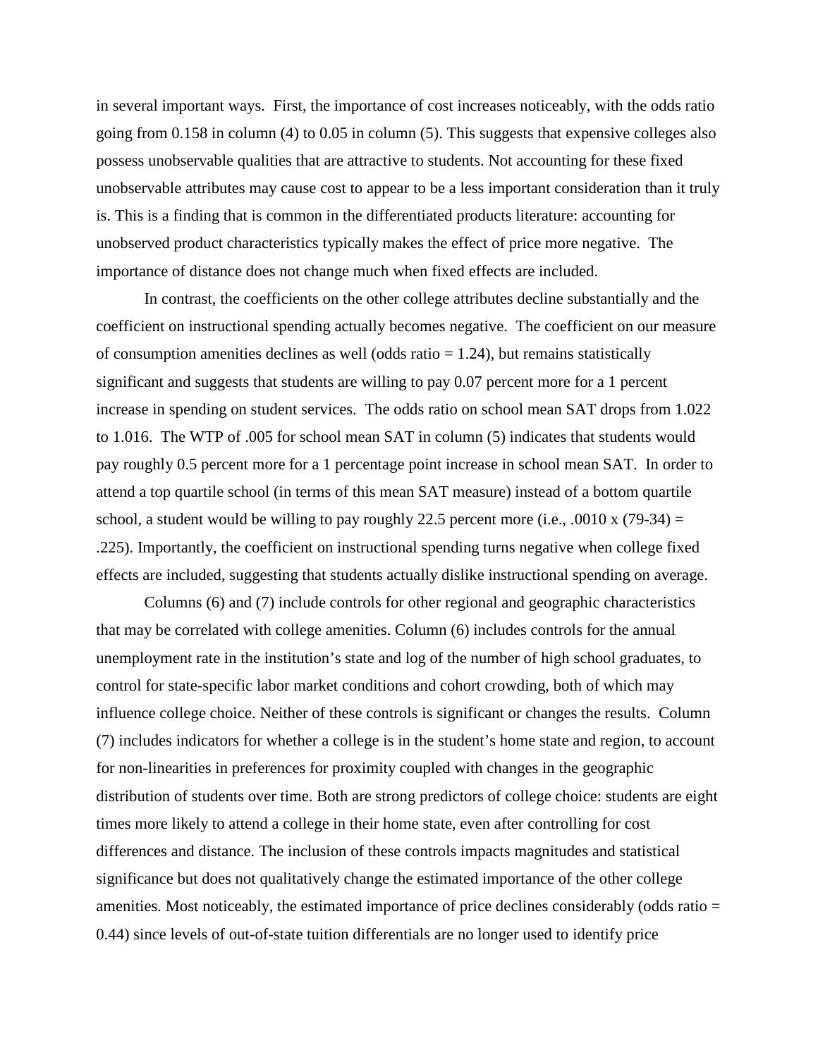in several important ways. First, the importance of cost increases noticeably, with the odds ratio going from 0.158 in column (4) to 0.05 in column (5). This suggests that expensive colleges also possess unobservable qualities that are attractive to students. Not accounting for these fixed unobservable attributes may cause cost to appear to be a less important consideration than it truly is. This is a finding that is common in the differentiated products literature: accounting for unobserved product characteristics typically makes the effect of price more negative. The importance of distance does not change much when fixed effects are included.

In contrast, the coefficients on the other college attributes decline substantially and the coefficient on instructional spending actually becomes negative. The coefficient on our measure of consumption amenities declines as well (odds ratio = 1.24), but remains statistically significant and suggests that students are willing to pay 0.07 percent more for a 1 percent increase in spending on student services. The odds ratio on school mean SAT drops from 1.022 to 1.016. The WTP of .005 for school mean SAT in column (5) indicates that students would pay roughly 0.5 percent more for a 1 percentage point increase in school mean SAT. In order to attend a top quartile school (in terms of this mean SAT measure) instead of a bottom quartile school, a student would be willing to pay roughly 22.5 percent more (i.e., .0010 x (79-34) = .225). Importantly, the coefficient on instructional spending turns negative when college fixed effects are included, suggesting that students actually dislike instructional spending on average.

Columns (6) and (7) include controls for other regional and geographic characteristics that may be correlated with college amenities. Column (6) includes controls for the annual unemployment rate in the institution's state and log of the number of high school graduates, to control for state-specific labor market conditions and cohort crowding, both of which may influence college choice. Neither of these controls is significant or changes the results. Column (7) includes indicators for whether a college is in the student's home state and region, to account for non-linearities in preferences for proximity coupled with changes in the geographic distribution of students over time. Both are strong predictors of college choice: students are eight times more likely to attend a college in their home state, even after controlling for cost differences and distance. The inclusion of these controls impacts magnitudes and statistical significance but does not qualitatively change the estimated importance of the other college amenities. Most noticeably, the estimated importance of price declines considerably (odds ratio = 0.44) since levels of out-of-state tuition differentials are no longer used to identify price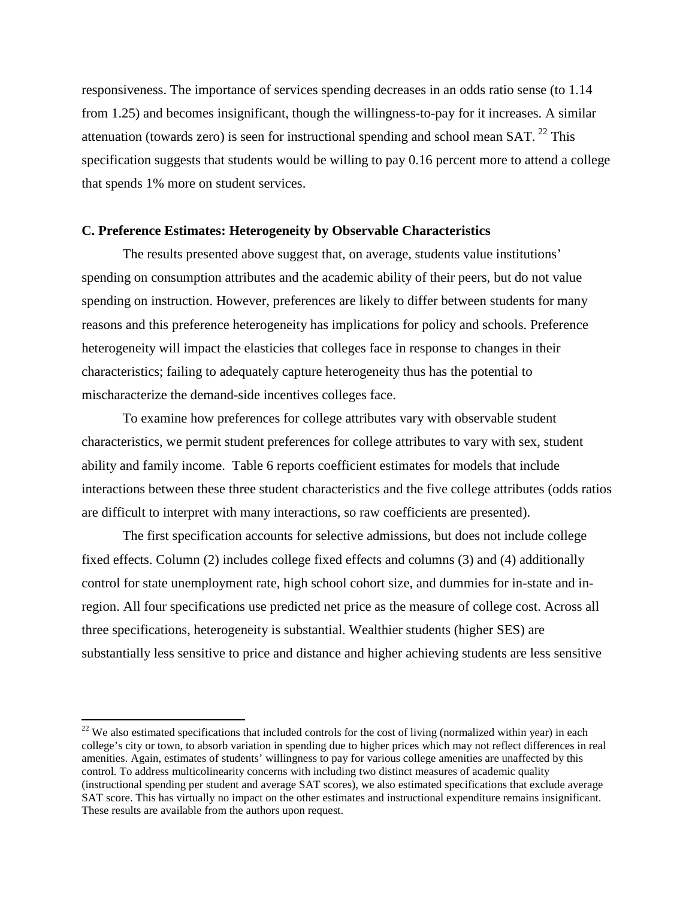responsiveness. The importance of services spending decreases in an odds ratio sense (to 1.14 from 1.25) and becomes insignificant, though the willingness-to-pay for it increases. A similar attenuation (towards zero) is seen for instructional spending and school mean SAT. [22] This specification suggests that students would be willing to pay 0.16 percent more to attend a college that spends 1% more on student services.

### C. Preference Estimates: Heterogeneity by Observable Characteristics

The results presented above suggest that, on average, students value institutions' spending on consumption attributes and the academic ability of their peers, but do not value spending on instruction. However, preferences are likely to differ between students for many reasons and this preference heterogeneity has implications for policy and schools. Preference heterogeneity will impact the elasticies that colleges face in response to changes in their characteristics; failing to adequately capture heterogeneity thus has the potential to mischaracterize the demand-side incentives colleges face.

To examine how preferences for college attributes vary with observable student characteristics, we permit student preferences for college attributes to vary with sex, student ability and family income. Table 6 reports coefficient estimates for models that include interactions between these three student characteristics and the five college attributes (odds ratios are difficult to interpret with many interactions, so raw coefficients are presented).

The first specification accounts for selective admissions, but does not include college fixed effects. Column (2) includes college fixed effects and columns (3) and (4) additionally control for state unemployment rate, high school cohort size, and dummies for in-state and in-region. All four specifications use predicted net price as the measure of college cost. Across all three specifications, heterogeneity is substantial. Wealthier students (higher SES) are substantially less sensitive to price and distance and higher achieving students are less sensitive

[22] We also estimated specifications that included controls for the cost of living (normalized within year) in each college's city or town, to absorb variation in spending due to higher prices which may not reflect differences in real amenities. Again, estimates of students' willingness to pay for various college amenities are unaffected by this control. To address multicolinearity concerns with including two distinct measures of academic quality (instructional spending per student and average SAT scores), we also estimated specifications that exclude average SAT score. This has virtually no impact on the other estimates and instructional expenditure remains insignificant. These results are available from the authors upon request.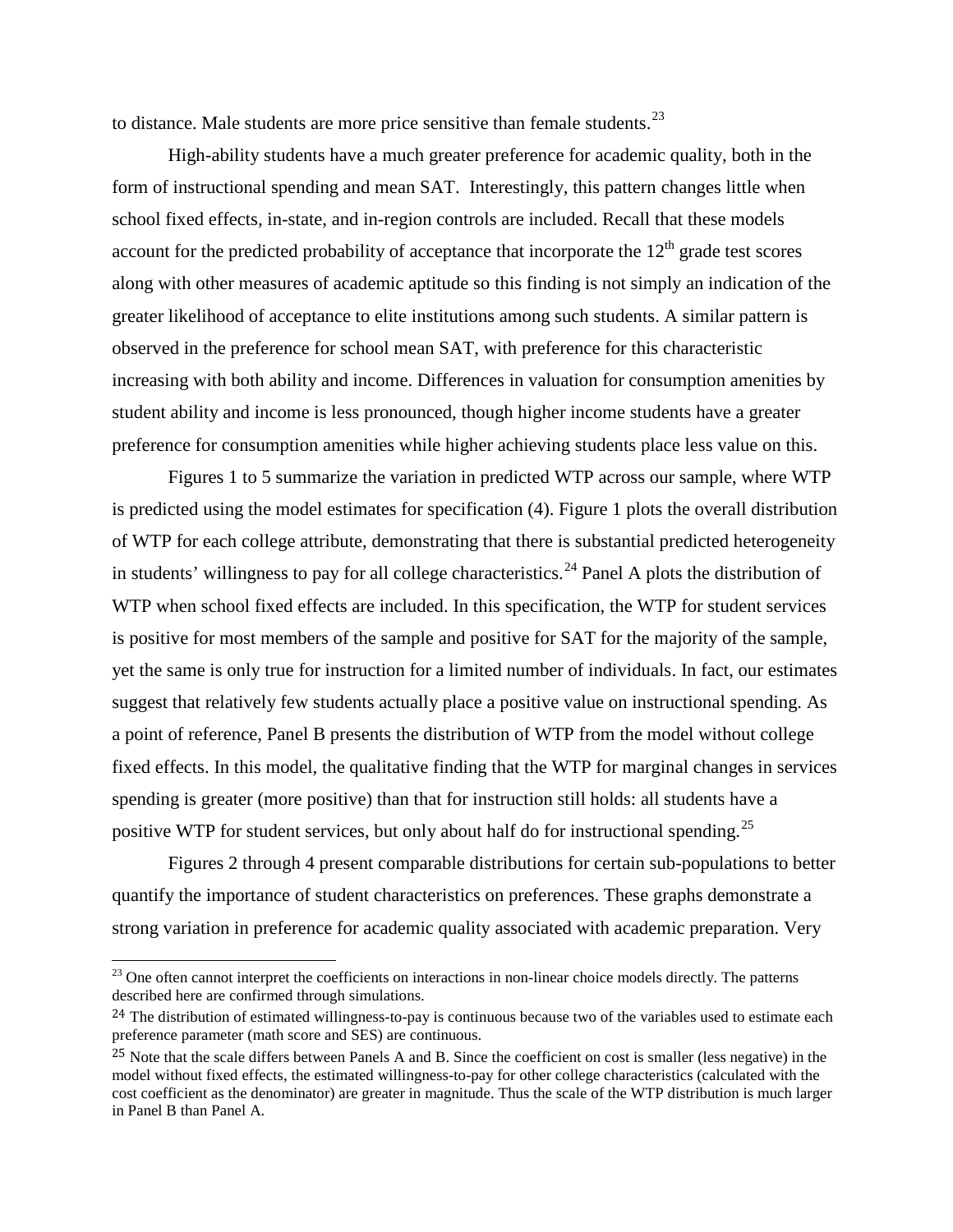to distance. Male students are more price sensitive than female students.[23]

High-ability students have a much greater preference for academic quality, both in the form of instructional spending and mean SAT. Interestingly, this pattern changes little when school fixed effects, in-state, and in-region controls are included. Recall that these models account for the predicted probability of acceptance that incorporate the 12th grade test scores along with other measures of academic aptitude so this finding is not simply an indication of the greater likelihood of acceptance to elite institutions among such students. A similar pattern is observed in the preference for school mean SAT, with preference for this characteristic increasing with both ability and income. Differences in valuation for consumption amenities by student ability and income is less pronounced, though higher income students have a greater preference for consumption amenities while higher achieving students place less value on this.

Figures 1 to 5 summarize the variation in predicted WTP across our sample, where WTP is predicted using the model estimates for specification (4). Figure 1 plots the overall distribution of WTP for each college attribute, demonstrating that there is substantial predicted heterogeneity in students' willingness to pay for all college characteristics.[24] Panel A plots the distribution of WTP when school fixed effects are included. In this specification, the WTP for student services is positive for most members of the sample and positive for SAT for the majority of the sample, yet the same is only true for instruction for a limited number of individuals. In fact, our estimates suggest that relatively few students actually place a positive value on instructional spending. As a point of reference, Panel B presents the distribution of WTP from the model without college fixed effects. In this model, the qualitative finding that the WTP for marginal changes in services spending is greater (more positive) than that for instruction still holds: all students have a positive WTP for student services, but only about half do for instructional spending.[25]

Figures 2 through 4 present comparable distributions for certain sub-populations to better quantify the importance of student characteristics on preferences. These graphs demonstrate a strong variation in preference for academic quality associated with academic preparation. Very

---

[23] One often cannot interpret the coefficients on interactions in non-linear choice models directly. The patterns described here are confirmed through simulations.

[24] The distribution of estimated willingness-to-pay is continuous because two of the variables used to estimate each preference parameter (math score and SES) are continuous.

[25] Note that the scale differs between Panels A and B. Since the coefficient on cost is smaller (less negative) in the model without fixed effects, the estimated willingness-to-pay for other college characteristics (calculated with the cost coefficient as the denominator) are greater in magnitude. Thus the scale of the WTP distribution is much larger in Panel B than Panel A.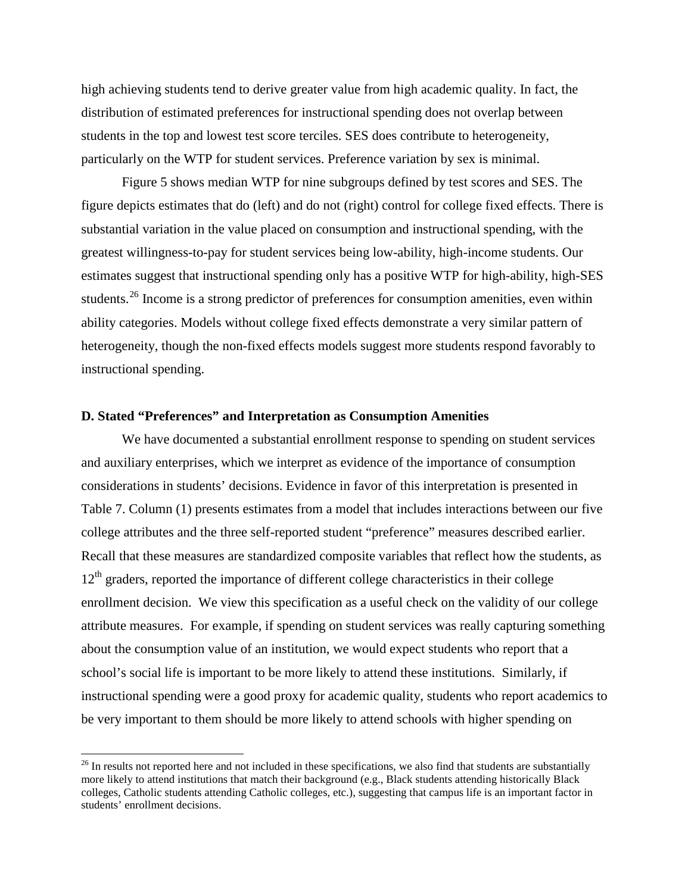high achieving students tend to derive greater value from high academic quality. In fact, the distribution of estimated preferences for instructional spending does not overlap between students in the top and lowest test score terciles. SES does contribute to heterogeneity, particularly on the WTP for student services. Preference variation by sex is minimal.

Figure 5 shows median WTP for nine subgroups defined by test scores and SES. The figure depicts estimates that do (left) and do not (right) control for college fixed effects. There is substantial variation in the value placed on consumption and instructional spending, with the greatest willingness-to-pay for student services being low-ability, high-income students. Our estimates suggest that instructional spending only has a positive WTP for high-ability, high-SES students.[26] Income is a strong predictor of preferences for consumption amenities, even within ability categories. Models without college fixed effects demonstrate a very similar pattern of heterogeneity, though the non-fixed effects models suggest more students respond favorably to instructional spending.

### D. Stated "Preferences" and Interpretation as Consumption Amenities

We have documented a substantial enrollment response to spending on student services and auxiliary enterprises, which we interpret as evidence of the importance of consumption considerations in students' decisions. Evidence in favor of this interpretation is presented in Table 7. Column (1) presents estimates from a model that includes interactions between our five college attributes and the three self-reported student "preference" measures described earlier. Recall that these measures are standardized composite variables that reflect how the students, as 12th graders, reported the importance of different college characteristics in their college enrollment decision. We view this specification as a useful check on the validity of our college attribute measures. For example, if spending on student services was really capturing something about the consumption value of an institution, we would expect students who report that a school's social life is important to be more likely to attend these institutions. Similarly, if instructional spending were a good proxy for academic quality, students who report academics to be very important to them should be more likely to attend schools with higher spending on

[26] In results not reported here and not included in these specifications, we also find that students are substantially more likely to attend institutions that match their background (e.g., Black students attending historically Black colleges, Catholic students attending Catholic colleges, etc.), suggesting that campus life is an important factor in students' enrollment decisions.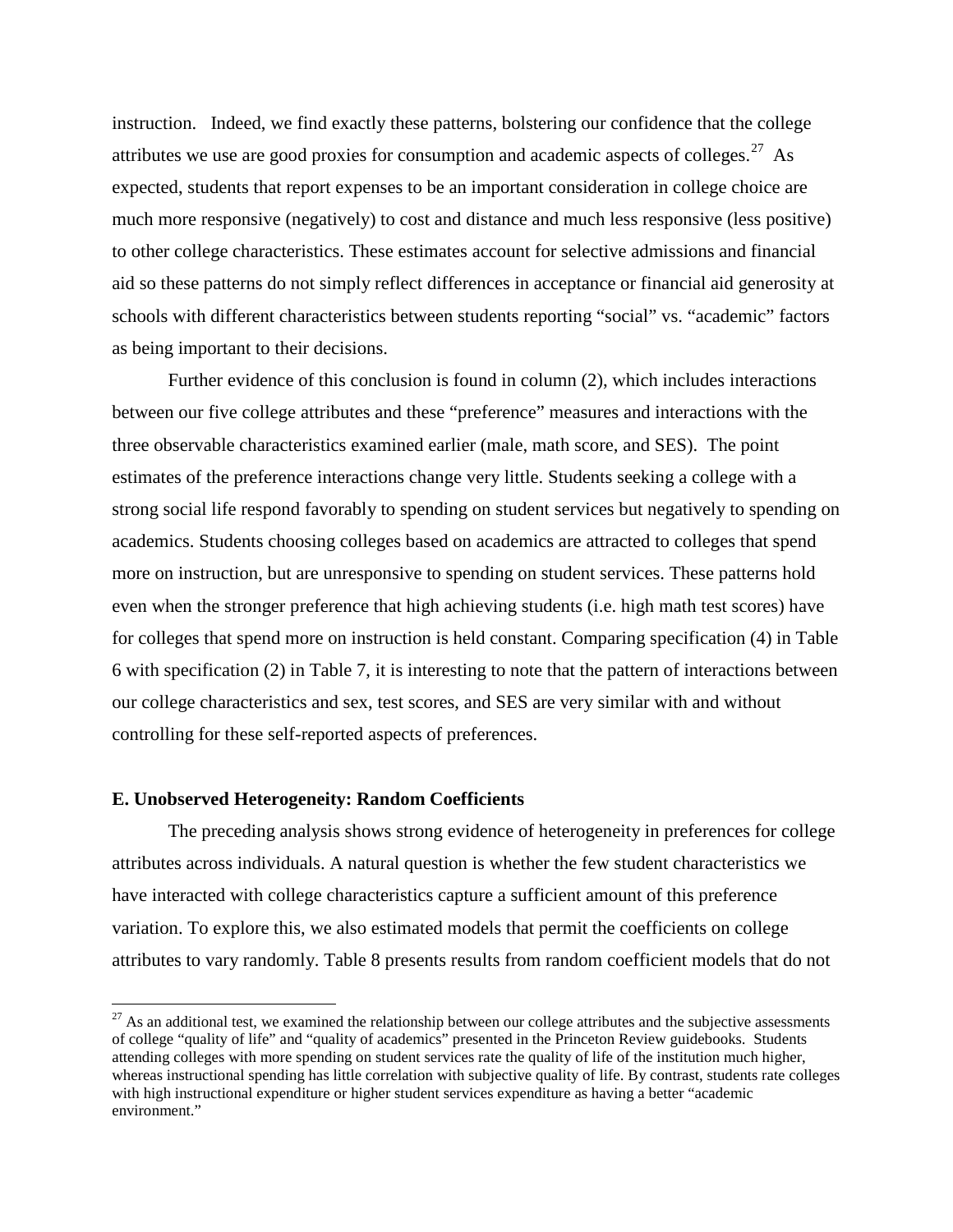instruction. Indeed, we find exactly these patterns, bolstering our confidence that the college attributes we use are good proxies for consumption and academic aspects of colleges.[27] As expected, students that report expenses to be an important consideration in college choice are much more responsive (negatively) to cost and distance and much less responsive (less positive) to other college characteristics. These estimates account for selective admissions and financial aid so these patterns do not simply reflect differences in acceptance or financial aid generosity at schools with different characteristics between students reporting "social" vs. "academic" factors as being important to their decisions.

Further evidence of this conclusion is found in column (2), which includes interactions between our five college attributes and these "preference" measures and interactions with the three observable characteristics examined earlier (male, math score, and SES). The point estimates of the preference interactions change very little. Students seeking a college with a strong social life respond favorably to spending on student services but negatively to spending on academics. Students choosing colleges based on academics are attracted to colleges that spend more on instruction, but are unresponsive to spending on student services. These patterns hold even when the stronger preference that high achieving students (i.e. high math test scores) have for colleges that spend more on instruction is held constant. Comparing specification (4) in Table 6 with specification (2) in Table 7, it is interesting to note that the pattern of interactions between our college characteristics and sex, test scores, and SES are very similar with and without controlling for these self-reported aspects of preferences.

**E. Unobserved Heterogeneity: Random Coefficients**

The preceding analysis shows strong evidence of heterogeneity in preferences for college attributes across individuals. A natural question is whether the few student characteristics we have interacted with college characteristics capture a sufficient amount of this preference variation. To explore this, we also estimated models that permit the coefficients on college attributes to vary randomly. Table 8 presents results from random coefficient models that do not

[27] As an additional test, we examined the relationship between our college attributes and the subjective assessments of college "quality of life" and "quality of academics" presented in the Princeton Review guidebooks. Students attending colleges with more spending on student services rate the quality of life of the institution much higher, whereas instructional spending has little correlation with subjective quality of life. By contrast, students rate colleges with high instructional expenditure or higher student services expenditure as having a better "academic environment."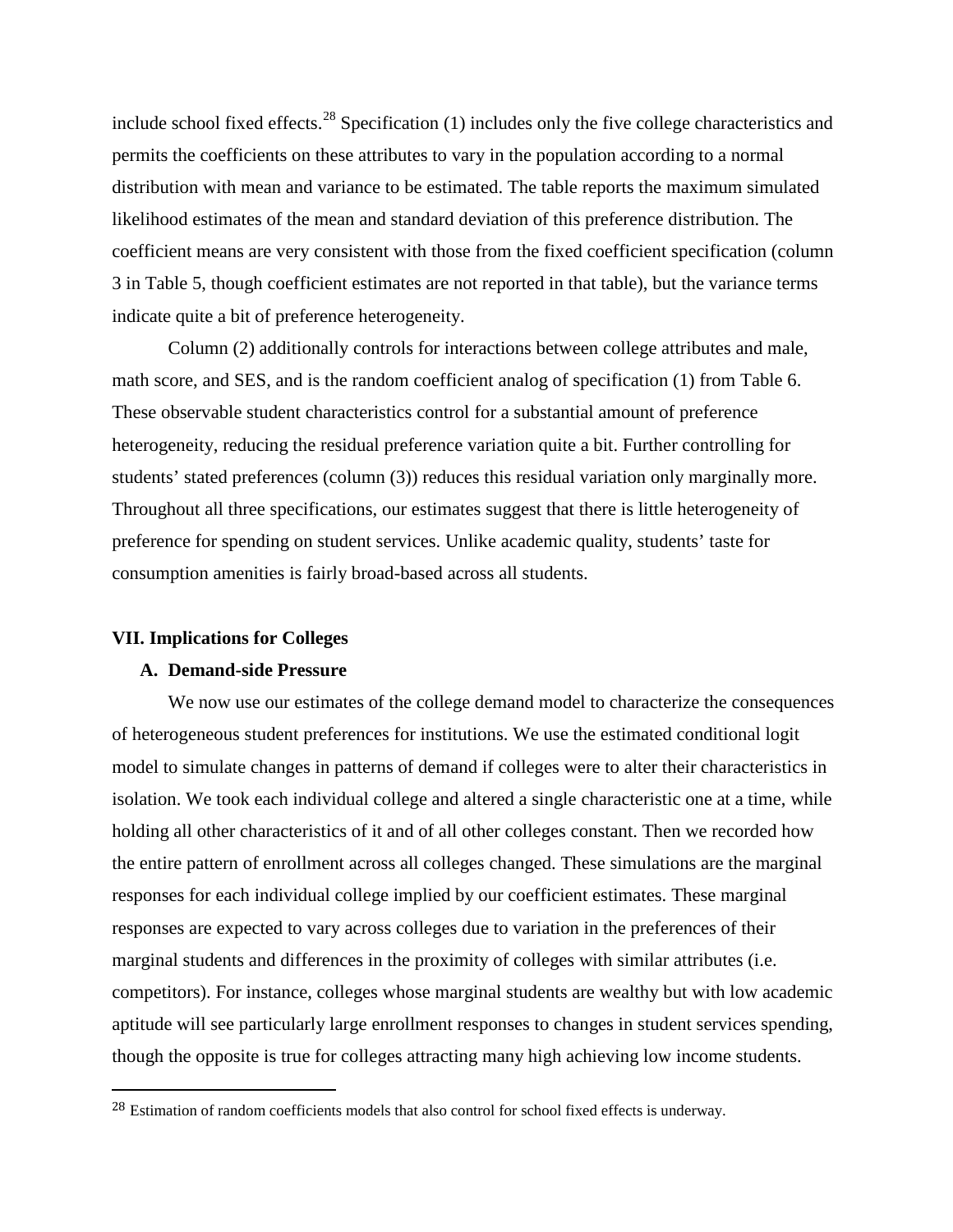include school fixed effects.[28] Specification (1) includes only the five college characteristics and permits the coefficients on these attributes to vary in the population according to a normal distribution with mean and variance to be estimated. The table reports the maximum simulated likelihood estimates of the mean and standard deviation of this preference distribution. The coefficient means are very consistent with those from the fixed coefficient specification (column 3 in Table 5, though coefficient estimates are not reported in that table), but the variance terms indicate quite a bit of preference heterogeneity.

Column (2) additionally controls for interactions between college attributes and male, math score, and SES, and is the random coefficient analog of specification (1) from Table 6. These observable student characteristics control for a substantial amount of preference heterogeneity, reducing the residual preference variation quite a bit. Further controlling for students' stated preferences (column (3)) reduces this residual variation only marginally more. Throughout all three specifications, our estimates suggest that there is little heterogeneity of preference for spending on student services. Unlike academic quality, students' taste for consumption amenities is fairly broad-based across all students.

## VII. Implications for Colleges

### A. Demand-side Pressure

We now use our estimates of the college demand model to characterize the consequences of heterogeneous student preferences for institutions. We use the estimated conditional logit model to simulate changes in patterns of demand if colleges were to alter their characteristics in isolation. We took each individual college and altered a single characteristic one at a time, while holding all other characteristics of it and of all other colleges constant. Then we recorded how the entire pattern of enrollment across all colleges changed. These simulations are the marginal responses for each individual college implied by our coefficient estimates. These marginal responses are expected to vary across colleges due to variation in the preferences of their marginal students and differences in the proximity of colleges with similar attributes (i.e. competitors). For instance, colleges whose marginal students are wealthy but with low academic aptitude will see particularly large enrollment responses to changes in student services spending, though the opposite is true for colleges attracting many high achieving low income students.

[28] Estimation of random coefficients models that also control for school fixed effects is underway.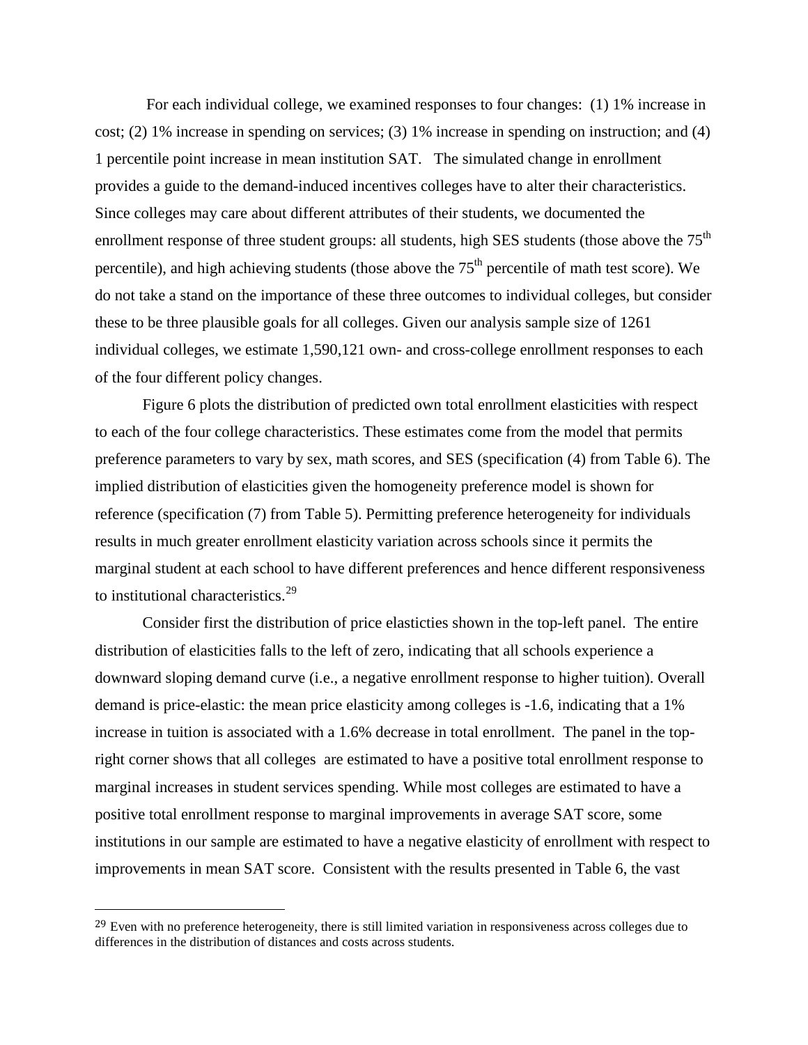For each individual college, we examined responses to four changes: (1) 1% increase in cost; (2) 1% increase in spending on services; (3) 1% increase in spending on instruction; and (4) 1 percentile point increase in mean institution SAT. The simulated change in enrollment provides a guide to the demand-induced incentives colleges have to alter their characteristics. Since colleges may care about different attributes of their students, we documented the enrollment response of three student groups: all students, high SES students (those above the 75th percentile), and high achieving students (those above the 75th percentile of math test score). We do not take a stand on the importance of these three outcomes to individual colleges, but consider these to be three plausible goals for all colleges. Given our analysis sample size of 1261 individual colleges, we estimate 1,590,121 own- and cross-college enrollment responses to each of the four different policy changes.

Figure 6 plots the distribution of predicted own total enrollment elasticities with respect to each of the four college characteristics. These estimates come from the model that permits preference parameters to vary by sex, math scores, and SES (specification (4) from Table 6). The implied distribution of elasticities given the homogeneity preference model is shown for reference (specification (7) from Table 5). Permitting preference heterogeneity for individuals results in much greater enrollment elasticity variation across schools since it permits the marginal student at each school to have different preferences and hence different responsiveness to institutional characteristics.[29]

Consider first the distribution of price elasticties shown in the top-left panel. The entire distribution of elasticities falls to the left of zero, indicating that all schools experience a downward sloping demand curve (i.e., a negative enrollment response to higher tuition). Overall demand is price-elastic: the mean price elasticity among colleges is -1.6, indicating that a 1% increase in tuition is associated with a 1.6% decrease in total enrollment. The panel in the top-right corner shows that all colleges are estimated to have a positive total enrollment response to marginal increases in student services spending. While most colleges are estimated to have a positive total enrollment response to marginal improvements in average SAT score, some institutions in our sample are estimated to have a negative elasticity of enrollment with respect to improvements in mean SAT score. Consistent with the results presented in Table 6, the vast

[29] Even with no preference heterogeneity, there is still limited variation in responsiveness across colleges due to differences in the distribution of distances and costs across students.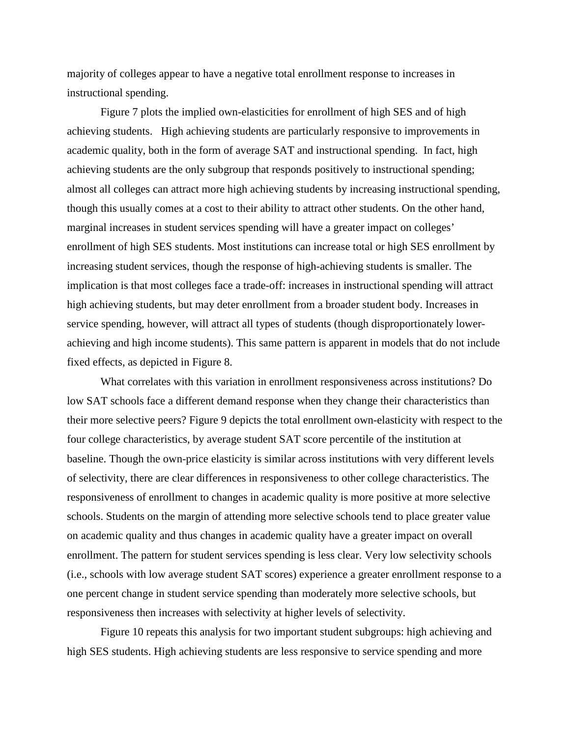majority of colleges appear to have a negative total enrollment response to increases in instructional spending.

Figure 7 plots the implied own-elasticities for enrollment of high SES and of high achieving students. High achieving students are particularly responsive to improvements in academic quality, both in the form of average SAT and instructional spending. In fact, high achieving students are the only subgroup that responds positively to instructional spending; almost all colleges can attract more high achieving students by increasing instructional spending, though this usually comes at a cost to their ability to attract other students. On the other hand, marginal increases in student services spending will have a greater impact on colleges' enrollment of high SES students. Most institutions can increase total or high SES enrollment by increasing student services, though the response of high-achieving students is smaller. The implication is that most colleges face a trade-off: increases in instructional spending will attract high achieving students, but may deter enrollment from a broader student body. Increases in service spending, however, will attract all types of students (though disproportionately lower-achieving and high income students). This same pattern is apparent in models that do not include fixed effects, as depicted in Figure 8.

What correlates with this variation in enrollment responsiveness across institutions? Do low SAT schools face a different demand response when they change their characteristics than their more selective peers? Figure 9 depicts the total enrollment own-elasticity with respect to the four college characteristics, by average student SAT score percentile of the institution at baseline. Though the own-price elasticity is similar across institutions with very different levels of selectivity, there are clear differences in responsiveness to other college characteristics. The responsiveness of enrollment to changes in academic quality is more positive at more selective schools. Students on the margin of attending more selective schools tend to place greater value on academic quality and thus changes in academic quality have a greater impact on overall enrollment. The pattern for student services spending is less clear. Very low selectivity schools (i.e., schools with low average student SAT scores) experience a greater enrollment response to a one percent change in student service spending than moderately more selective schools, but responsiveness then increases with selectivity at higher levels of selectivity.

Figure 10 repeats this analysis for two important student subgroups: high achieving and high SES students. High achieving students are less responsive to service spending and more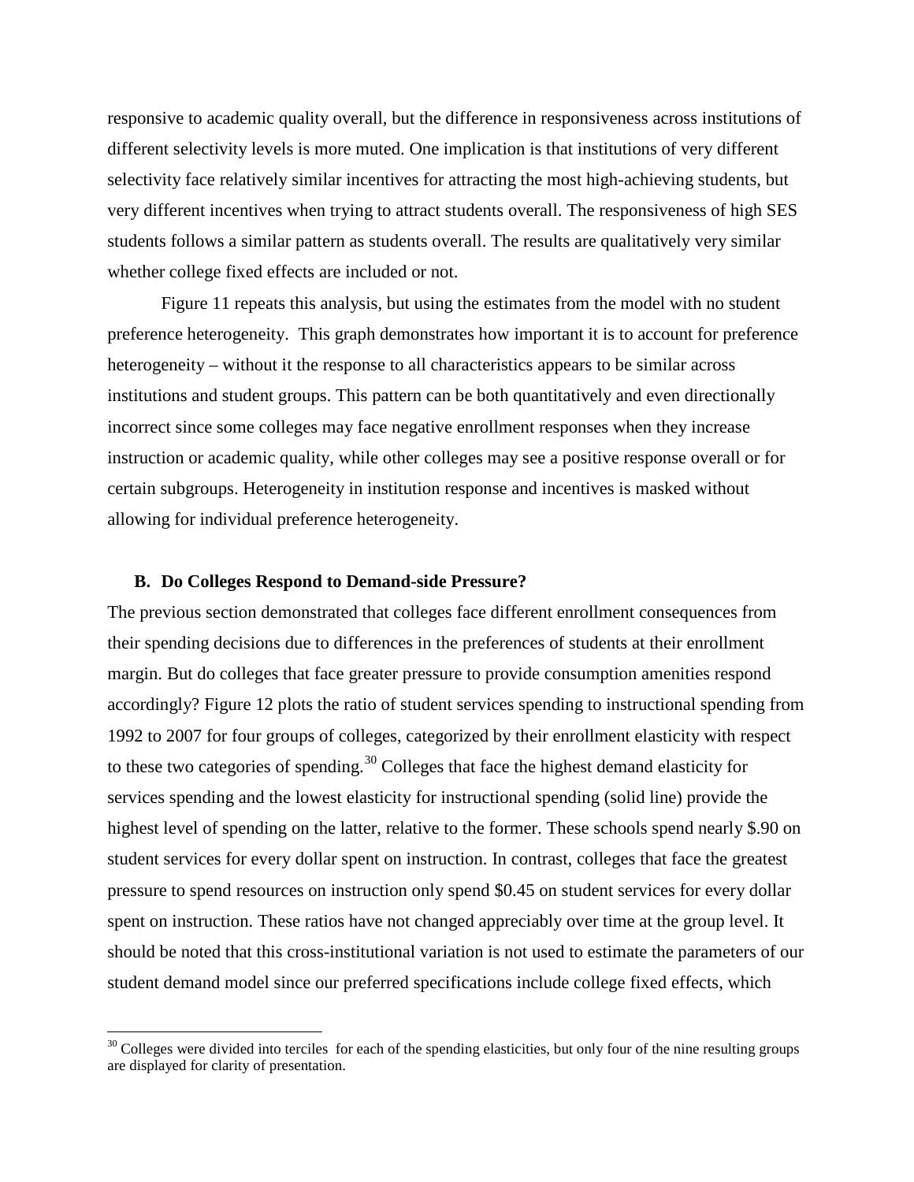responsive to academic quality overall, but the difference in responsiveness across institutions of different selectivity levels is more muted. One implication is that institutions of very different selectivity face relatively similar incentives for attracting the most high-achieving students, but very different incentives when trying to attract students overall. The responsiveness of high SES students follows a similar pattern as students overall. The results are qualitatively very similar whether college fixed effects are included or not.

Figure 11 repeats this analysis, but using the estimates from the model with no student preference heterogeneity. This graph demonstrates how important it is to account for preference heterogeneity – without it the response to all characteristics appears to be similar across institutions and student groups. This pattern can be both quantitatively and even directionally incorrect since some colleges may face negative enrollment responses when they increase instruction or academic quality, while other colleges may see a positive response overall or for certain subgroups. Heterogeneity in institution response and incentives is masked without allowing for individual preference heterogeneity.

### B. Do Colleges Respond to Demand-side Pressure?

The previous section demonstrated that colleges face different enrollment consequences from their spending decisions due to differences in the preferences of students at their enrollment margin. But do colleges that face greater pressure to provide consumption amenities respond accordingly? Figure 12 plots the ratio of student services spending to instructional spending from 1992 to 2007 for four groups of colleges, categorized by their enrollment elasticity with respect to these two categories of spending.[30] Colleges that face the highest demand elasticity for services spending and the lowest elasticity for instructional spending (solid line) provide the highest level of spending on the latter, relative to the former. These schools spend nearly \$.90 on student services for every dollar spent on instruction. In contrast, colleges that face the greatest pressure to spend resources on instruction only spend \$0.45 on student services for every dollar spent on instruction. These ratios have not changed appreciably over time at the group level. It should be noted that this cross-institutional variation is not used to estimate the parameters of our student demand model since our preferred specifications include college fixed effects, which

[30] Colleges were divided into terciles for each of the spending elasticities, but only four of the nine resulting groups are displayed for clarity of presentation.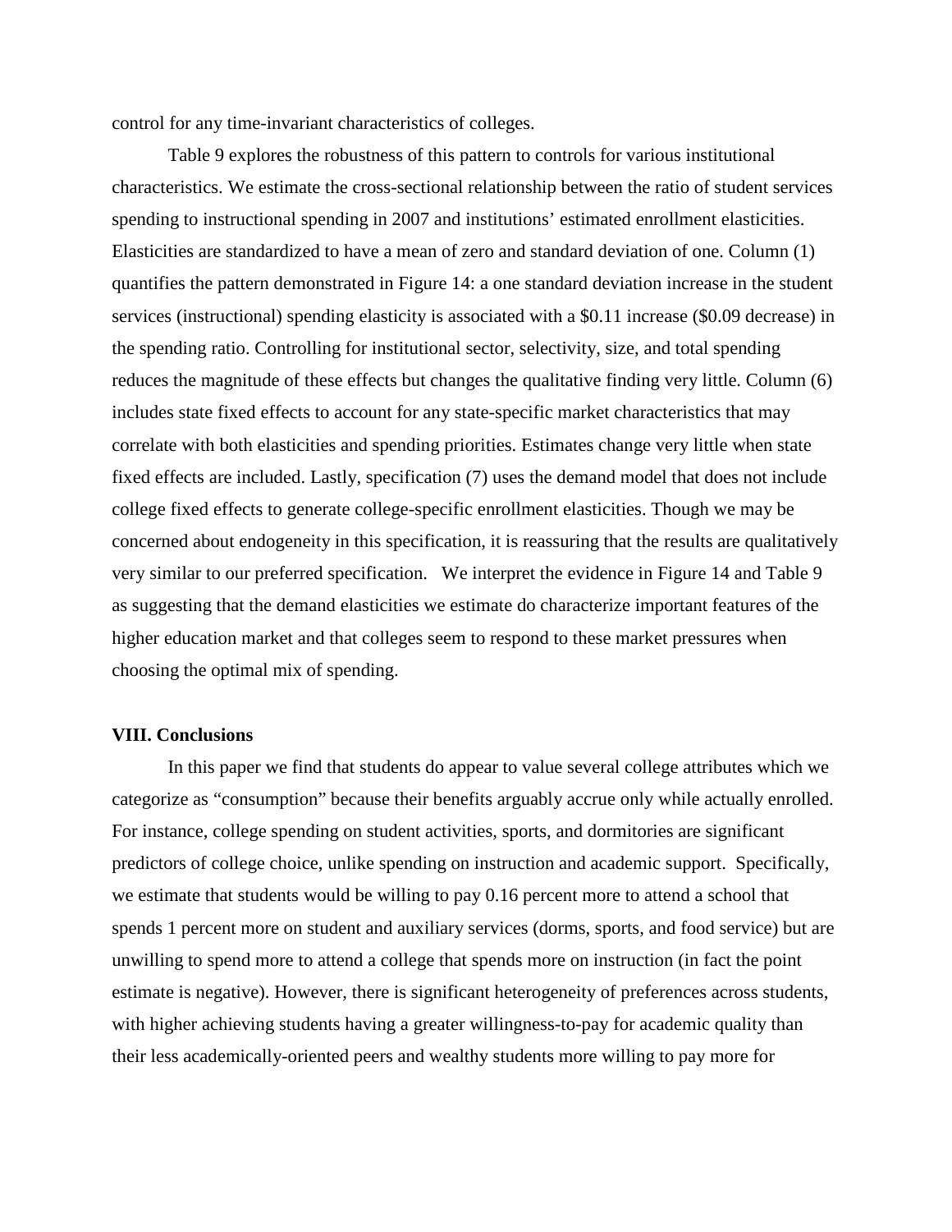control for any time-invariant characteristics of colleges.

Table 9 explores the robustness of this pattern to controls for various institutional characteristics. We estimate the cross-sectional relationship between the ratio of student services spending to instructional spending in 2007 and institutions' estimated enrollment elasticities. Elasticities are standardized to have a mean of zero and standard deviation of one. Column (1) quantifies the pattern demonstrated in Figure 14: a one standard deviation increase in the student services (instructional) spending elasticity is associated with a $0.11 increase ($0.09 decrease) in the spending ratio. Controlling for institutional sector, selectivity, size, and total spending reduces the magnitude of these effects but changes the qualitative finding very little. Column (6) includes state fixed effects to account for any state-specific market characteristics that may correlate with both elasticities and spending priorities. Estimates change very little when state fixed effects are included. Lastly, specification (7) uses the demand model that does not include college fixed effects to generate college-specific enrollment elasticities. Though we may be concerned about endogeneity in this specification, it is reassuring that the results are qualitatively very similar to our preferred specification. We interpret the evidence in Figure 14 and Table 9 as suggesting that the demand elasticities we estimate do characterize important features of the higher education market and that colleges seem to respond to these market pressures when choosing the optimal mix of spending.

## VIII. Conclusions

In this paper we find that students do appear to value several college attributes which we categorize as "consumption" because their benefits arguably accrue only while actually enrolled. For instance, college spending on student activities, sports, and dormitories are significant predictors of college choice, unlike spending on instruction and academic support. Specifically, we estimate that students would be willing to pay 0.16 percent more to attend a school that spends 1 percent more on student and auxiliary services (dorms, sports, and food service) but are unwilling to spend more to attend a college that spends more on instruction (in fact the point estimate is negative). However, there is significant heterogeneity of preferences across students, with higher achieving students having a greater willingness-to-pay for academic quality than their less academically-oriented peers and wealthy students more willing to pay more for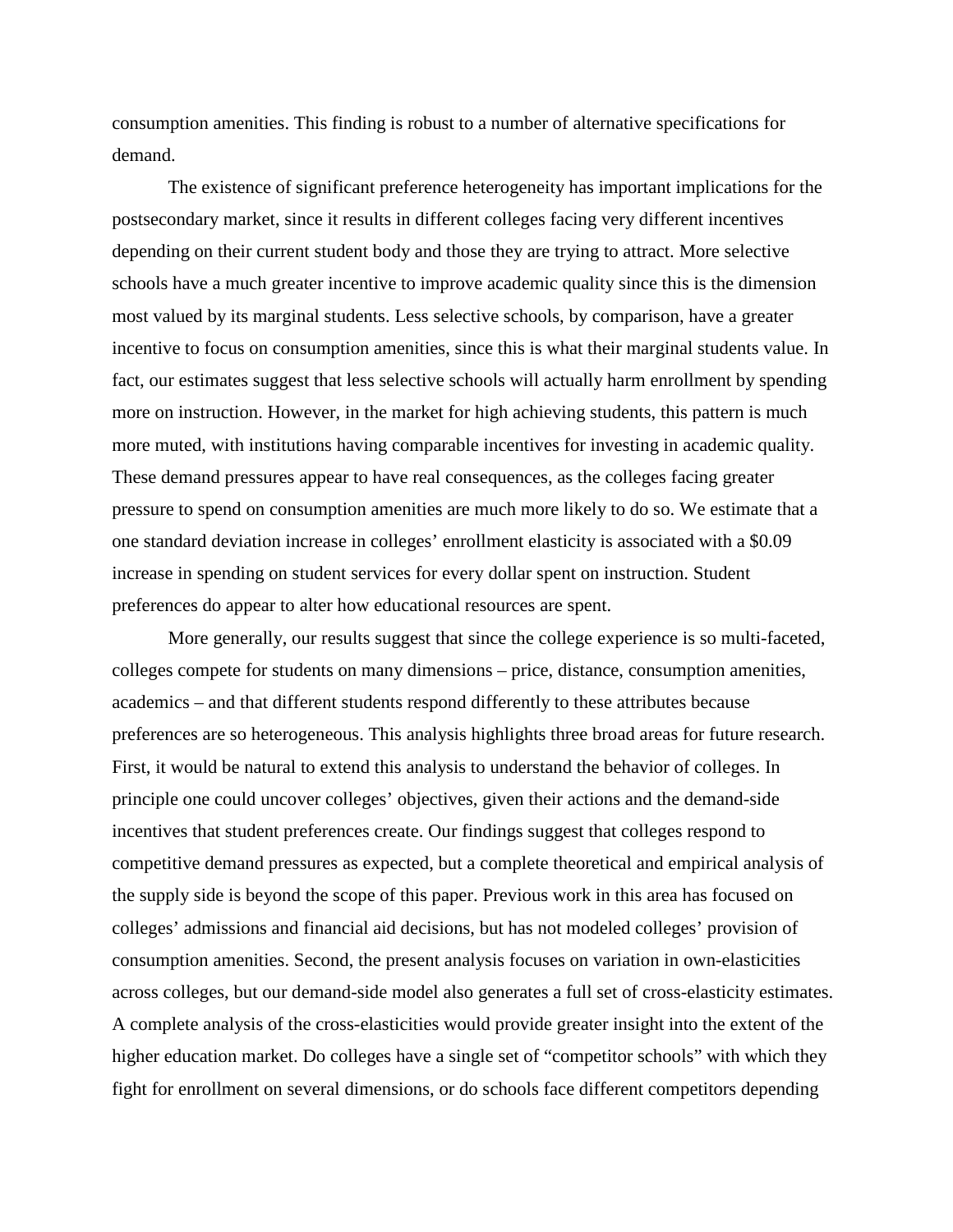consumption amenities. This finding is robust to a number of alternative specifications for demand.

The existence of significant preference heterogeneity has important implications for the postsecondary market, since it results in different colleges facing very different incentives depending on their current student body and those they are trying to attract. More selective schools have a much greater incentive to improve academic quality since this is the dimension most valued by its marginal students. Less selective schools, by comparison, have a greater incentive to focus on consumption amenities, since this is what their marginal students value. In fact, our estimates suggest that less selective schools will actually harm enrollment by spending more on instruction. However, in the market for high achieving students, this pattern is much more muted, with institutions having comparable incentives for investing in academic quality. These demand pressures appear to have real consequences, as the colleges facing greater pressure to spend on consumption amenities are much more likely to do so. We estimate that a one standard deviation increase in colleges' enrollment elasticity is associated with a $0.09 increase in spending on student services for every dollar spent on instruction. Student preferences do appear to alter how educational resources are spent.

More generally, our results suggest that since the college experience is so multi-faceted, colleges compete for students on many dimensions – price, distance, consumption amenities, academics – and that different students respond differently to these attributes because preferences are so heterogeneous. This analysis highlights three broad areas for future research. First, it would be natural to extend this analysis to understand the behavior of colleges. In principle one could uncover colleges' objectives, given their actions and the demand-side incentives that student preferences create. Our findings suggest that colleges respond to competitive demand pressures as expected, but a complete theoretical and empirical analysis of the supply side is beyond the scope of this paper. Previous work in this area has focused on colleges' admissions and financial aid decisions, but has not modeled colleges' provision of consumption amenities. Second, the present analysis focuses on variation in own-elasticities across colleges, but our demand-side model also generates a full set of cross-elasticity estimates. A complete analysis of the cross-elasticities would provide greater insight into the extent of the higher education market. Do colleges have a single set of "competitor schools" with which they fight for enrollment on several dimensions, or do schools face different competitors depending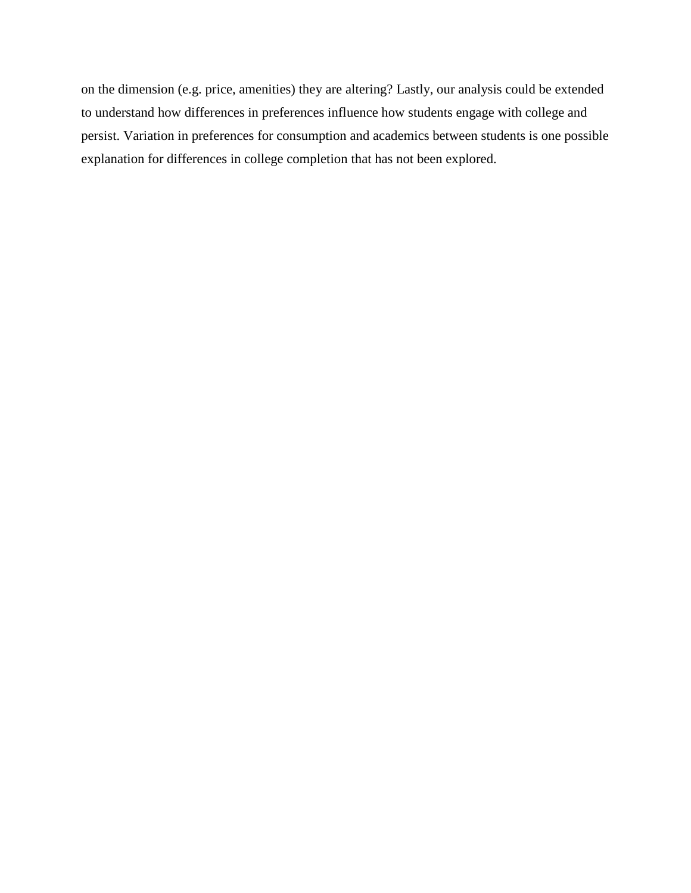on the dimension (e.g. price, amenities) they are altering? Lastly, our analysis could be extended to understand how differences in preferences influence how students engage with college and persist. Variation in preferences for consumption and academics between students is one possible explanation for differences in college completion that has not been explored.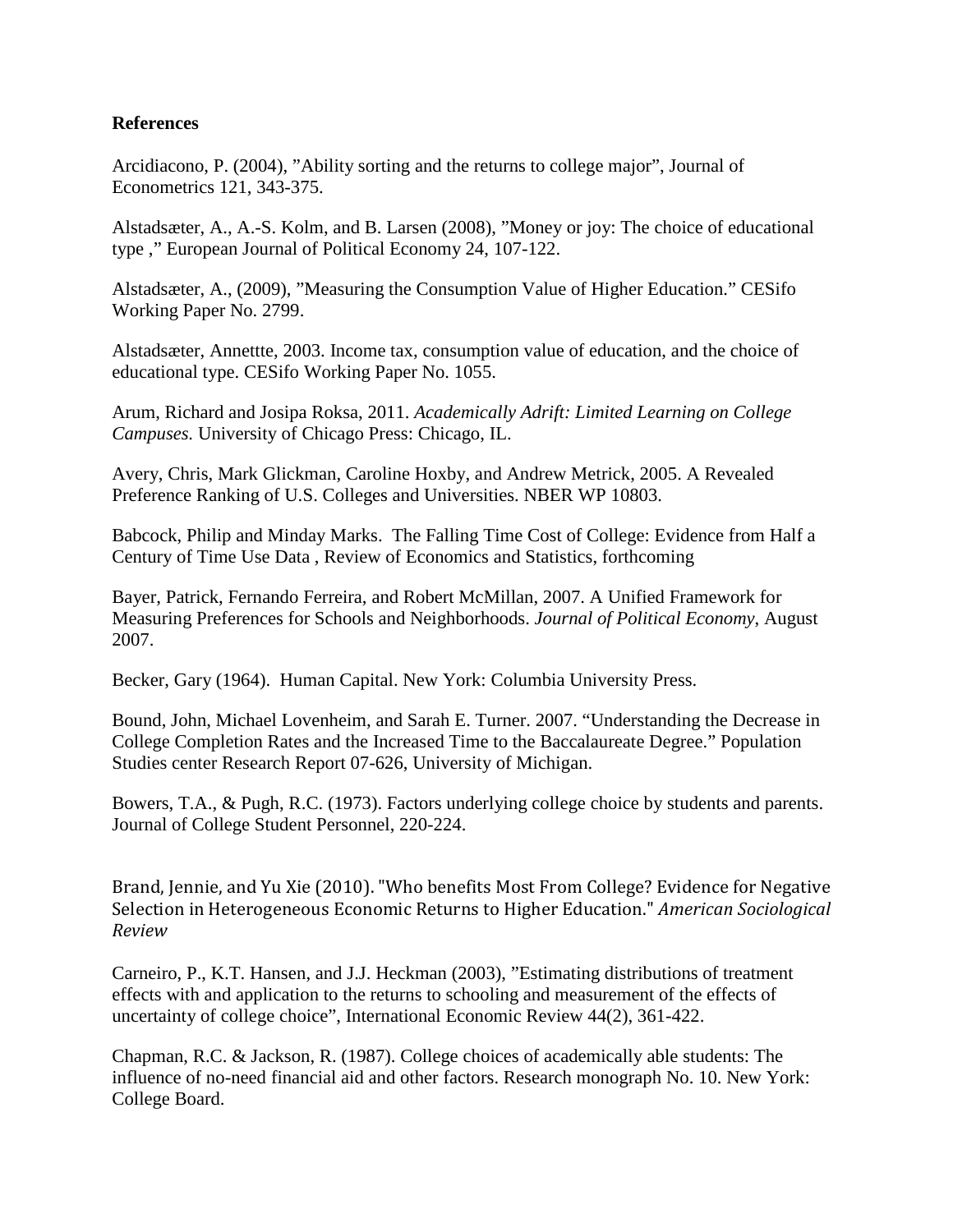**References**

Arcidiacono, P. (2004), "Ability sorting and the returns to college major", Journal of Econometrics 121, 343-375.

Alstadsæter, A., A.-S. Kolm, and B. Larsen (2008), "Money or joy: The choice of educational type ," European Journal of Political Economy 24, 107-122.

Alstadsæter, A., (2009), "Measuring the Consumption Value of Higher Education." CESifo Working Paper No. 2799.

Alstadsæter, Annettte, 2003. Income tax, consumption value of education, and the choice of educational type. CESifo Working Paper No. 1055.

Arum, Richard and Josipa Roksa, 2011. *Academically Adrift: Limited Learning on College Campuses.* University of Chicago Press: Chicago, IL.

Avery, Chris, Mark Glickman, Caroline Hoxby, and Andrew Metrick, 2005. A Revealed Preference Ranking of U.S. Colleges and Universities. NBER WP 10803.

Babcock, Philip and Minday Marks. The Falling Time Cost of College: Evidence from Half a Century of Time Use Data , Review of Economics and Statistics, forthcoming

Bayer, Patrick, Fernando Ferreira, and Robert McMillan, 2007. A Unified Framework for Measuring Preferences for Schools and Neighborhoods. *Journal of Political Economy*, August 2007.

Becker, Gary (1964). Human Capital. New York: Columbia University Press.

Bound, John, Michael Lovenheim, and Sarah E. Turner. 2007. "Understanding the Decrease in College Completion Rates and the Increased Time to the Baccalaureate Degree." Population Studies center Research Report 07-626, University of Michigan.

Bowers, T.A., & Pugh, R.C. (1973). Factors underlying college choice by students and parents. Journal of College Student Personnel, 220-224.

Brand, Jennie, and Yu Xie (2010). "Who benefits Most From College? Evidence for Negative Selection in Heterogeneous Economic Returns to Higher Education." *American Sociological Review*

Carneiro, P., K.T. Hansen, and J.J. Heckman (2003), "Estimating distributions of treatment effects with and application to the returns to schooling and measurement of the effects of uncertainty of college choice", International Economic Review 44(2), 361-422.

Chapman, R.C. & Jackson, R. (1987). College choices of academically able students: The influence of no-need financial aid and other factors. Research monograph No. 10. New York: College Board.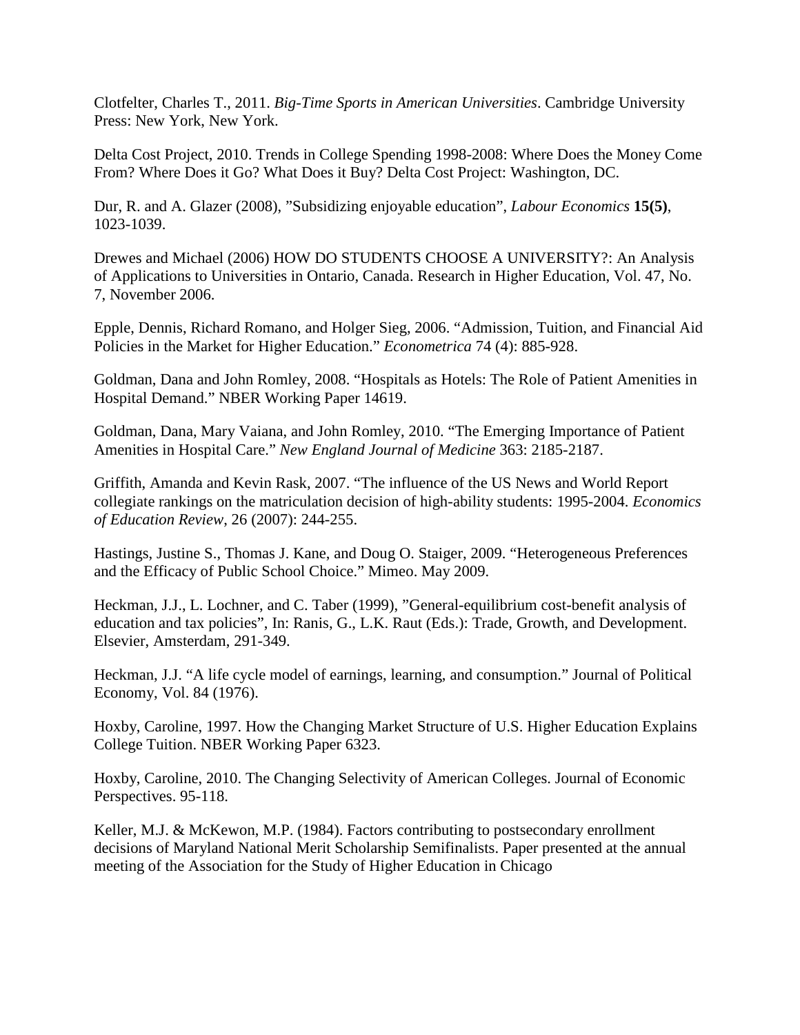Clotfelter, Charles T., 2011. *Big-Time Sports in American Universities*. Cambridge University Press: New York, New York.

Delta Cost Project, 2010. Trends in College Spending 1998-2008: Where Does the Money Come From? Where Does it Go? What Does it Buy? Delta Cost Project: Washington, DC.

Dur, R. and A. Glazer (2008), ”Subsidizing enjoyable education”, *Labour Economics* **15(5)**, 1023-1039.

Drewes and Michael (2006) HOW DO STUDENTS CHOOSE A UNIVERSITY?: An Analysis of Applications to Universities in Ontario, Canada. Research in Higher Education, Vol. 47, No. 7, November 2006.

Epple, Dennis, Richard Romano, and Holger Sieg, 2006. “Admission, Tuition, and Financial Aid Policies in the Market for Higher Education.” *Econometrica* 74 (4): 885-928.

Goldman, Dana and John Romley, 2008. “Hospitals as Hotels: The Role of Patient Amenities in Hospital Demand.” NBER Working Paper 14619.

Goldman, Dana, Mary Vaiana, and John Romley, 2010. “The Emerging Importance of Patient Amenities in Hospital Care.” *New England Journal of Medicine* 363: 2185-2187.

Griffith, Amanda and Kevin Rask, 2007. “The influence of the US News and World Report collegiate rankings on the matriculation decision of high-ability students: 1995-2004. *Economics of Education Review*, 26 (2007): 244-255.

Hastings, Justine S., Thomas J. Kane, and Doug O. Staiger, 2009. “Heterogeneous Preferences and the Efficacy of Public School Choice.” Mimeo. May 2009.

Heckman, J.J., L. Lochner, and C. Taber (1999), ”General-equilibrium cost-benefit analysis of education and tax policies”, In: Ranis, G., L.K. Raut (Eds.): Trade, Growth, and Development. Elsevier, Amsterdam, 291-349.

Heckman, J.J. “A life cycle model of earnings, learning, and consumption.” Journal of Political Economy, Vol. 84 (1976).

Hoxby, Caroline, 1997. How the Changing Market Structure of U.S. Higher Education Explains College Tuition. NBER Working Paper 6323.

Hoxby, Caroline, 2010. The Changing Selectivity of American Colleges. Journal of Economic Perspectives. 95-118.

Keller, M.J. & McKewon, M.P. (1984). Factors contributing to postsecondary enrollment decisions of Maryland National Merit Scholarship Semifinalists. Paper presented at the annual meeting of the Association for the Study of Higher Education in Chicago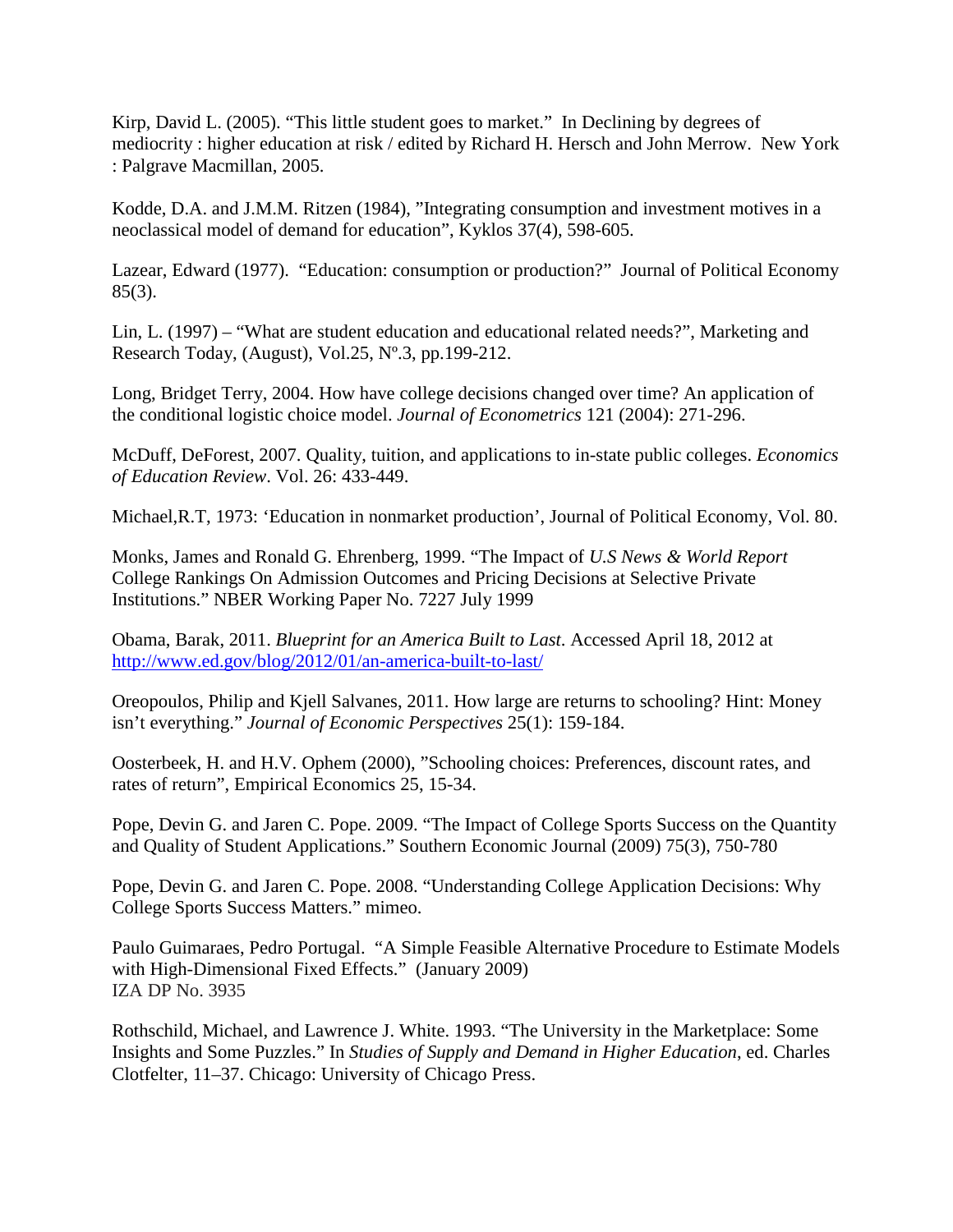Kirp, David L. (2005). "This little student goes to market." In Declining by degrees of mediocrity : higher education at risk / edited by Richard H. Hersch and John Merrow. New York : Palgrave Macmillan, 2005.

Kodde, D.A. and J.M.M. Ritzen (1984), "Integrating consumption and investment motives in a neoclassical model of demand for education", Kyklos 37(4), 598-605.

Lazear, Edward (1977). "Education: consumption or production?" Journal of Political Economy 85(3).

Lin, L. (1997) – "What are student education and educational related needs?", Marketing and Research Today, (August), Vol.25, Nº.3, pp.199-212.

Long, Bridget Terry, 2004. How have college decisions changed over time? An application of the conditional logistic choice model. *Journal of Econometrics* 121 (2004): 271-296.

McDuff, DeForest, 2007. Quality, tuition, and applications to in-state public colleges. *Economics of Education Review*. Vol. 26: 433-449.

Michael,R.T, 1973: 'Education in nonmarket production', Journal of Political Economy, Vol. 80.

Monks, James and Ronald G. Ehrenberg, 1999. "The Impact of *U.S News & World Report* College Rankings On Admission Outcomes and Pricing Decisions at Selective Private Institutions." NBER Working Paper No. 7227 July 1999

Obama, Barak, 2011. *Blueprint for an America Built to Last*. Accessed April 18, 2012 at http://www.ed.gov/blog/2012/01/an-america-built-to-last/

Oreopoulos, Philip and Kjell Salvanes, 2011. How large are returns to schooling? Hint: Money isn't everything." *Journal of Economic Perspectives* 25(1): 159-184.

Oosterbeek, H. and H.V. Ophem (2000), "Schooling choices: Preferences, discount rates, and rates of return", Empirical Economics 25, 15-34.

Pope, Devin G. and Jaren C. Pope. 2009. "The Impact of College Sports Success on the Quantity and Quality of Student Applications." Southern Economic Journal (2009) 75(3), 750-780

Pope, Devin G. and Jaren C. Pope. 2008. "Understanding College Application Decisions: Why College Sports Success Matters." mimeo.

Paulo Guimaraes, Pedro Portugal. "A Simple Feasible Alternative Procedure to Estimate Models with High-Dimensional Fixed Effects." (January 2009)
IZA DP No. 3935

Rothschild, Michael, and Lawrence J. White. 1993. "The University in the Marketplace: Some Insights and Some Puzzles." In *Studies of Supply and Demand in Higher Education*, ed. Charles Clotfelter, 11–37. Chicago: University of Chicago Press.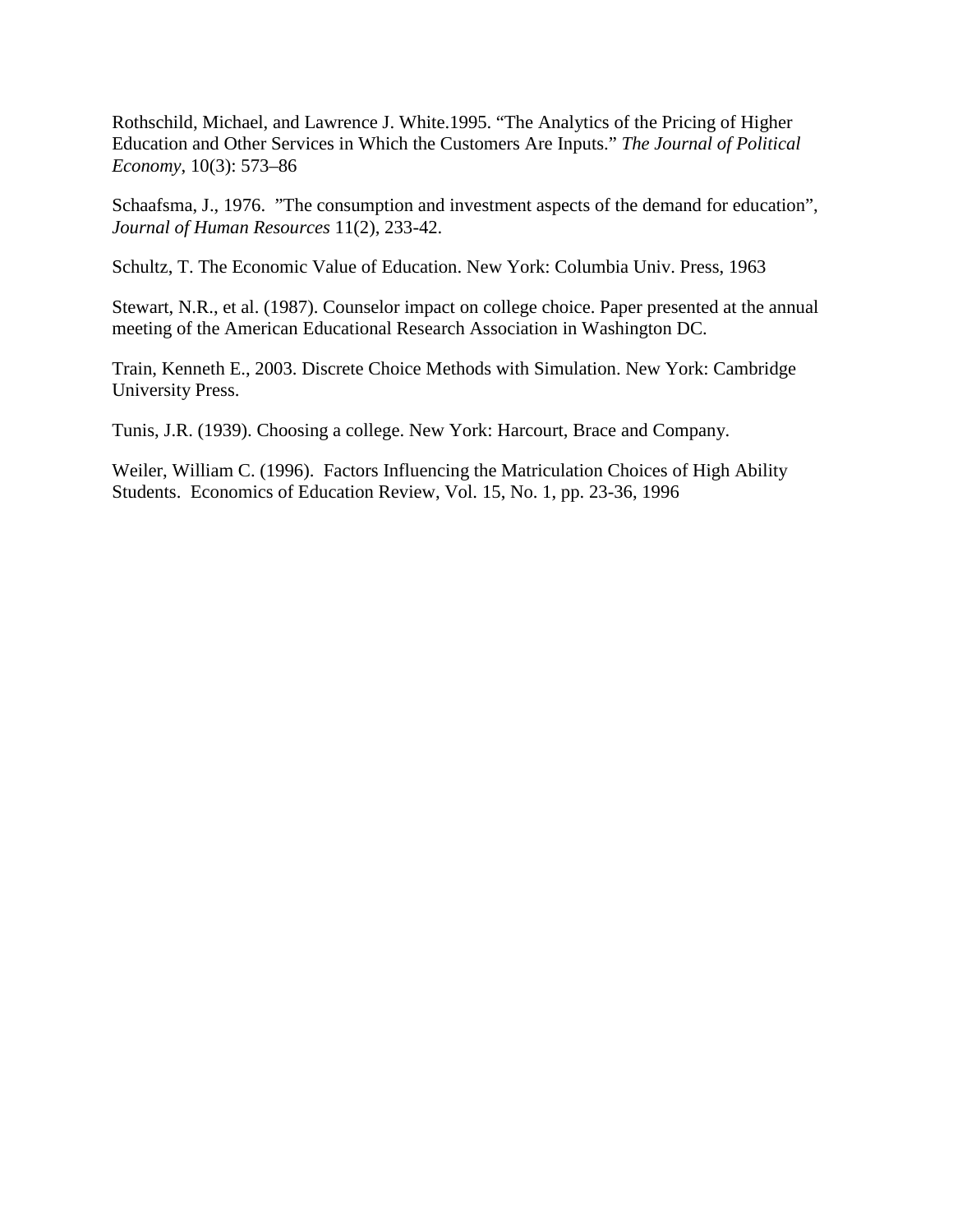Rothschild, Michael, and Lawrence J. White.1995. "The Analytics of the Pricing of Higher Education and Other Services in Which the Customers Are Inputs." *The Journal of Political Economy,* 10(3): 573–86

Schaafsma, J., 1976. "The consumption and investment aspects of the demand for education", *Journal of Human Resources* 11(2), 233-42.

Schultz, T. The Economic Value of Education. New York: Columbia Univ. Press, 1963

Stewart, N.R., et al. (1987). Counselor impact on college choice. Paper presented at the annual meeting of the American Educational Research Association in Washington DC.

Train, Kenneth E., 2003. Discrete Choice Methods with Simulation. New York: Cambridge University Press.

Tunis, J.R. (1939). Choosing a college. New York: Harcourt, Brace and Company.

Weiler, William C. (1996). Factors Influencing the Matriculation Choices of High Ability Students. Economics of Education Review, Vol. 15, No. 1, pp. 23-36, 1996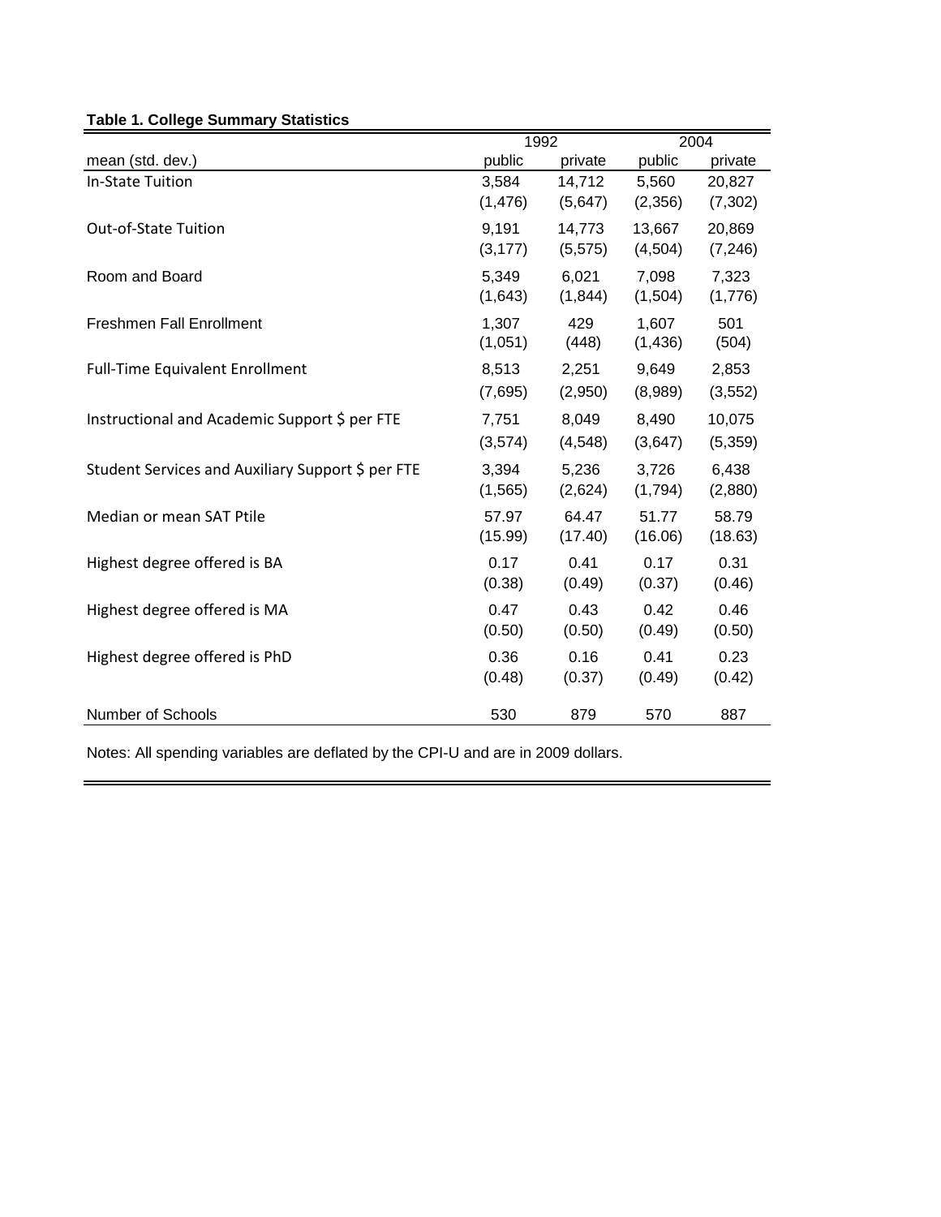**Table 1. College Summary Statistics**

| mean (std. dev.) | 1992 public | 1992 private | 2004 public | 2004 private |
|---|---|---|---|---|
| In-State Tuition | 3,584 | 14,712 | 5,560 | 20,827 |
| | (1,476) | (5,647) | (2,356) | (7,302) |
| Out-of-State Tuition | 9,191 | 14,773 | 13,667 | 20,869 |
| | (3,177) | (5,575) | (4,504) | (7,246) |
| Room and Board | 5,349 | 6,021 | 7,098 | 7,323 |
| | (1,643) | (1,844) | (1,504) | (1,776) |
| Freshmen Fall Enrollment | 1,307 | 429 | 1,607 | 501 |
| | (1,051) | (448) | (1,436) | (504) |
| Full-Time Equivalent Enrollment | 8,513 | 2,251 | 9,649 | 2,853 |
| | (7,695) | (2,950) | (8,989) | (3,552) |
| Instructional and Academic Support $ per FTE | 7,751 | 8,049 | 8,490 | 10,075 |
| | (3,574) | (4,548) | (3,647) | (5,359) |
| Student Services and Auxiliary Support $ per FTE | 3,394 | 5,236 | 3,726 | 6,438 |
| | (1,565) | (2,624) | (1,794) | (2,880) |
| Median or mean SAT Ptile | 57.97 | 64.47 | 51.77 | 58.79 |
| | (15.99) | (17.40) | (16.06) | (18.63) |
| Highest degree offered is BA | 0.17 | 0.41 | 0.17 | 0.31 |
| | (0.38) | (0.49) | (0.37) | (0.46) |
| Highest degree offered is MA | 0.47 | 0.43 | 0.42 | 0.46 |
| | (0.50) | (0.50) | (0.49) | (0.50) |
| Highest degree offered is PhD | 0.36 | 0.16 | 0.41 | 0.23 |
| | (0.48) | (0.37) | (0.49) | (0.42) |
| Number of Schools | 530 | 879 | 570 | 887 |

Notes: All spending variables are deflated by the CPI-U and are in 2009 dollars.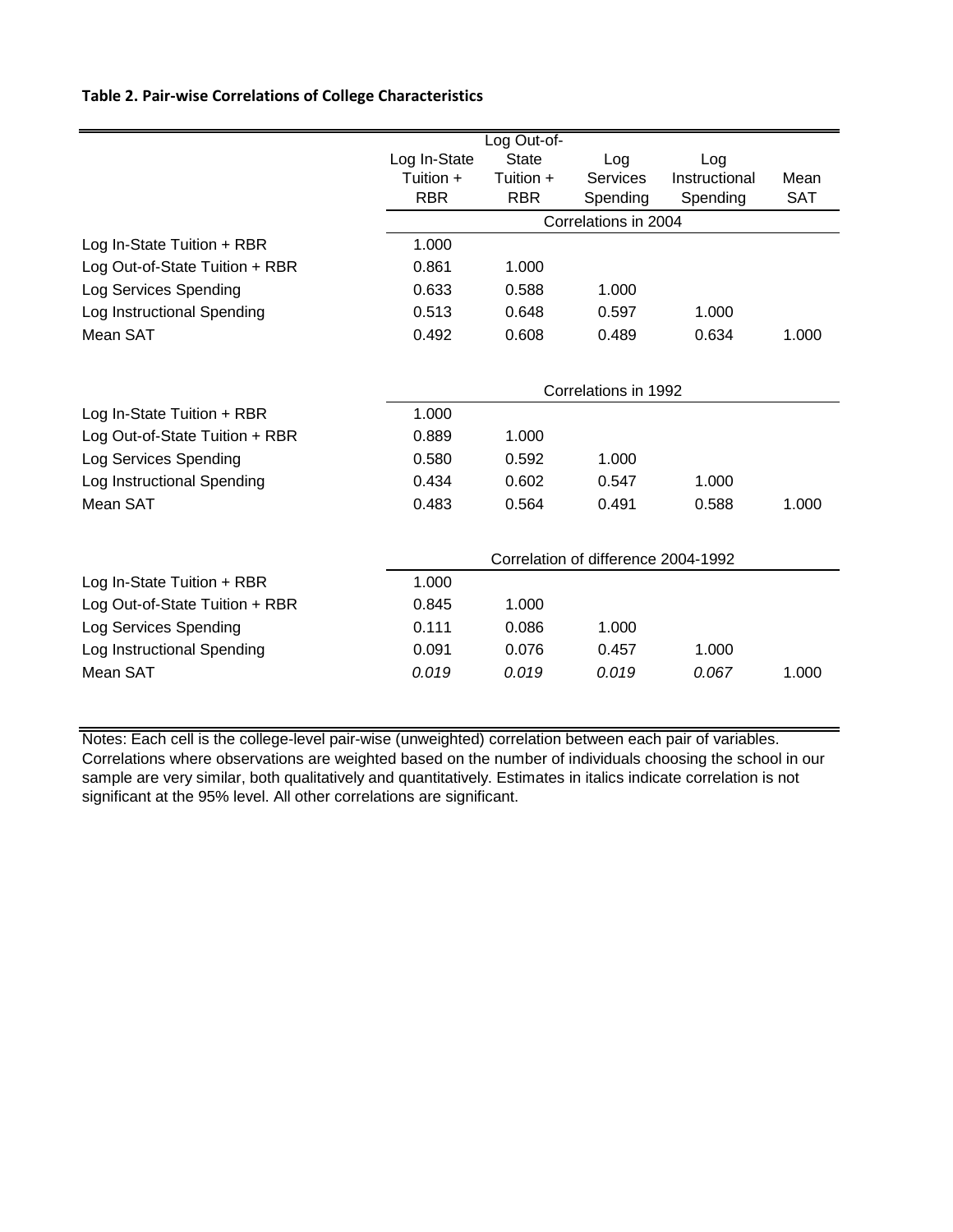**Table 2. Pair-wise Correlations of College Characteristics**

| | Log In-State Tuition + RBR | Log Out-of-State Tuition + RBR | Log Services Spending | Log Instructional Spending | Mean SAT |
|---|---|---|---|---|---|
| | Correlations in 2004 | | | | |
| Log In-State Tuition + RBR | 1.000 | | | | |
| Log Out-of-State Tuition + RBR | 0.861 | 1.000 | | | |
| Log Services Spending | 0.633 | 0.588 | 1.000 | | |
| Log Instructional Spending | 0.513 | 0.648 | 0.597 | 1.000 | |
| Mean SAT | 0.492 | 0.608 | 0.489 | 0.634 | 1.000 |
| | Correlations in 1992 | | | | |
| Log In-State Tuition + RBR | 1.000 | | | | |
| Log Out-of-State Tuition + RBR | 0.889 | 1.000 | | | |
| Log Services Spending | 0.580 | 0.592 | 1.000 | | |
| Log Instructional Spending | 0.434 | 0.602 | 0.547 | 1.000 | |
| Mean SAT | 0.483 | 0.564 | 0.491 | 0.588 | 1.000 |
| | Correlation of difference 2004-1992 | | | | |
| Log In-State Tuition + RBR | 1.000 | | | | |
| Log Out-of-State Tuition + RBR | 0.845 | 1.000 | | | |
| Log Services Spending | 0.111 | 0.086 | 1.000 | | |
| Log Instructional Spending | 0.091 | 0.076 | 0.457 | 1.000 | |
| Mean SAT | *0.019* | *0.019* | *0.019* | *0.067* | 1.000 |

Notes: Each cell is the college-level pair-wise (unweighted) correlation between each pair of variables. Correlations where observations are weighted based on the number of individuals choosing the school in our sample are very similar, both qualitatively and quantitatively. Estimates in italics indicate correlation is not significant at the 95% level. All other correlations are significant.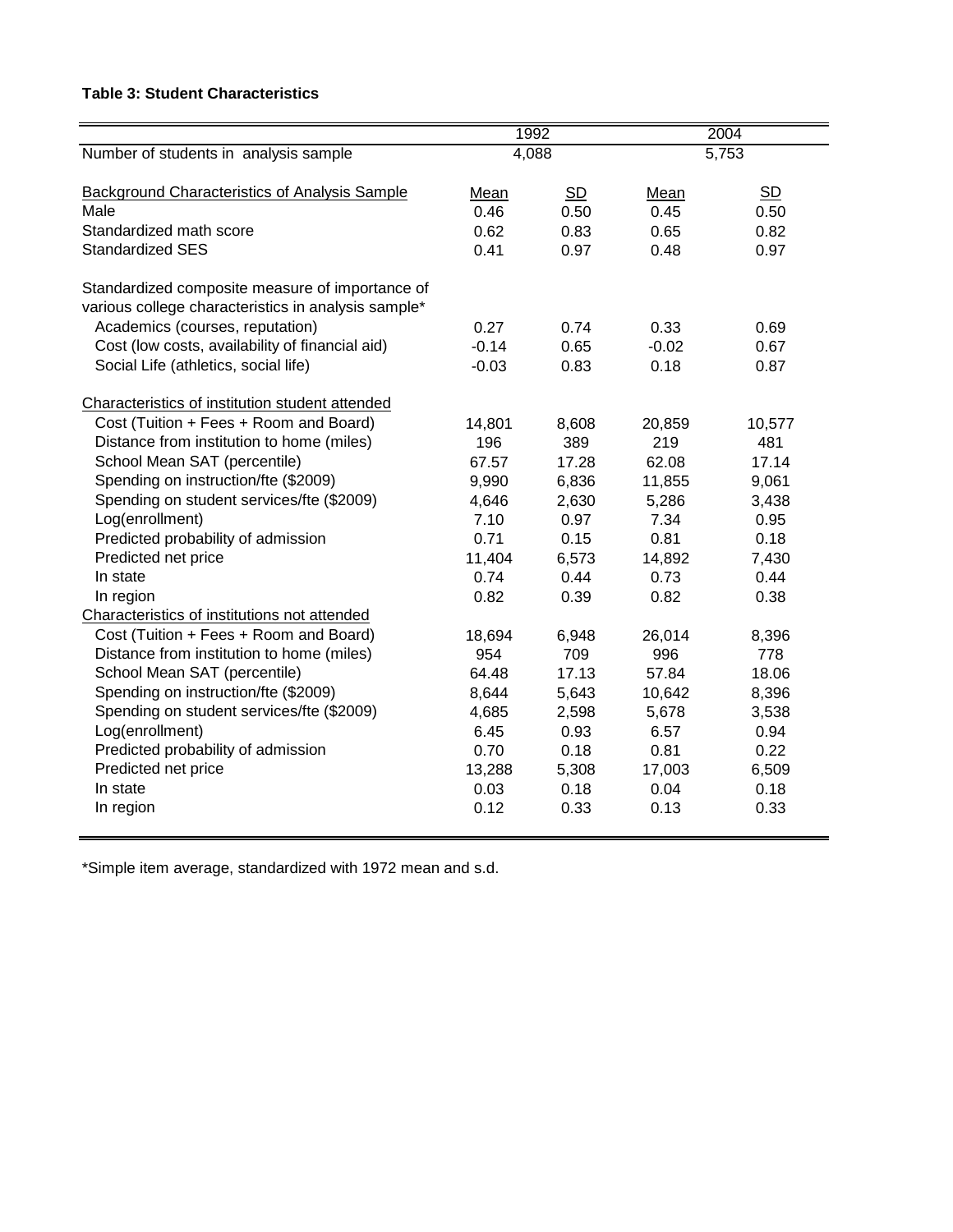**Table 3: Student Characteristics**

| | 1992 | | 2004 | |
|---|---|---|---|---|
| Number of students in analysis sample | 4,088 | | 5,753 | |
| | | | | |
| Background Characteristics of Analysis Sample | Mean | SD | Mean | SD |
| Male | 0.46 | 0.50 | 0.45 | 0.50 |
| Standardized math score | 0.62 | 0.83 | 0.65 | 0.82 |
| Standardized SES | 0.41 | 0.97 | 0.48 | 0.97 |
| | | | | |
| Standardized composite measure of importance of various college characteristics in analysis sample* | | | | |
| Academics (courses, reputation) | 0.27 | 0.74 | 0.33 | 0.69 |
| Cost (low costs, availability of financial aid) | -0.14 | 0.65 | -0.02 | 0.67 |
| Social Life (athletics, social life) | -0.03 | 0.83 | 0.18 | 0.87 |
| | | | | |
| Characteristics of institution student attended | | | | |
| Cost (Tuition + Fees + Room and Board) | 14,801 | 8,608 | 20,859 | 10,577 |
| Distance from institution to home (miles) | 196 | 389 | 219 | 481 |
| School Mean SAT (percentile) | 67.57 | 17.28 | 62.08 | 17.14 |
| Spending on instruction/fte ($2009) | 9,990 | 6,836 | 11,855 | 9,061 |
| Spending on student services/fte ($2009) | 4,646 | 2,630 | 5,286 | 3,438 |
| Log(enrollment) | 7.10 | 0.97 | 7.34 | 0.95 |
| Predicted probability of admission | 0.71 | 0.15 | 0.81 | 0.18 |
| Predicted net price | 11,404 | 6,573 | 14,892 | 7,430 |
| In state | 0.74 | 0.44 | 0.73 | 0.44 |
| In region | 0.82 | 0.39 | 0.82 | 0.38 |
| Characteristics of institutions not attended | | | | |
| Cost (Tuition + Fees + Room and Board) | 18,694 | 6,948 | 26,014 | 8,396 |
| Distance from institution to home (miles) | 954 | 709 | 996 | 778 |
| School Mean SAT (percentile) | 64.48 | 17.13 | 57.84 | 18.06 |
| Spending on instruction/fte ($2009) | 8,644 | 5,643 | 10,642 | 8,396 |
| Spending on student services/fte ($2009) | 4,685 | 2,598 | 5,678 | 3,538 |
| Log(enrollment) | 6.45 | 0.93 | 6.57 | 0.94 |
| Predicted probability of admission | 0.70 | 0.18 | 0.81 | 0.22 |
| Predicted net price | 13,288 | 5,308 | 17,003 | 6,509 |
| In state | 0.03 | 0.18 | 0.04 | 0.18 |
| In region | 0.12 | 0.33 | 0.13 | 0.33 |

*Simple item average, standardized with 1972 mean and s.d.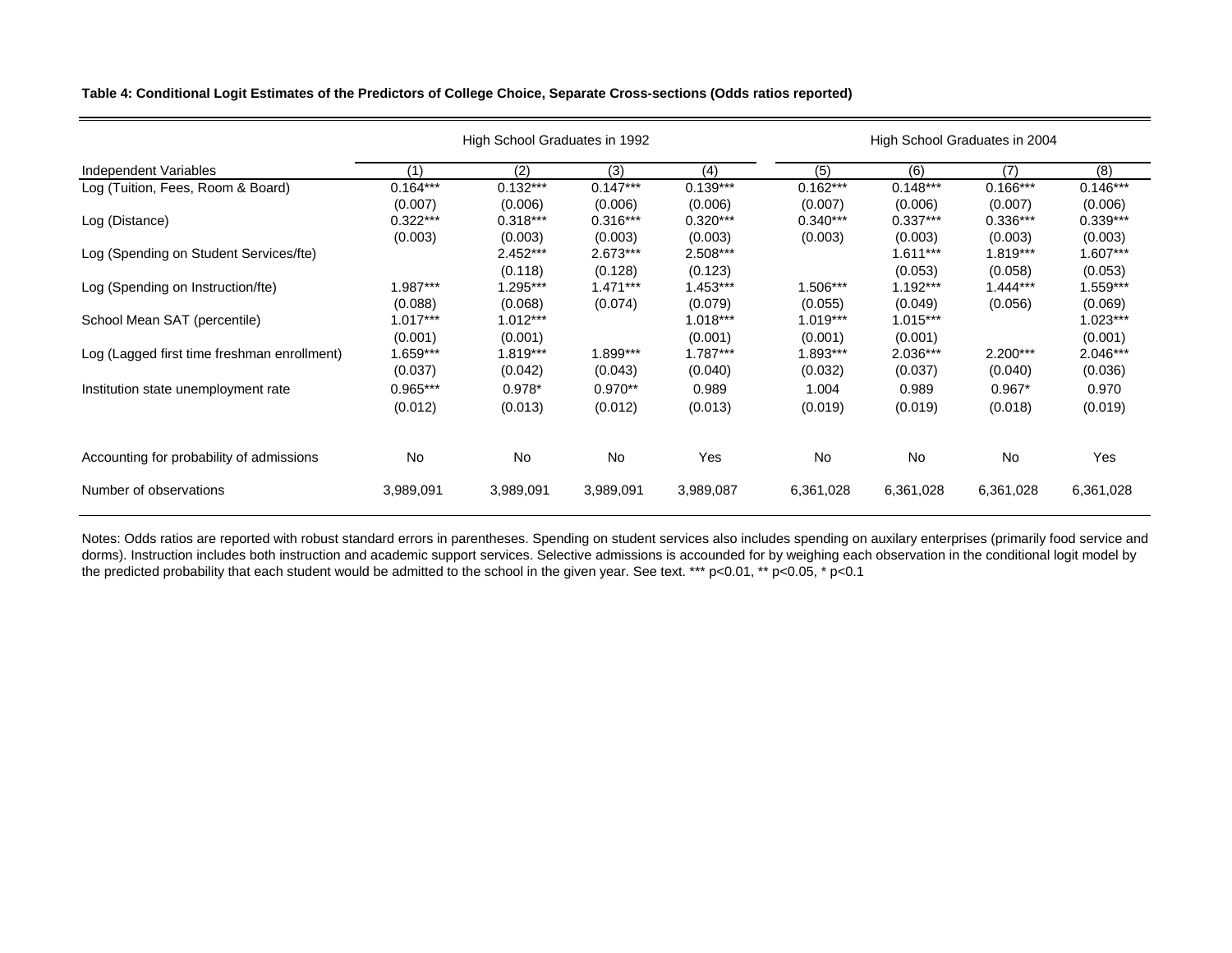**Table 4: Conditional Logit Estimates of the Predictors of College Choice, Separate Cross-sections (Odds ratios reported)**

| | High School Graduates in 1992 | | | | High School Graduates in 2004 | | | |
|---|---|---|---|---|---|---|---|---|
| Independent Variables | (1) | (2) | (3) | (4) | (5) | (6) | (7) | (8) |
| Log (Tuition, Fees, Room & Board) | 0.164*** | 0.132*** | 0.147*** | 0.139*** | 0.162*** | 0.148*** | 0.166*** | 0.146*** |
| | (0.007) | (0.006) | (0.006) | (0.006) | (0.007) | (0.006) | (0.007) | (0.006) |
| Log (Distance) | 0.322*** | 0.318*** | 0.316*** | 0.320*** | 0.340*** | 0.337*** | 0.336*** | 0.339*** |
| | (0.003) | (0.003) | (0.003) | (0.003) | (0.003) | (0.003) | (0.003) | (0.003) |
| Log (Spending on Student Services/fte) | | 2.452*** | 2.673*** | 2.508*** | | 1.611*** | 1.819*** | 1.607*** |
| | | (0.118) | (0.128) | (0.123) | | (0.053) | (0.058) | (0.053) |
| Log (Spending on Instruction/fte) | 1.987*** | 1.295*** | 1.471*** | 1.453*** | 1.506*** | 1.192*** | 1.444*** | 1.559*** |
| | (0.088) | (0.068) | (0.074) | (0.079) | (0.055) | (0.049) | (0.056) | (0.069) |
| School Mean SAT (percentile) | 1.017*** | 1.012*** | | 1.018*** | 1.019*** | 1.015*** | | 1.023*** |
| | (0.001) | (0.001) | | (0.001) | (0.001) | (0.001) | | (0.001) |
| Log (Lagged first time freshman enrollment) | 1.659*** | 1.819*** | 1.899*** | 1.787*** | 1.893*** | 2.036*** | 2.200*** | 2.046*** |
| | (0.037) | (0.042) | (0.043) | (0.040) | (0.032) | (0.037) | (0.040) | (0.036) |
| Institution state unemployment rate | 0.965*** | 0.978* | 0.970** | 0.989 | 1.004 | 0.989 | 0.967* | 0.970 |
| | (0.012) | (0.013) | (0.012) | (0.013) | (0.019) | (0.019) | (0.018) | (0.019) |
| Accounting for probability of admissions | No | No | No | Yes | No | No | No | Yes |
| Number of observations | 3,989,091 | 3,989,091 | 3,989,091 | 3,989,087 | 6,361,028 | 6,361,028 | 6,361,028 | 6,361,028 |

Notes: Odds ratios are reported with robust standard errors in parentheses. Spending on student services also includes spending on auxilary enterprises (primarily food service and dorms). Instruction includes both instruction and academic support services. Selective admissions is accounded for by weighing each observation in the conditional logit model by the predicted probability that each student would be admitted to the school in the given year. See text. *** p<0.01, ** p<0.05, * p<0.1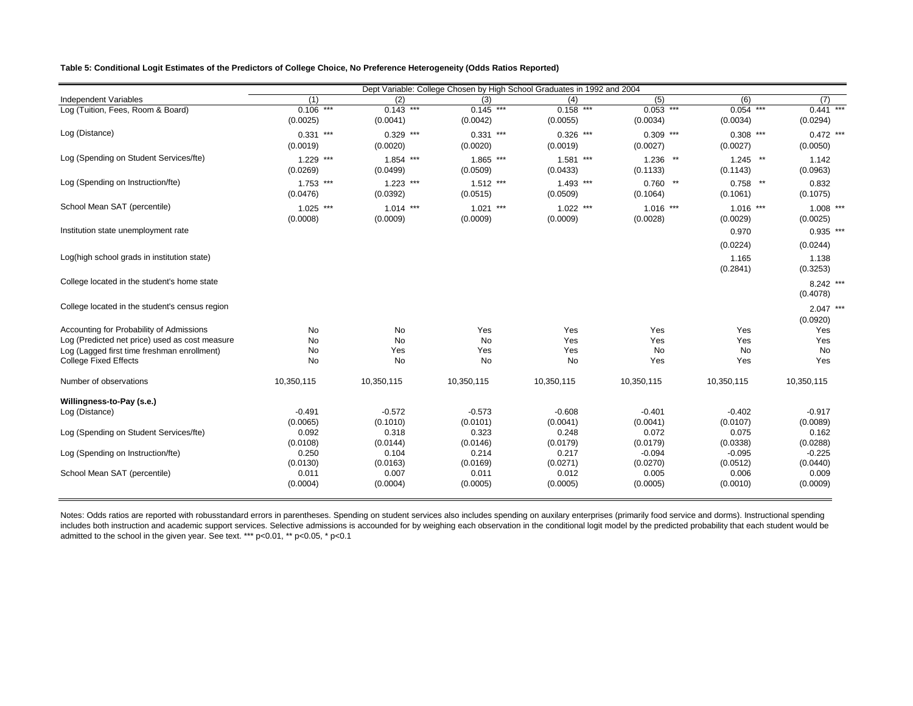**Table 5: Conditional Logit Estimates of the Predictors of College Choice, No Preference Heterogeneity (Odds Ratios Reported)**

| | Dept Variable: College Chosen by High School Graduates in 1992 and 2004 | | | | | | |
|---|---|---|---|---|---|---|---|
| Independent Variables | (1) | (2) | (3) | (4) | (5) | (6) | (7) |
| Log (Tuition, Fees, Room & Board) | 0.106 *** | 0.143 *** | 0.145 *** | 0.158 *** | 0.053 *** | 0.054 *** | 0.441 *** |
| | (0.0025) | (0.0041) | (0.0042) | (0.0055) | (0.0034) | (0.0034) | (0.0294) |
| Log (Distance) | 0.331 *** | 0.329 *** | 0.331 *** | 0.326 *** | 0.309 *** | 0.308 *** | 0.472 *** |
| | (0.0019) | (0.0020) | (0.0020) | (0.0019) | (0.0027) | (0.0027) | (0.0050) |
| Log (Spending on Student Services/fte) | 1.229 *** | 1.854 *** | 1.865 *** | 1.581 *** | 1.236 ** | 1.245 ** | 1.142 |
| | (0.0269) | (0.0499) | (0.0509) | (0.0433) | (0.1133) | (0.1143) | (0.0963) |
| Log (Spending on Instruction/fte) | 1.753 *** | 1.223 *** | 1.512 *** | 1.493 *** | 0.760 ** | 0.758 ** | 0.832 |
| | (0.0476) | (0.0392) | (0.0515) | (0.0509) | (0.1064) | (0.1061) | (0.1075) |
| School Mean SAT (percentile) | 1.025 *** | 1.014 *** | 1.021 *** | 1.022 *** | 1.016 *** | 1.016 *** | 1.008 *** |
| | (0.0008) | (0.0009) | (0.0009) | (0.0009) | (0.0028) | (0.0029) | (0.0025) |
| Institution state unemployment rate | | | | | | 0.970 | 0.935 *** |
| | | | | | | (0.0224) | (0.0244) |
| Log(high school grads in institution state) | | | | | | 1.165 | 1.138 |
| | | | | | | (0.2841) | (0.3253) |
| College located in the student's home state | | | | | | | 8.242 *** |
| | | | | | | | (0.4078) |
| College located in the student's census region | | | | | | | 2.047 *** |
| | | | | | | | (0.0920) |
| Accounting for Probability of Admissions | No | No | Yes | Yes | Yes | Yes | Yes |
| Log (Predicted net price) used as cost measure | No | No | No | Yes | Yes | Yes | Yes |
| Log (Lagged first time freshman enrollment) | No | Yes | Yes | Yes | No | No | No |
| College Fixed Effects | No | No | No | No | Yes | Yes | Yes |
| Number of observations | 10,350,115 | 10,350,115 | 10,350,115 | 10,350,115 | 10,350,115 | 10,350,115 | 10,350,115 |
| **Willingness-to-Pay (s.e.)** | | | | | | | |
| Log (Distance) | -0.491 | -0.572 | -0.573 | -0.608 | -0.401 | -0.402 | -0.917 |
| | (0.0065) | (0.1010) | (0.0101) | (0.0041) | (0.0041) | (0.0107) | (0.0089) |
| Log (Spending on Student Services/fte) | 0.092 | 0.318 | 0.323 | 0.248 | 0.072 | 0.075 | 0.162 |
| | (0.0108) | (0.0144) | (0.0146) | (0.0179) | (0.0179) | (0.0338) | (0.0288) |
| Log (Spending on Instruction/fte) | 0.250 | 0.104 | 0.214 | 0.217 | -0.094 | -0.095 | -0.225 |
| | (0.0130) | (0.0163) | (0.0169) | (0.0271) | (0.0270) | (0.0512) | (0.0440) |
| School Mean SAT (percentile) | 0.011 | 0.007 | 0.011 | 0.012 | 0.005 | 0.006 | 0.009 |
| | (0.0004) | (0.0004) | (0.0005) | (0.0005) | (0.0005) | (0.0010) | (0.0009) |

Notes: Odds ratios are reported with robusstandard errors in parentheses. Spending on student services also includes spending on auxilary enterprises (primarily food service and dorms). Instructional spending includes both instruction and academic support services. Selective admissions is accounded for by weighing each observation in the conditional logit model by the predicted probability that each student would be admitted to the school in the given year. See text. *** p<0.01, ** p<0.05, * p<0.1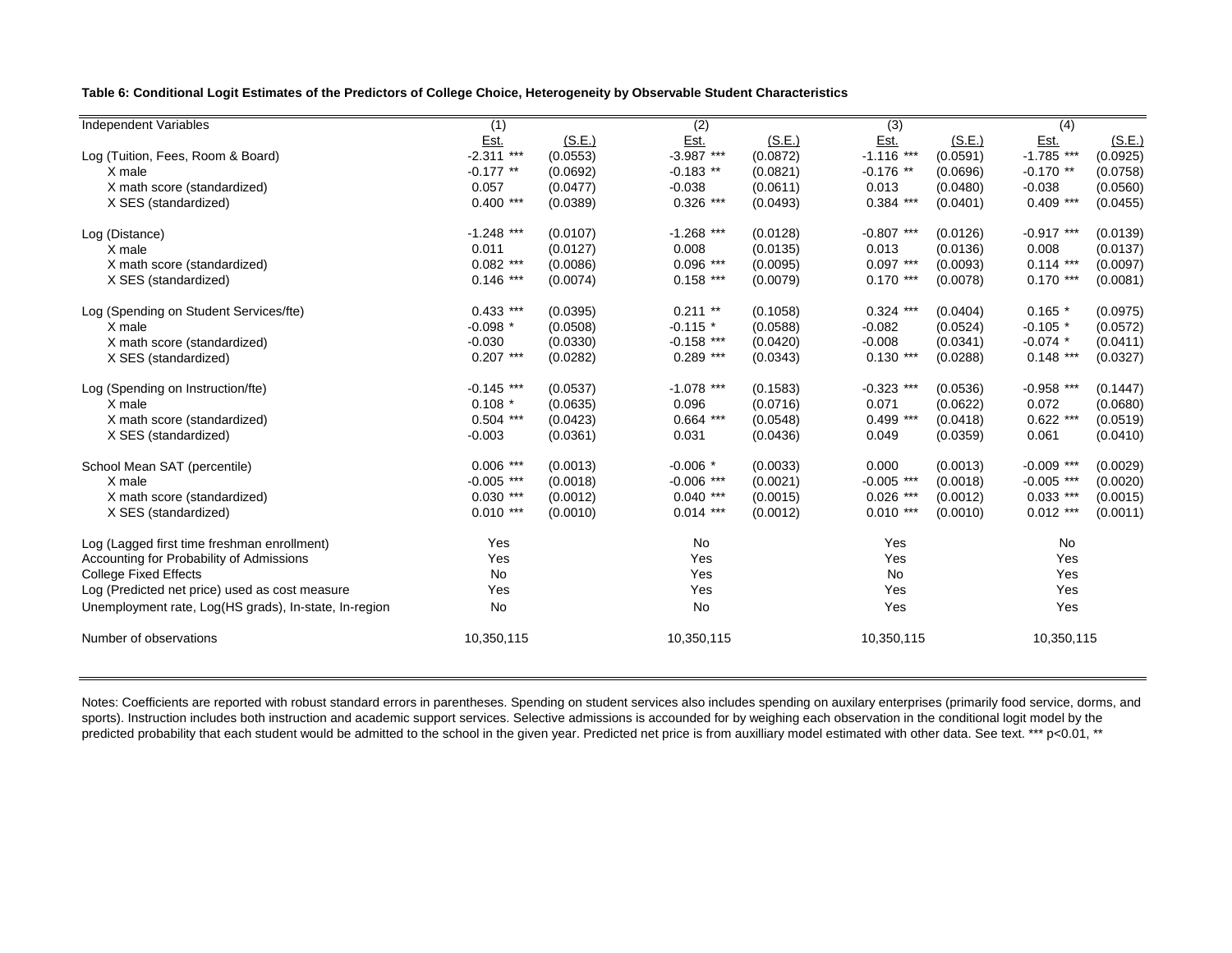**Table 6: Conditional Logit Estimates of the Predictors of College Choice, Heterogeneity by Observable Student Characteristics**

| Independent Variables | (1) | | (2) | | (3) | | (4) | |
|---|---|---|---|---|---|---|---|---|
| | Est. | (S.E.) | Est. | (S.E.) | Est. | (S.E.) | Est. | (S.E.) |
| Log (Tuition, Fees, Room & Board) | -2.311 *** | (0.0553) | -3.987 *** | (0.0872) | -1.116 *** | (0.0591) | -1.785 *** | (0.0925) |
| X male | -0.177 ** | (0.0692) | -0.183 ** | (0.0821) | -0.176 ** | (0.0696) | -0.170 ** | (0.0758) |
| X math score (standardized) | 0.057 | (0.0477) | -0.038 | (0.0611) | 0.013 | (0.0480) | -0.038 | (0.0560) |
| X SES (standardized) | 0.400 *** | (0.0389) | 0.326 *** | (0.0493) | 0.384 *** | (0.0401) | 0.409 *** | (0.0455) |
| Log (Distance) | -1.248 *** | (0.0107) | -1.268 *** | (0.0128) | -0.807 *** | (0.0126) | -0.917 *** | (0.0139) |
| X male | 0.011 | (0.0127) | 0.008 | (0.0135) | 0.013 | (0.0136) | 0.008 | (0.0137) |
| X math score (standardized) | 0.082 *** | (0.0086) | 0.096 *** | (0.0095) | 0.097 *** | (0.0093) | 0.114 *** | (0.0097) |
| X SES (standardized) | 0.146 *** | (0.0074) | 0.158 *** | (0.0079) | 0.170 *** | (0.0078) | 0.170 *** | (0.0081) |
| Log (Spending on Student Services/fte) | 0.433 *** | (0.0395) | 0.211 ** | (0.1058) | 0.324 *** | (0.0404) | 0.165 * | (0.0975) |
| X male | -0.098 * | (0.0508) | -0.115 * | (0.0588) | -0.082 | (0.0524) | -0.105 * | (0.0572) |
| X math score (standardized) | -0.030 | (0.0330) | -0.158 *** | (0.0420) | -0.008 | (0.0341) | -0.074 * | (0.0411) |
| X SES (standardized) | 0.207 *** | (0.0282) | 0.289 *** | (0.0343) | 0.130 *** | (0.0288) | 0.148 *** | (0.0327) |
| Log (Spending on Instruction/fte) | -0.145 *** | (0.0537) | -1.078 *** | (0.1583) | -0.323 *** | (0.0536) | -0.958 *** | (0.1447) |
| X male | 0.108 * | (0.0635) | 0.096 | (0.0716) | 0.071 | (0.0622) | 0.072 | (0.0680) |
| X math score (standardized) | 0.504 *** | (0.0423) | 0.664 *** | (0.0548) | 0.499 *** | (0.0418) | 0.622 *** | (0.0519) |
| X SES (standardized) | -0.003 | (0.0361) | 0.031 | (0.0436) | 0.049 | (0.0359) | 0.061 | (0.0410) |
| School Mean SAT (percentile) | 0.006 *** | (0.0013) | -0.006 * | (0.0033) | 0.000 | (0.0013) | -0.009 *** | (0.0029) |
| X male | -0.005 *** | (0.0018) | -0.006 *** | (0.0021) | -0.005 *** | (0.0018) | -0.005 *** | (0.0020) |
| X math score (standardized) | 0.030 *** | (0.0012) | 0.040 *** | (0.0015) | 0.026 *** | (0.0012) | 0.033 *** | (0.0015) |
| X SES (standardized) | 0.010 *** | (0.0010) | 0.014 *** | (0.0012) | 0.010 *** | (0.0010) | 0.012 *** | (0.0011) |
| Log (Lagged first time freshman enrollment) | Yes | | No | | Yes | | No | |
| Accounting for Probability of Admissions | Yes | | Yes | | Yes | | Yes | |
| College Fixed Effects | No | | Yes | | No | | Yes | |
| Log (Predicted net price) used as cost measure | Yes | | Yes | | Yes | | Yes | |
| Unemployment rate, Log(HS grads), In-state, In-region | No | | No | | Yes | | Yes | |
| Number of observations | 10,350,115 | | 10,350,115 | | 10,350,115 | | 10,350,115 | |

Notes: Coefficients are reported with robust standard errors in parentheses. Spending on student services also includes spending on auxilary enterprises (primarily food service, dorms, and sports). Instruction includes both instruction and academic support services. Selective admissions is accounted for by weighing each observation in the conditional logit model by the predicted probability that each student would be admitted to the school in the given year. Predicted net price is from auxilliary model estimated with other data. See text. *** p<0.01, **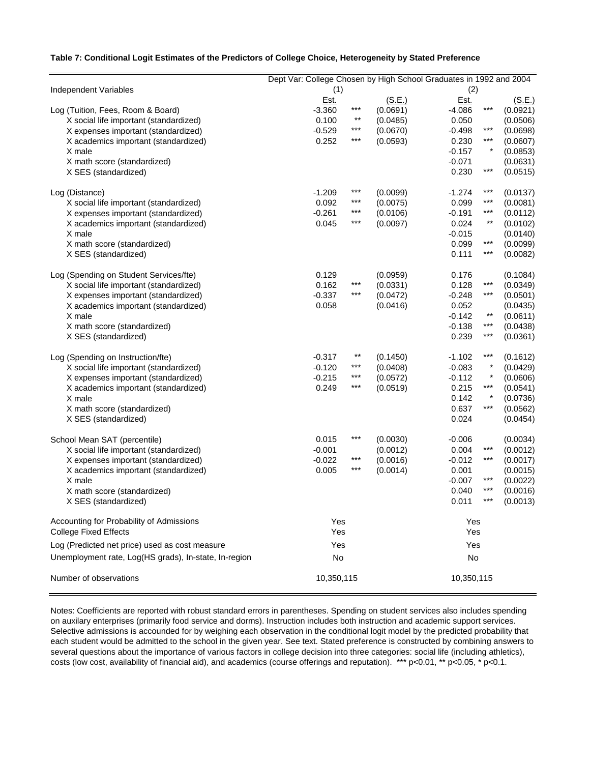**Table 7: Conditional Logit Estimates of the Predictors of College Choice, Heterogeneity by Stated Preference**

| | Dept Var: College Chosen by High School Graduates in 1992 and 2004 | | | | | |
|---|---|---|---|---|---|---|
| Independent Variables | (1) | | | (2) | | |
| | Est. | | (S.E.) | Est. | | (S.E.) |
| Log (Tuition, Fees, Room & Board) | -3.360 | *** | (0.0691) | -4.086 | *** | (0.0921) |
| X social life important (standardized) | 0.100 | ** | (0.0485) | 0.050 | | (0.0506) |
| X expenses important (standardized) | -0.529 | *** | (0.0670) | -0.498 | *** | (0.0698) |
| X academics important (standardized) | 0.252 | *** | (0.0593) | 0.230 | *** | (0.0607) |
| X male | | | | -0.157 | * | (0.0853) |
| X math score (standardized) | | | | -0.071 | | (0.0631) |
| X SES (standardized) | | | | 0.230 | *** | (0.0515) |
| Log (Distance) | -1.209 | *** | (0.0099) | -1.274 | *** | (0.0137) |
| X social life important (standardized) | 0.092 | *** | (0.0075) | 0.099 | *** | (0.0081) |
| X expenses important (standardized) | -0.261 | *** | (0.0106) | -0.191 | *** | (0.0112) |
| X academics important (standardized) | 0.045 | *** | (0.0097) | 0.024 | ** | (0.0102) |
| X male | | | | -0.015 | | (0.0140) |
| X math score (standardized) | | | | 0.099 | *** | (0.0099) |
| X SES (standardized) | | | | 0.111 | *** | (0.0082) |
| Log (Spending on Student Services/fte) | 0.129 | | (0.0959) | 0.176 | | (0.1084) |
| X social life important (standardized) | 0.162 | *** | (0.0331) | 0.128 | *** | (0.0349) |
| X expenses important (standardized) | -0.337 | *** | (0.0472) | -0.248 | *** | (0.0501) |
| X academics important (standardized) | 0.058 | | (0.0416) | 0.052 | | (0.0435) |
| X male | | | | -0.142 | ** | (0.0611) |
| X math score (standardized) | | | | -0.138 | *** | (0.0438) |
| X SES (standardized) | | | | 0.239 | *** | (0.0361) |
| Log (Spending on Instruction/fte) | -0.317 | ** | (0.1450) | -1.102 | *** | (0.1612) |
| X social life important (standardized) | -0.120 | *** | (0.0408) | -0.083 | * | (0.0429) |
| X expenses important (standardized) | -0.215 | *** | (0.0572) | -0.112 | * | (0.0606) |
| X academics important (standardized) | 0.249 | *** | (0.0519) | 0.215 | *** | (0.0541) |
| X male | | | | 0.142 | * | (0.0736) |
| X math score (standardized) | | | | 0.637 | *** | (0.0562) |
| X SES (standardized) | | | | 0.024 | | (0.0454) |
| School Mean SAT (percentile) | 0.015 | *** | (0.0030) | -0.006 | | (0.0034) |
| X social life important (standardized) | -0.001 | | (0.0012) | 0.004 | *** | (0.0012) |
| X expenses important (standardized) | -0.022 | *** | (0.0016) | -0.012 | *** | (0.0017) |
| X academics important (standardized) | 0.005 | *** | (0.0014) | 0.001 | | (0.0015) |
| X male | | | | -0.007 | *** | (0.0022) |
| X math score (standardized) | | | | 0.040 | *** | (0.0016) |
| X SES (standardized) | | | | 0.011 | *** | (0.0013) |
| Accounting for Probability of Admissions | Yes | | | Yes | | |
| College Fixed Effects | Yes | | | Yes | | |
| Log (Predicted net price) used as cost measure | Yes | | | Yes | | |
| Unemployment rate, Log(HS grads), In-state, In-region | No | | | No | | |
| Number of observations | 10,350,115 | | | 10,350,115 | | |

Notes: Coefficients are reported with robust standard errors in parentheses. Spending on student services also includes spending on auxilary enterprises (primarily food service and dorms). Instruction includes both instruction and academic support services. Selective admissions is accounded for by weighing each observation in the conditional logit model by the predicted probability that each student would be admitted to the school in the given year. See text. Stated preference is constructed by combining answers to several questions about the importance of various factors in college decision into three categories: social life (including athletics), costs (low cost, availability of financial aid), and academics (course offerings and reputation). *** p<0.01, ** p<0.05, * p<0.1.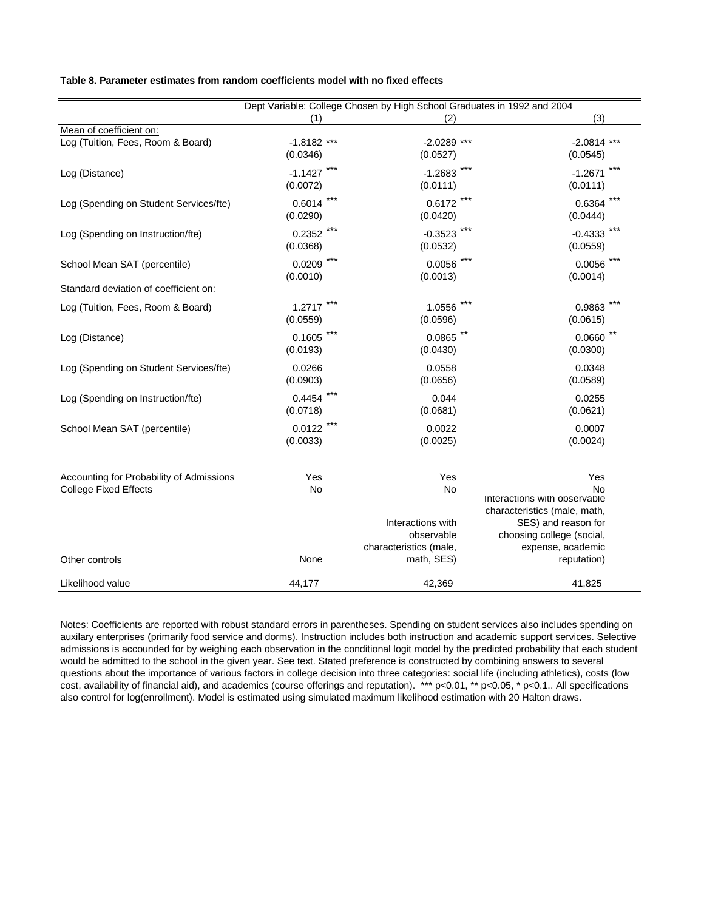**Table 8. Parameter estimates from random coefficients model with no fixed effects**

| | Dept Variable: College Chosen by High School Graduates in 1992 and 2004 | | |
|---|---|---|---|
| | (1) | (2) | (3) |
| Mean of coefficient on: | | | |
| Log (Tuition, Fees, Room & Board) | -1.8182 *** | -2.0289 *** | -2.0814 *** |
| | (0.0346) | (0.0527) | (0.0545) |
| Log (Distance) | -1.1427 *** | -1.2683 *** | -1.2671 *** |
| | (0.0072) | (0.0111) | (0.0111) |
| Log (Spending on Student Services/fte) | 0.6014 *** | 0.6172 *** | 0.6364 *** |
| | (0.0290) | (0.0420) | (0.0444) |
| Log (Spending on Instruction/fte) | 0.2352 *** | -0.3523 *** | -0.4333 *** |
| | (0.0368) | (0.0532) | (0.0559) |
| School Mean SAT (percentile) | 0.0209 *** | 0.0056 *** | 0.0056 *** |
| | (0.0010) | (0.0013) | (0.0014) |
| Standard deviation of coefficient on: | | | |
| Log (Tuition, Fees, Room & Board) | 1.2717 *** | 1.0556 *** | 0.9863 *** |
| | (0.0559) | (0.0596) | (0.0615) |
| Log (Distance) | 0.1605 *** | 0.0865 ** | 0.0660 ** |
| | (0.0193) | (0.0430) | (0.0300) |
| Log (Spending on Student Services/fte) | 0.0266 | 0.0558 | 0.0348 |
| | (0.0903) | (0.0656) | (0.0589) |
| Log (Spending on Instruction/fte) | 0.4454 *** | 0.044 | 0.0255 |
| | (0.0718) | (0.0681) | (0.0621) |
| School Mean SAT (percentile) | 0.0122 *** | 0.0022 | 0.0007 |
| | (0.0033) | (0.0025) | (0.0024) |
| Accounting for Probability of Admissions | Yes | Yes | Yes |
| College Fixed Effects | No | No | No |
| Other controls | None | Interactions with observable characteristics (male, math, SES) | Interactions with observable characteristics (male, math, SES) and reason for choosing college (social, expense, academic reputation) |
| Likelihood value | 44,177 | 42,369 | 41,825 |

Notes: Coefficients are reported with robust standard errors in parentheses. Spending on student services also includes spending on auxilary enterprises (primarily food service and dorms). Instruction includes both instruction and academic support services. Selective admissions is accounted for by weighing each observation in the conditional logit model by the predicted probability that each student would be admitted to the school in the given year. See text. Stated preference is constructed by combining answers to several questions about the importance of various factors in college decision into three categories: social life (including athletics), costs (low cost, availability of financial aid), and academics (course offerings and reputation). *** p<0.01, ** p<0.05, * p<0.1.. All specifications also control for log(enrollment). Model is estimated using simulated maximum likelihood estimation with 20 Halton draws.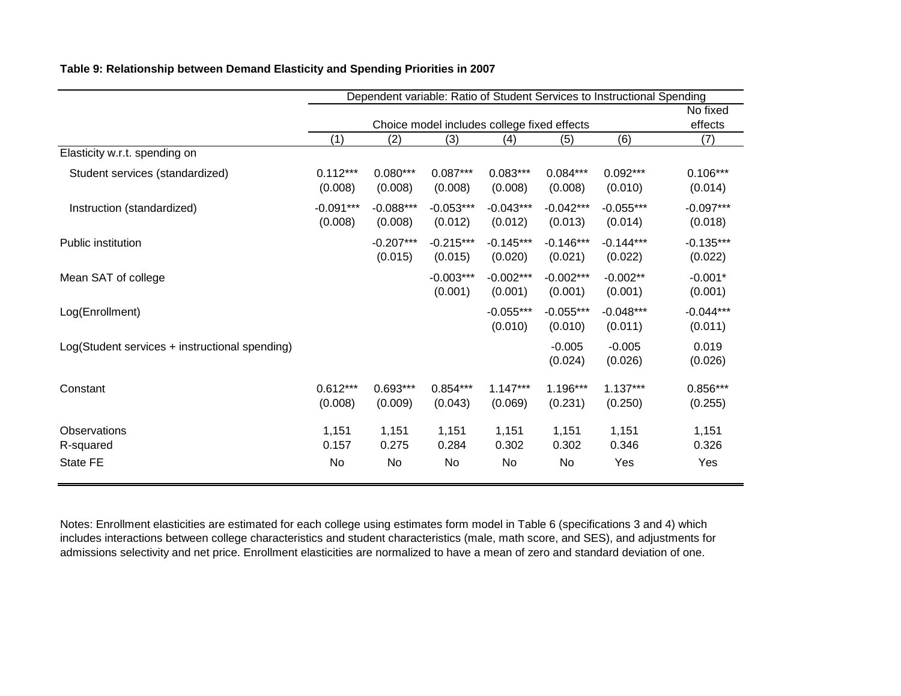**Table 9: Relationship between Demand Elasticity and Spending Priorities in 2007**

| | Dependent variable: Ratio of Student Services to Instructional Spending | | | | | | |
|---|---|---|---|---|---|---|---|
| | Choice model includes college fixed effects | | | | | | No fixed effects |
| | (1) | (2) | (3) | (4) | (5) | (6) | (7) |
| Elasticity w.r.t. spending on | | | | | | | |
| Student services (standardized) | 0.112*** | 0.080*** | 0.087*** | 0.083*** | 0.084*** | 0.092*** | 0.106*** |
| | (0.008) | (0.008) | (0.008) | (0.008) | (0.008) | (0.010) | (0.014) |
| Instruction (standardized) | -0.091*** | -0.088*** | -0.053*** | -0.043*** | -0.042*** | -0.055*** | -0.097*** |
| | (0.008) | (0.008) | (0.012) | (0.012) | (0.013) | (0.014) | (0.018) |
| Public institution | | -0.207*** | -0.215*** | -0.145*** | -0.146*** | -0.144*** | -0.135*** |
| | | (0.015) | (0.015) | (0.020) | (0.021) | (0.022) | (0.022) |
| Mean SAT of college | | | -0.003*** | -0.002*** | -0.002*** | -0.002** | -0.001* |
| | | | (0.001) | (0.001) | (0.001) | (0.001) | (0.001) |
| Log(Enrollment) | | | | -0.055*** | -0.055*** | -0.048*** | -0.044*** |
| | | | | (0.010) | (0.010) | (0.011) | (0.011) |
| Log(Student services + instructional spending) | | | | | -0.005 | -0.005 | 0.019 |
| | | | | | (0.024) | (0.026) | (0.026) |
| Constant | 0.612*** | 0.693*** | 0.854*** | 1.147*** | 1.196*** | 1.137*** | 0.856*** |
| | (0.008) | (0.009) | (0.043) | (0.069) | (0.231) | (0.250) | (0.255) |
| Observations | 1,151 | 1,151 | 1,151 | 1,151 | 1,151 | 1,151 | 1,151 |
| R-squared | 0.157 | 0.275 | 0.284 | 0.302 | 0.302 | 0.346 | 0.326 |
| State FE | No | No | No | No | No | Yes | Yes |

Notes: Enrollment elasticities are estimated for each college using estimates form model in Table 6 (specifications 3 and 4) which includes interactions between college characteristics and student characteristics (male, math score, and SES), and adjustments for admissions selectivity and net price. Enrollment elasticities are normalized to have a mean of zero and standard deviation of one.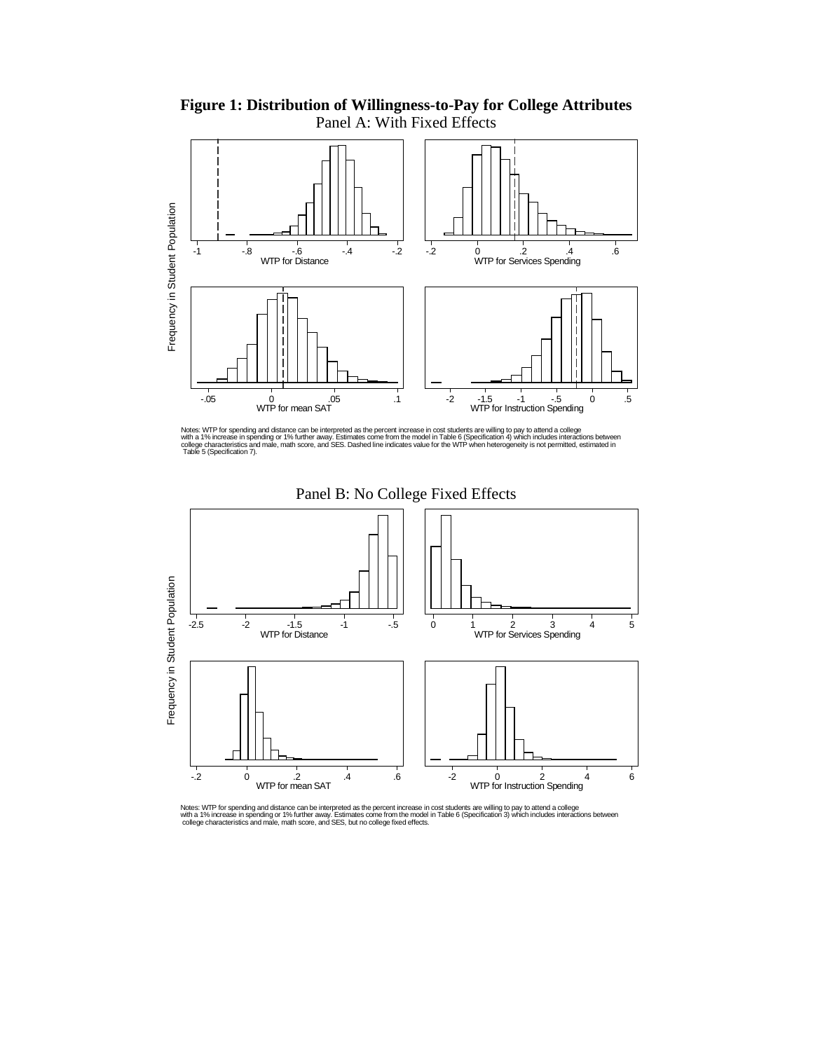**Figure 1: Distribution of Willingness-to-Pay for College Attributes**

Panel A: With Fixed Effects

Frequency in Student Population

-1 -.8 -.6 -.4 -.2
WTP for Distance

-.2 0 .2 .4 .6
WTP for Services Spending

-.05 0 .05 .1
WTP for mean SAT

-2 -1.5 -1 -.5 0 .5
WTP for Instruction Spending

Notes: WTP for spending and distance can be interpreted as the percent increase in cost students are willing to pay to attend a college with a 1% increase in spending or 1% further away. Estimates come from the model in Table 6 (Specification 4) which includes interactions between college characteristics and male, math score, and SES. Dashed line indicates value for the WTP when heterogeneity is not permitted, estimated in Table 5 (Specification 7).

Panel B: No College Fixed Effects

Frequency in Student Population

-2.5 -2 -1.5 -1 -.5
WTP for Distance

0 1 2 3 4 5
WTP for Services Spending

-.2 0 .2 .4 .6
WTP for mean SAT

-2 0 2 4 6
WTP for Instruction Spending

Notes: WTP for spending and distance can be interpreted as the percent increase in cost students are willing to pay to attend a college with a 1% increase in spending or 1% further away. Estimates come from the model in Table 6 (Specification 3) which includes interactions between college characteristics and male, math score, and SES, but no college fixed effects.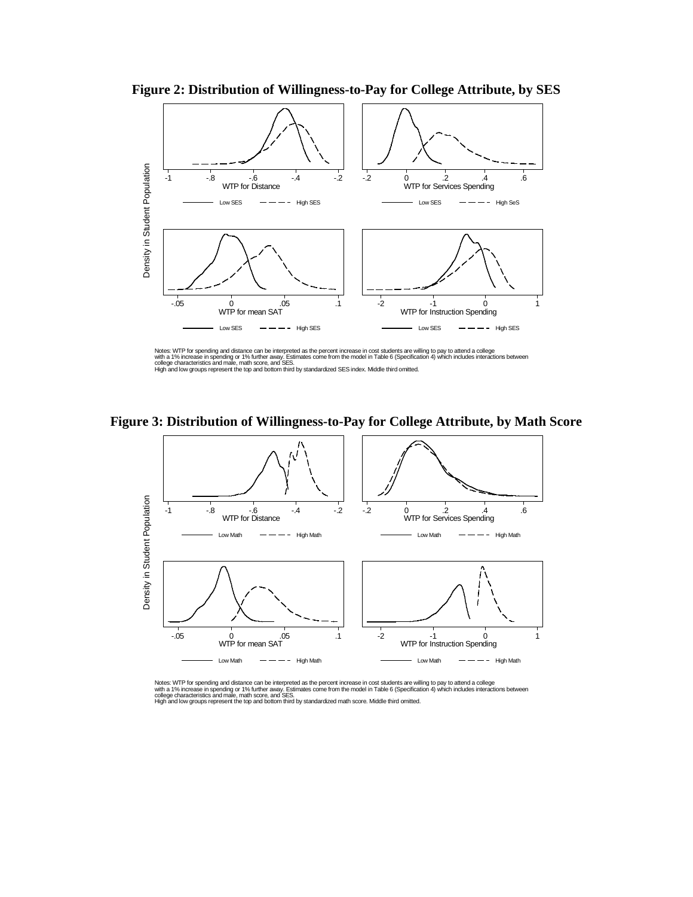**Figure 2: Distribution of Willingness-to-Pay for College Attribute, by SES**

Density in Student Population

-1 -.8 -.6 -.4 -.2
WTP for Distance
Low SES High SES

-.2 0 .2 .4 .6
WTP for Services Spending
Low SES High SeS

-.05 0 .05 .1
WTP for mean SAT
Low SES High SES

-2 -1 0 1
WTP for Instruction Spending
Low SES High SES

Notes: WTP for spending and distance can be interpreted as the percent increase in cost students are willing to pay to attend a college with a 1% increase in spending or 1% further away. Estimates come from the model in Table 6 (Specification 4) which includes interactions between college characteristics and male, math score, and SES.
High and low groups represent the top and bottom third by standardized SES index. Middle third omitted.

**Figure 3: Distribution of Willingness-to-Pay for College Attribute, by Math Score**

Density in Student Population

-1 -.8 -.6 -.4 -.2
WTP for Distance
Low Math High Math

-.2 0 .2 .4 .6
WTP for Services Spending
Low Math High Math

-.05 0 .05 .1
WTP for mean SAT
Low Math High Math

-2 -1 0 1
WTP for Instruction Spending
Low Math High Math

Notes: WTP for spending and distance can be interpreted as the percent increase in cost students are willing to pay to attend a college with a 1% increase in spending or 1% further away. Estimates come from the model in Table 6 (Specification 4) which includes interactions between college characteristics and male, math score, and SES.
High and low groups represent the top and bottom third by standardized math score. Middle third omitted.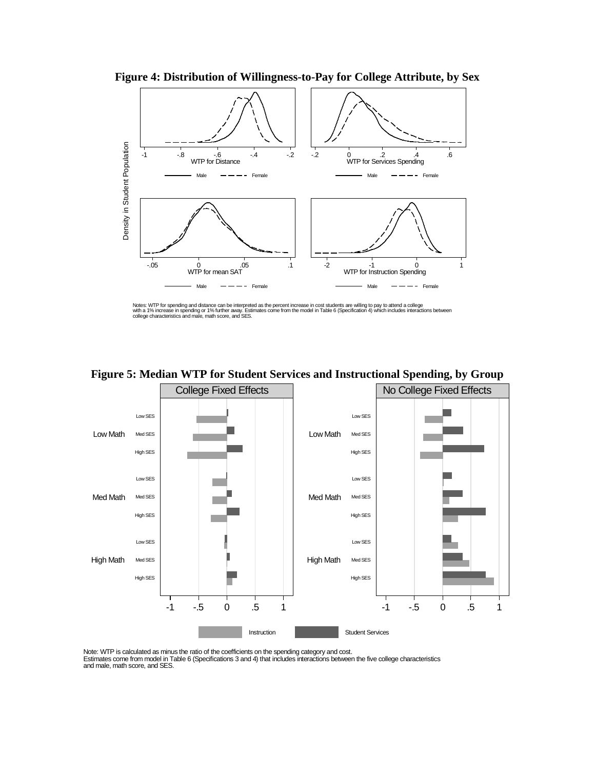**Figure 4: Distribution of Willingness-to-Pay for College Attribute, by Sex**

Density in Student Population

-1 -.8 -.6 -.4 -.2
WTP for Distance

Male Female

-.2 0 .2 .4 .6
WTP for Services Spending

Male Female

-.05 0 .05 .1
WTP for mean SAT

Male Female

-2 -1 0 1
WTP for Instruction Spending

Male Female

Notes: WTP for spending and distance can be interpreted as the percent increase in cost students are willing to pay to attend a college with a 1% increase in spending or 1% further away. Estimates come from the model in Table 6 (Specification 4) which includes interactions between college characteristics and male, math score, and SES.

**Figure 5: Median WTP for Student Services and Instructional Spending, by Group**

College Fixed Effects

No College Fixed Effects

Low Math: Low SES, Med SES, High SES

Med Math: Low SES, Med SES, High SES

High Math: Low SES, Med SES, High SES

-1 -.5 0 .5 1

Instruction Student Services

Note: WTP is calculated as minus the ratio of the coefficients on the spending category and cost.
Estimates come from model in Table 6 (Specifications 3 and 4) that includes interactions between the five college characteristics and male, math score, and SES.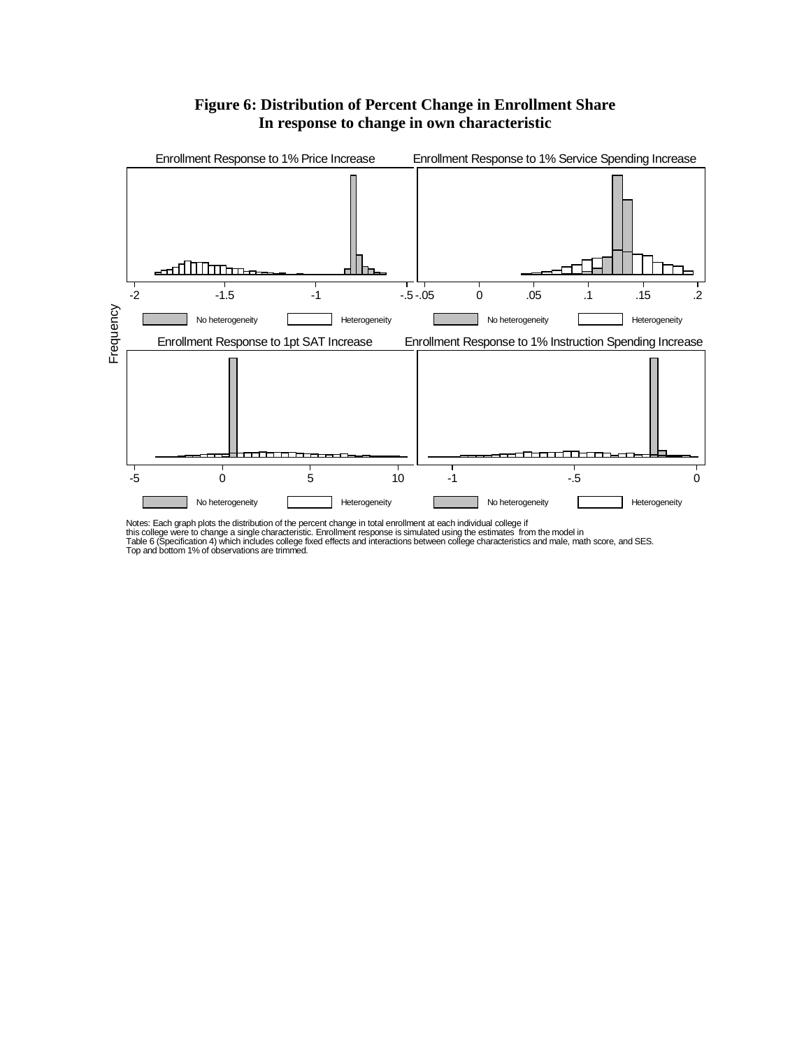**Figure 6: Distribution of Percent Change in Enrollment Share**
**In response to change in own characteristic**

Enrollment Response to 1% Price Increase

-2 -1.5 -1 -.5

No heterogeneity Heterogeneity

Enrollment Response to 1% Service Spending Increase

-.05 0 .05 .1 .15 .2

No heterogeneity Heterogeneity

Frequency

Enrollment Response to 1pt SAT Increase

-5 0 5 10

No heterogeneity Heterogeneity

Enrollment Response to 1% Instruction Spending Increase

-1 -.5 0

No heterogeneity Heterogeneity

Notes: Each graph plots the distribution of the percent change in total enrollment at each individual college if this college were to change a single characteristic. Enrollment response is simulated using the estimates from the model in Table 6 (Specification 4) which includes college fixed effects and interactions between college characteristics and male, math score, and SES. Top and bottom 1% of observations are trimmed.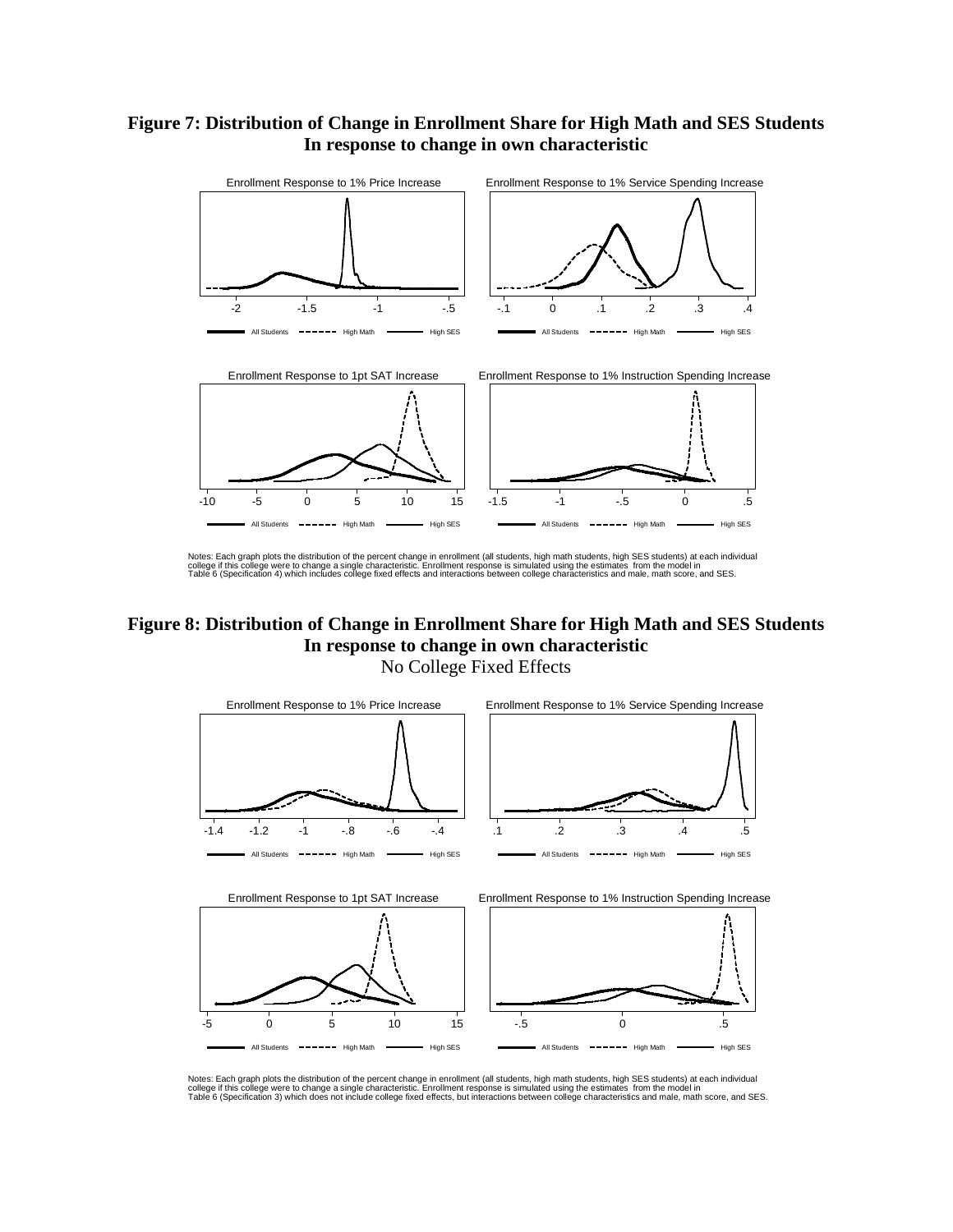**Figure 7: Distribution of Change in Enrollment Share for High Math and SES Students In response to change in own characteristic**

Enrollment Response to 1% Price Increase

-2 -1.5 -1 -.5

All Students High Math High SES

Enrollment Response to 1% Service Spending Increase

-.1 0 .1 .2 .3 .4

All Students High Math High SES

Enrollment Response to 1pt SAT Increase

-10 -5 0 5 10 15

All Students High Math High SES

Enrollment Response to 1% Instruction Spending Increase

-1.5 -1 -.5 0 .5

All Students High Math High SES

Notes: Each graph plots the distribution of the percent change in enrollment (all students, high math students, high SES students) at each individual college if this college were to change a single characteristic. Enrollment response is simulated using the estimates from the model in Table 6 (Specification 4) which includes college fixed effects and interactions between college characteristics and male, math score, and SES.

**Figure 8: Distribution of Change in Enrollment Share for High Math and SES Students In response to change in own characteristic**

No College Fixed Effects

Enrollment Response to 1% Price Increase

-1.4 -1.2 -1 -.8 -.6 -.4

All Students High Math High SES

Enrollment Response to 1% Service Spending Increase

.1 .2 .3 .4 .5

All Students High Math High SES

Enrollment Response to 1pt SAT Increase

-5 0 5 10 15

All Students High Math High SES

Enrollment Response to 1% Instruction Spending Increase

-.5 0 .5

All Students High Math High SES

Notes: Each graph plots the distribution of the percent change in enrollment (all students, high math students, high SES students) at each individual college if this college were to change a single characteristic. Enrollment response is simulated using the estimates from the model in Table 6 (Specification 3) which does not include college fixed effects, but interactions between college characteristics and male, math score, and SES.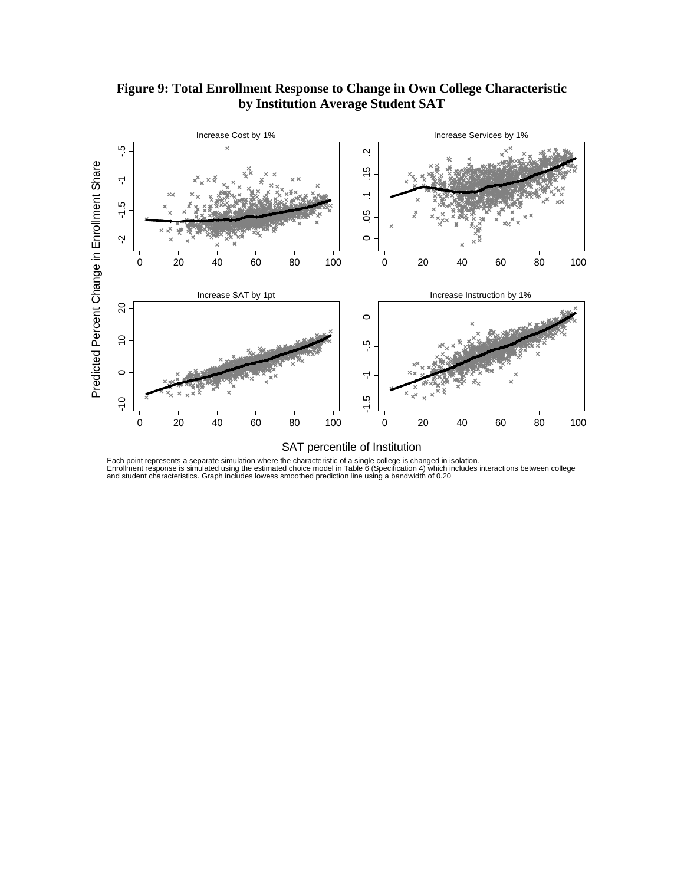**Figure 9: Total Enrollment Response to Change in Own College Characteristic by Institution Average Student SAT**

Increase Cost by 1%

-.5
-1
-1.5
-2

0 20 40 60 80 100

Increase Services by 1%

.2
.15
.1
.05
0

0 20 40 60 80 100

Increase SAT by 1pt

20
10
0
-10

0 20 40 60 80 100

Increase Instruction by 1%

0
-.5
-1
-1.5

0 20 40 60 80 100

Predicted Percent Change in Enrollment Share

SAT percentile of Institution

Each point represents a separate simulation where the characteristic of a single college is changed in isolation.
Enrollment response is simulated using the estimated choice model in Table 6 (Specification 4) which includes interactions between college and student characteristics. Graph includes lowess smoothed prediction line using a bandwidth of 0.20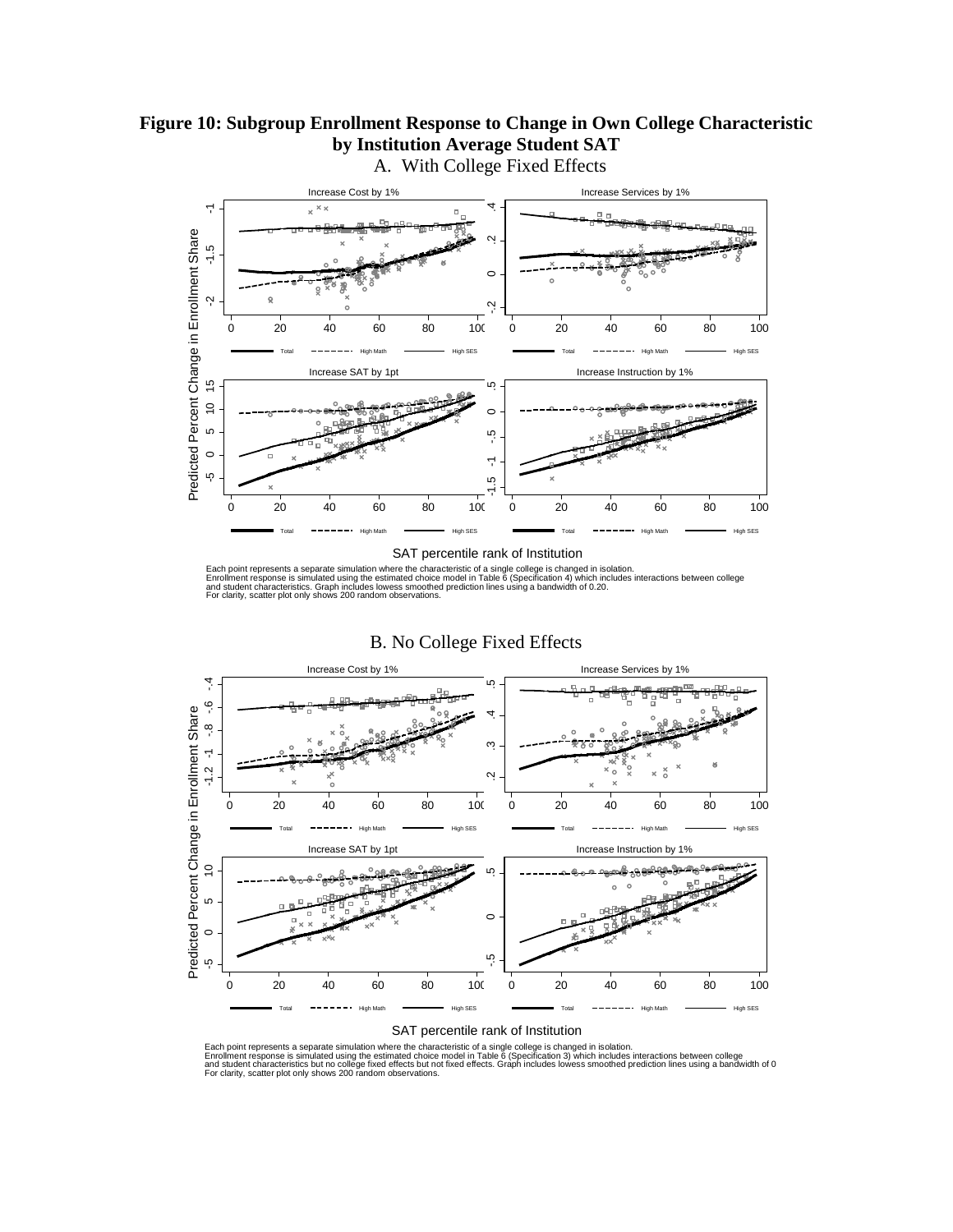**Figure 10: Subgroup Enrollment Response to Change in Own College Characteristic by Institution Average Student SAT**

A. With College Fixed Effects

Increase Cost by 1%

Increase Services by 1%

Increase SAT by 1pt

Increase Instruction by 1%

Predicted Percent Change in Enrollment Share

SAT percentile rank of Institution

Total High Math High SES

Each point represents a separate simulation where the characteristic of a single college is changed in isolation.
Enrollment response is simulated using the estimated choice model in Table 6 (Specification 4) which includes interactions between college and student characteristics. Graph includes lowess smoothed prediction lines using a bandwidth of 0.20.
For clarity, scatter plot only shows 200 random observations.

B. No College Fixed Effects

Increase Cost by 1%

Increase Services by 1%

Increase SAT by 1pt

Increase Instruction by 1%

Predicted Percent Change in Enrollment Share

SAT percentile rank of Institution

Total High Math High SES

Each point represents a separate simulation where the characteristic of a single college is changed in isolation.
Enrollment response is simulated using the estimated choice model in Table 6 (Specification 3) which includes interactions between college and student characteristics but no college fixed effects but not fixed effects. Graph includes lowess smoothed prediction lines using a bandwidth of 0
For clarity, scatter plot only shows 200 random observations.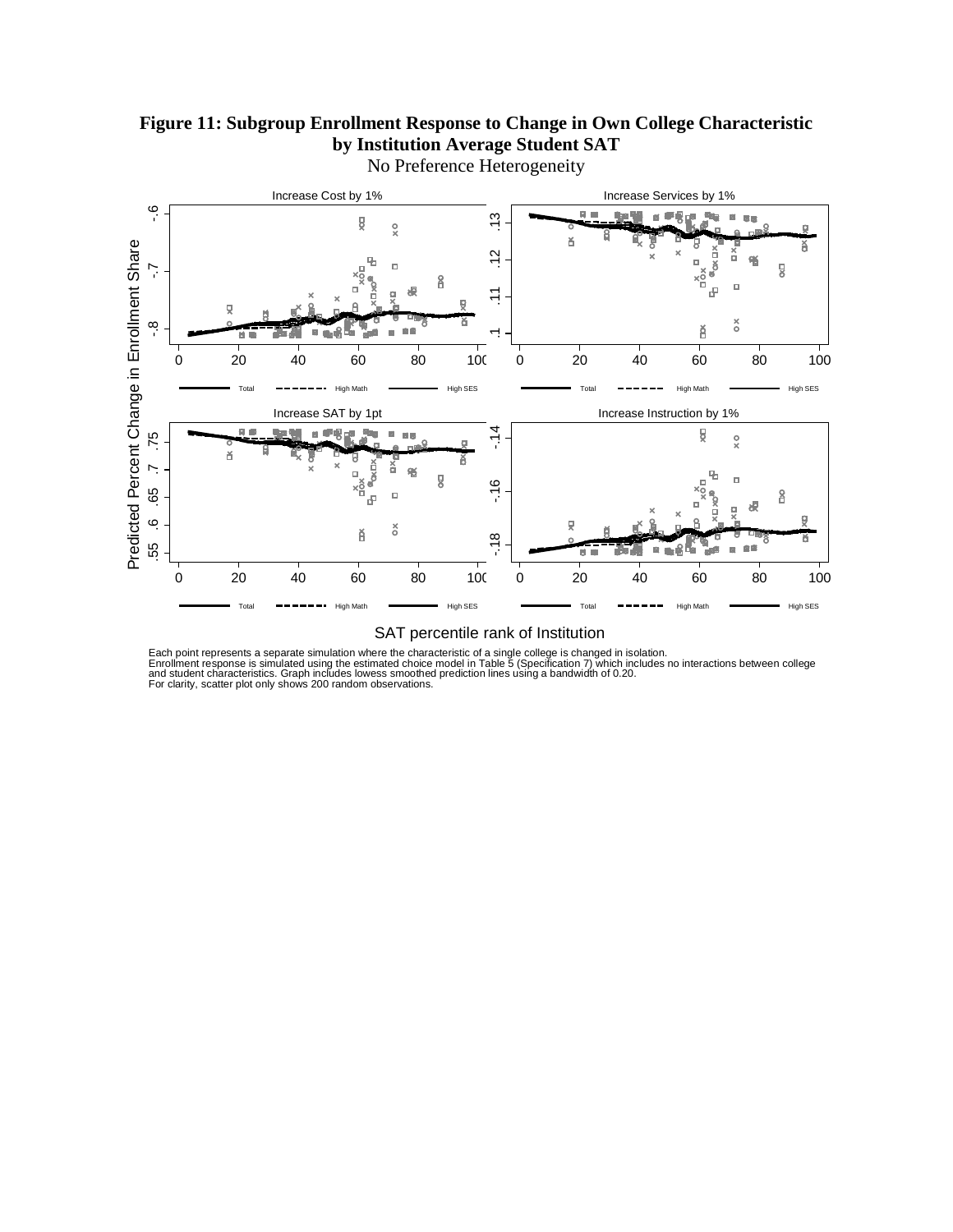**Figure 11: Subgroup Enrollment Response to Change in Own College Characteristic by Institution Average Student SAT**

No Preference Heterogeneity

Increase Cost by 1%

-.6
-.7
-.8

0 20 40 60 80 100

Total
High Math
High SES

Increase Services by 1%

.13
.12
.11
.1

0 20 40 60 80 100

Total
High Math
High SES

Increase SAT by 1pt

.75
.7
.65
.6
.55

0 20 40 60 80 100

Total
High Math
High SES

Increase Instruction by 1%

-.14
-.16
-.18

0 20 40 60 80 100

Total
High Math
High SES

Predicted Percent Change in Enrollment Share

SAT percentile rank of Institution

Each point represents a separate simulation where the characteristic of a single college is changed in isolation.
Enrollment response is simulated using the estimated choice model in Table 5 (Specification 7) which includes no interactions between college and student characteristics. Graph includes lowess smoothed prediction lines using a bandwidth of 0.20.
For clarity, scatter plot only shows 200 random observations.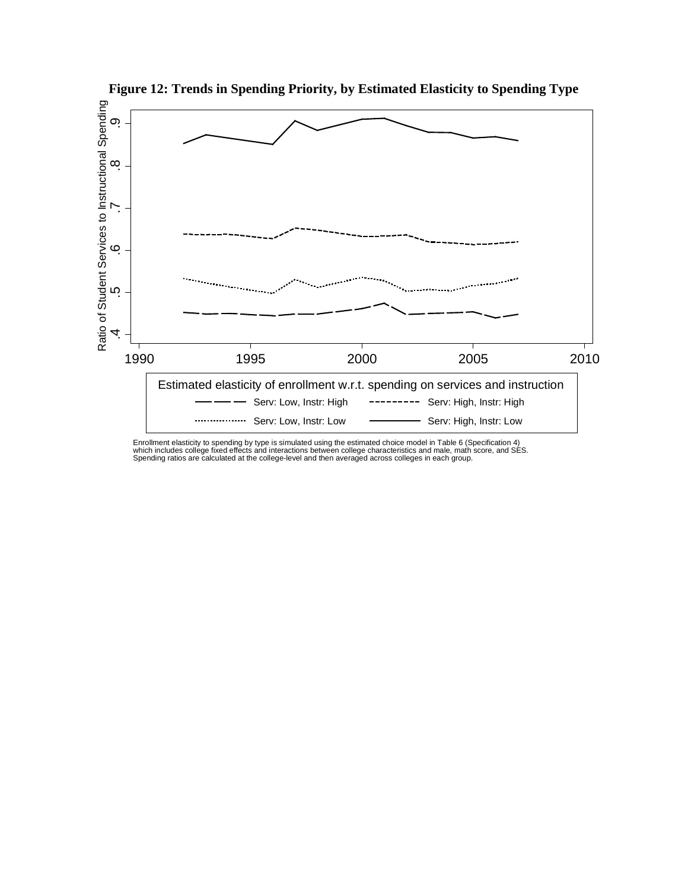**Figure 12: Trends in Spending Priority, by Estimated Elasticity to Spending Type**

Ratio of Student Services to Instructional Spending

.4
.5
.6
.7
.8
.9

1990
1995
2000
2005
2010

Estimated elasticity of enrollment w.r.t. spending on services and instruction

Serv: Low, Instr: High
Serv: High, Instr: High
Serv: Low, Instr: Low
Serv: High, Instr: Low

Enrollment elasticity to spending by type is simulated using the estimated choice model in Table 6 (Specification 4) which includes college fixed effects and interactions between college characteristics and male, math score, and SES. Spending ratios are calculated at the college-level and then averaged across colleges in each group.